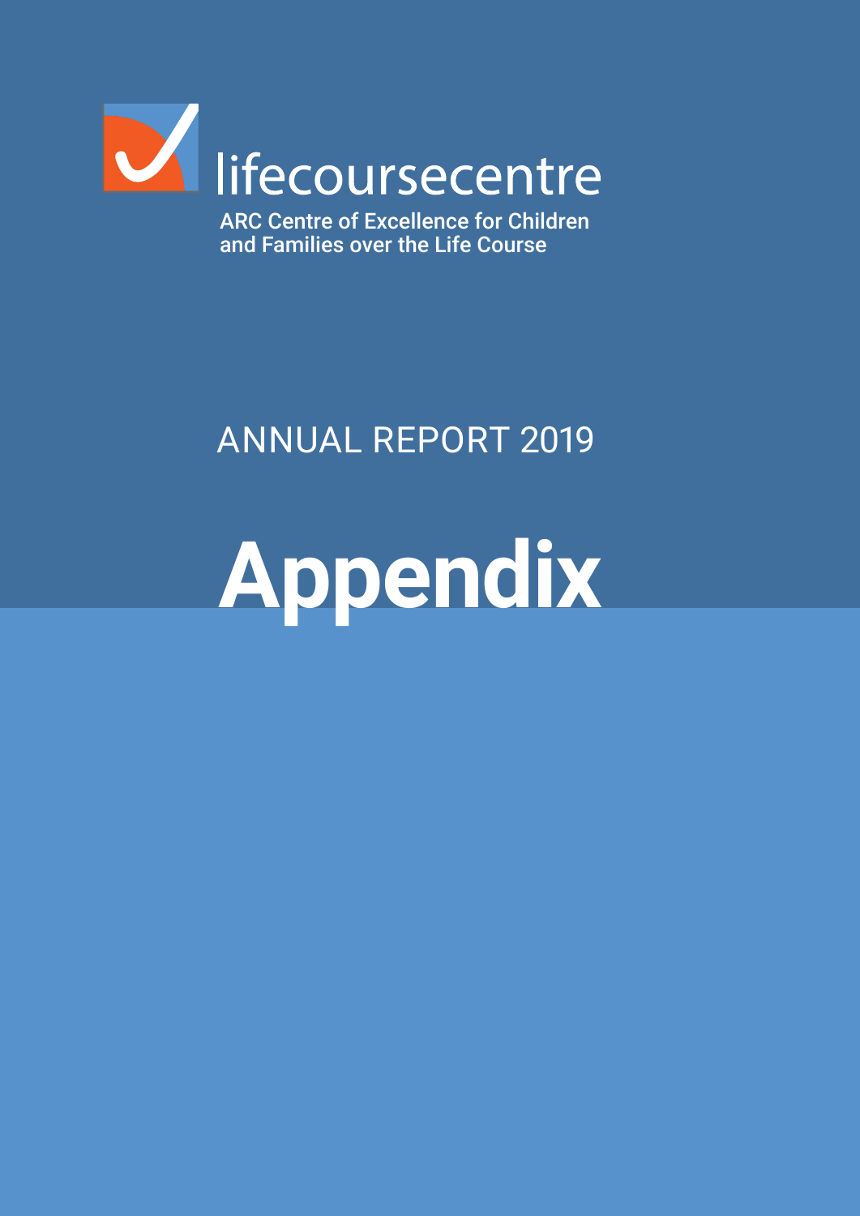lifecoursecentre

ARC Centre of Excellence for Children and Families over the Life Course

ANNUAL REPORT 2019

# Appendix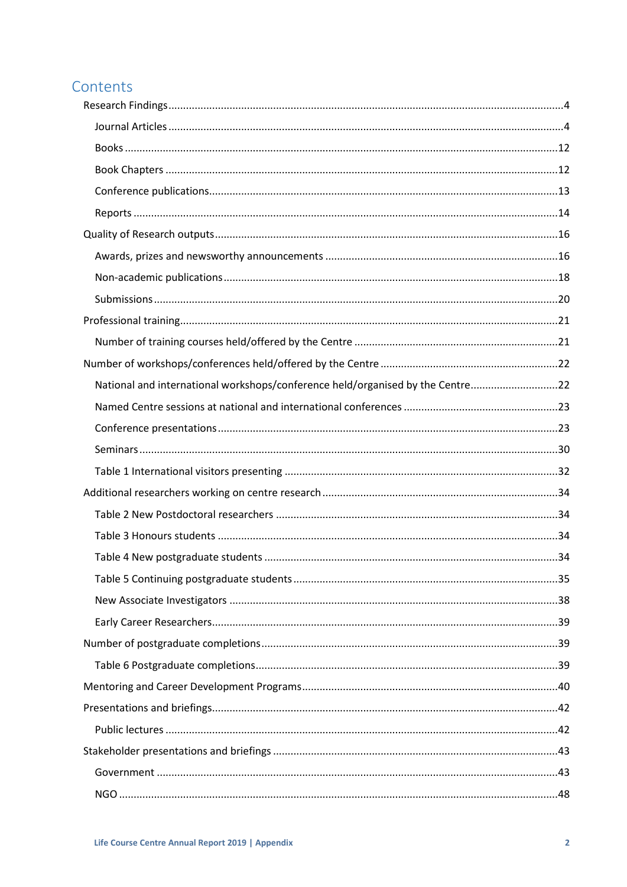# Contents

- Research Findings ....4
  - Journal Articles ....4
  - Books ....12
  - Book Chapters ....12
  - Conference publications ....13
  - Reports ....14
- Quality of Research outputs ....16
  - Awards, prizes and newsworthy announcements ....16
  - Non-academic publications ....18
  - Submissions ....20
- Professional training ....21
  - Number of training courses held/offered by the Centre ....21
- Number of workshops/conferences held/offered by the Centre ....22
  - National and international workshops/conference held/organised by the Centre ....22
  - Named Centre sessions at national and international conferences ....23
  - Conference presentations ....23
  - Seminars ....30
  - Table 1 International visitors presenting ....32
- Additional researchers working on centre research ....34
  - Table 2 New Postdoctoral researchers ....34
  - Table 3 Honours students ....34
  - Table 4 New postgraduate students ....34
  - Table 5 Continuing postgraduate students ....35
  - New Associate Investigators ....38
  - Early Career Researchers ....39
- Number of postgraduate completions ....39
  - Table 6 Postgraduate completions ....39
- Mentoring and Career Development Programs ....40
- Presentations and briefings ....42
  - Public lectures ....42
- Stakeholder presentations and briefings ....43
  - Government ....43
  - NGO ....48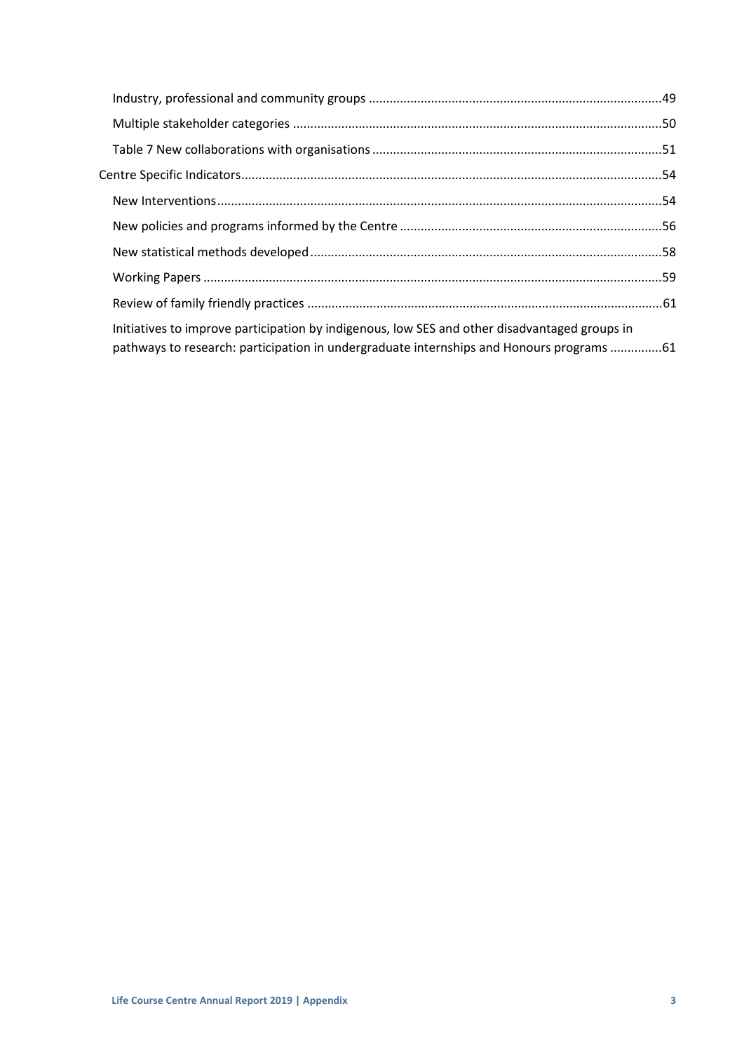Industry, professional and community groups ....................................................................................49

Multiple stakeholder categories .........................................................................................................50

Table 7 New collaborations with organisations ...................................................................................51

Centre Specific Indicators........................................................................................................................54

New Interventions...............................................................................................................................54

New policies and programs informed by the Centre ...........................................................................56

New statistical methods developed.....................................................................................................58

Working Papers ...................................................................................................................................59

Review of family friendly practices ......................................................................................................61

Initiatives to improve participation by indigenous, low SES and other disadvantaged groups in pathways to research: participation in undergraduate internships and Honours programs ...............61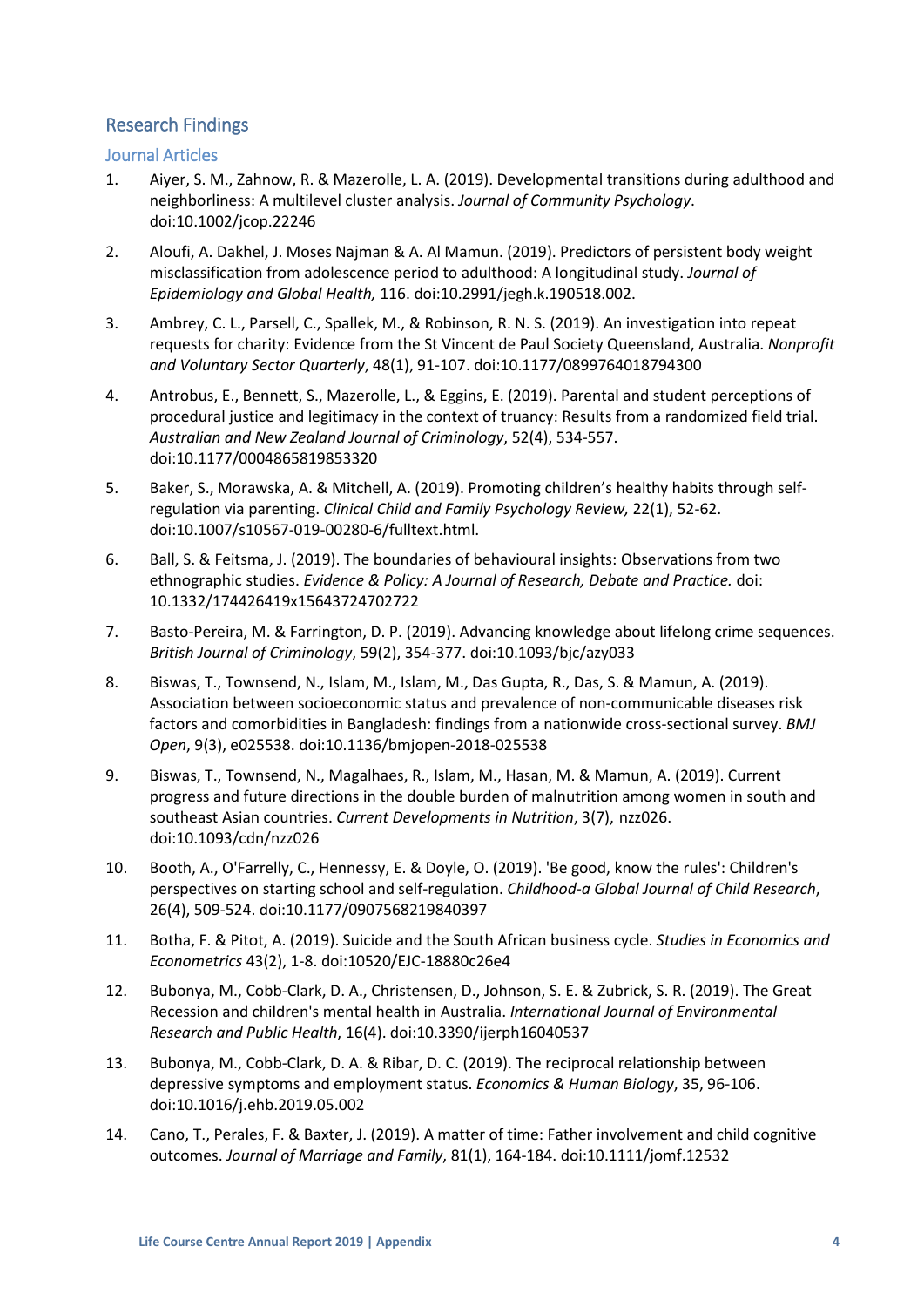## Research Findings

### Journal Articles

1. Aiyer, S. M., Zahnow, R. & Mazerolle, L. A. (2019). Developmental transitions during adulthood and neighborliness: A multilevel cluster analysis. *Journal of Community Psychology*. doi:10.1002/jcop.22246

2. Aloufi, A. Dakhel, J. Moses Najman & A. Al Mamun. (2019). Predictors of persistent body weight misclassification from adolescence period to adulthood: A longitudinal study. *Journal of Epidemiology and Global Health,* 116. doi:10.2991/jegh.k.190518.002.

3. Ambrey, C. L., Parsell, C., Spallek, M., & Robinson, R. N. S. (2019). An investigation into repeat requests for charity: Evidence from the St Vincent de Paul Society Queensland, Australia. *Nonprofit and Voluntary Sector Quarterly*, 48(1), 91-107. doi:10.1177/0899764018794300

4. Antrobus, E., Bennett, S., Mazerolle, L., & Eggins, E. (2019). Parental and student perceptions of procedural justice and legitimacy in the context of truancy: Results from a randomized field trial. *Australian and New Zealand Journal of Criminology*, 52(4), 534-557. doi:10.1177/0004865819853320

5. Baker, S., Morawska, A. & Mitchell, A. (2019). Promoting children's healthy habits through self-regulation via parenting. *Clinical Child and Family Psychology Review,* 22(1), 52-62. doi:10.1007/s10567-019-00280-6/fulltext.html.

6. Ball, S. & Feitsma, J. (2019). The boundaries of behavioural insights: Observations from two ethnographic studies. *Evidence & Policy: A Journal of Research, Debate and Practice.* doi: 10.1332/174426419x15643724702722

7. Basto-Pereira, M. & Farrington, D. P. (2019). Advancing knowledge about lifelong crime sequences. *British Journal of Criminology*, 59(2), 354-377. doi:10.1093/bjc/azy033

8. Biswas, T., Townsend, N., Islam, M., Islam, M., Das Gupta, R., Das, S. & Mamun, A. (2019). Association between socioeconomic status and prevalence of non-communicable diseases risk factors and comorbidities in Bangladesh: findings from a nationwide cross-sectional survey. *BMJ Open*, 9(3), e025538. doi:10.1136/bmjopen-2018-025538

9. Biswas, T., Townsend, N., Magalhaes, R., Islam, M., Hasan, M. & Mamun, A. (2019). Current progress and future directions in the double burden of malnutrition among women in south and southeast Asian countries. *Current Developments in Nutrition*, 3(7), nzz026. doi:10.1093/cdn/nzz026

10. Booth, A., O'Farrelly, C., Hennessy, E. & Doyle, O. (2019). 'Be good, know the rules': Children's perspectives on starting school and self-regulation. *Childhood-a Global Journal of Child Research*, 26(4), 509-524. doi:10.1177/0907568219840397

11. Botha, F. & Pitot, A. (2019). Suicide and the South African business cycle. *Studies in Economics and Econometrics* 43(2), 1-8. doi:10520/EJC-18880c26e4

12. Bubonya, M., Cobb-Clark, D. A., Christensen, D., Johnson, S. E. & Zubrick, S. R. (2019). The Great Recession and children's mental health in Australia. *International Journal of Environmental Research and Public Health*, 16(4). doi:10.3390/ijerph16040537

13. Bubonya, M., Cobb-Clark, D. A. & Ribar, D. C. (2019). The reciprocal relationship between depressive symptoms and employment status. *Economics & Human Biology*, 35, 96-106. doi:10.1016/j.ehb.2019.05.002

14. Cano, T., Perales, F. & Baxter, J. (2019). A matter of time: Father involvement and child cognitive outcomes. *Journal of Marriage and Family*, 81(1), 164-184. doi:10.1111/jomf.12532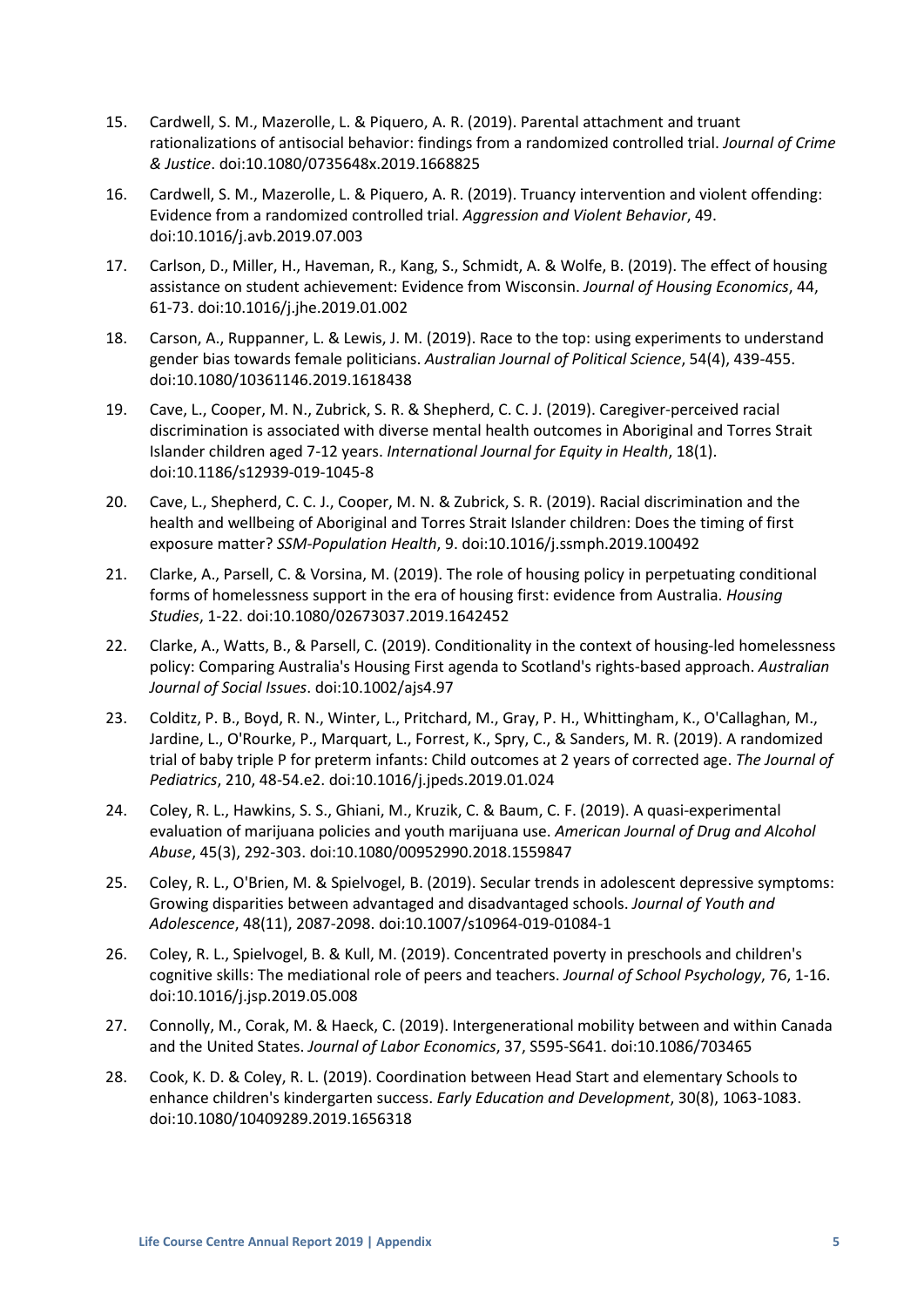15. Cardwell, S. M., Mazerolle, L. & Piquero, A. R. (2019). Parental attachment and truant rationalizations of antisocial behavior: findings from a randomized controlled trial. *Journal of Crime & Justice*. doi:10.1080/0735648x.2019.1668825

16. Cardwell, S. M., Mazerolle, L. & Piquero, A. R. (2019). Truancy intervention and violent offending: Evidence from a randomized controlled trial. *Aggression and Violent Behavior*, 49. doi:10.1016/j.avb.2019.07.003

17. Carlson, D., Miller, H., Haveman, R., Kang, S., Schmidt, A. & Wolfe, B. (2019). The effect of housing assistance on student achievement: Evidence from Wisconsin. *Journal of Housing Economics*, 44, 61-73. doi:10.1016/j.jhe.2019.01.002

18. Carson, A., Ruppanner, L. & Lewis, J. M. (2019). Race to the top: using experiments to understand gender bias towards female politicians. *Australian Journal of Political Science*, 54(4), 439-455. doi:10.1080/10361146.2019.1618438

19. Cave, L., Cooper, M. N., Zubrick, S. R. & Shepherd, C. C. J. (2019). Caregiver-perceived racial discrimination is associated with diverse mental health outcomes in Aboriginal and Torres Strait Islander children aged 7-12 years. *International Journal for Equity in Health*, 18(1). doi:10.1186/s12939-019-1045-8

20. Cave, L., Shepherd, C. C. J., Cooper, M. N. & Zubrick, S. R. (2019). Racial discrimination and the health and wellbeing of Aboriginal and Torres Strait Islander children: Does the timing of first exposure matter? *SSM-Population Health*, 9. doi:10.1016/j.ssmph.2019.100492

21. Clarke, A., Parsell, C. & Vorsina, M. (2019). The role of housing policy in perpetuating conditional forms of homelessness support in the era of housing first: evidence from Australia. *Housing Studies*, 1-22. doi:10.1080/02673037.2019.1642452

22. Clarke, A., Watts, B., & Parsell, C. (2019). Conditionality in the context of housing-led homelessness policy: Comparing Australia's Housing First agenda to Scotland's rights-based approach. *Australian Journal of Social Issues*. doi:10.1002/ajs4.97

23. Colditz, P. B., Boyd, R. N., Winter, L., Pritchard, M., Gray, P. H., Whittingham, K., O'Callaghan, M., Jardine, L., O'Rourke, P., Marquart, L., Forrest, K., Spry, C., & Sanders, M. R. (2019). A randomized trial of baby triple P for preterm infants: Child outcomes at 2 years of corrected age. *The Journal of Pediatrics*, 210, 48-54.e2. doi:10.1016/j.jpeds.2019.01.024

24. Coley, R. L., Hawkins, S. S., Ghiani, M., Kruzik, C. & Baum, C. F. (2019). A quasi-experimental evaluation of marijuana policies and youth marijuana use. *American Journal of Drug and Alcohol Abuse*, 45(3), 292-303. doi:10.1080/00952990.2018.1559847

25. Coley, R. L., O'Brien, M. & Spielvogel, B. (2019). Secular trends in adolescent depressive symptoms: Growing disparities between advantaged and disadvantaged schools. *Journal of Youth and Adolescence*, 48(11), 2087-2098. doi:10.1007/s10964-019-01084-1

26. Coley, R. L., Spielvogel, B. & Kull, M. (2019). Concentrated poverty in preschools and children's cognitive skills: The mediational role of peers and teachers. *Journal of School Psychology*, 76, 1-16. doi:10.1016/j.jsp.2019.05.008

27. Connolly, M., Corak, M. & Haeck, C. (2019). Intergenerational mobility between and within Canada and the United States. *Journal of Labor Economics*, 37, S595-S641. doi:10.1086/703465

28. Cook, K. D. & Coley, R. L. (2019). Coordination between Head Start and elementary Schools to enhance children's kindergarten success. *Early Education and Development*, 30(8), 1063-1083. doi:10.1080/10409289.2019.1656318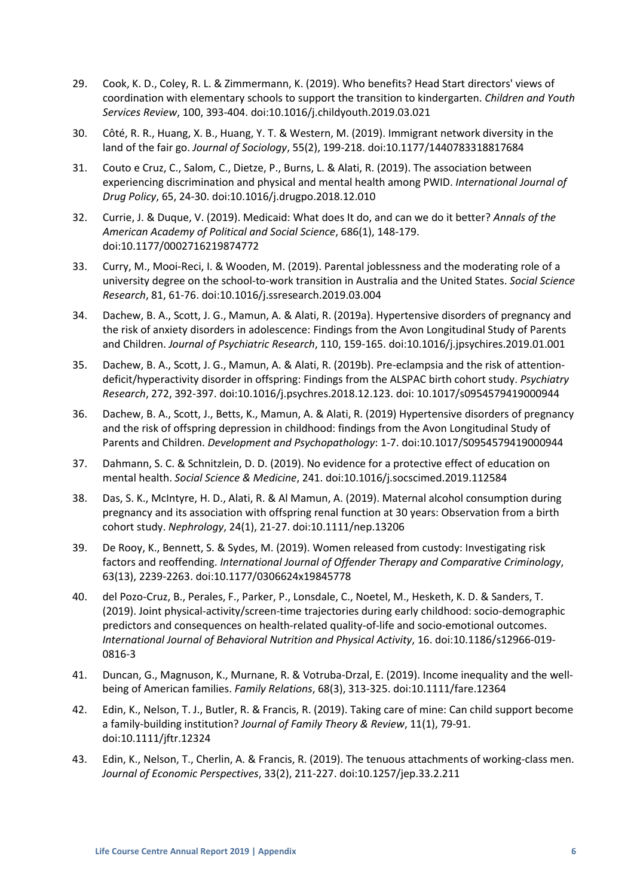29. Cook, K. D., Coley, R. L. & Zimmermann, K. (2019). Who benefits? Head Start directors' views of coordination with elementary schools to support the transition to kindergarten. *Children and Youth Services Review*, 100, 393-404. doi:10.1016/j.childyouth.2019.03.021

30. Côté, R. R., Huang, X. B., Huang, Y. T. & Western, M. (2019). Immigrant network diversity in the land of the fair go. *Journal of Sociology*, 55(2), 199-218. doi:10.1177/1440783318817684

31. Couto e Cruz, C., Salom, C., Dietze, P., Burns, L. & Alati, R. (2019). The association between experiencing discrimination and physical and mental health among PWID. *International Journal of Drug Policy*, 65, 24-30. doi:10.1016/j.drugpo.2018.12.010

32. Currie, J. & Duque, V. (2019). Medicaid: What does It do, and can we do it better? *Annals of the American Academy of Political and Social Science*, 686(1), 148-179. doi:10.1177/0002716219874772

33. Curry, M., Mooi-Reci, I. & Wooden, M. (2019). Parental joblessness and the moderating role of a university degree on the school-to-work transition in Australia and the United States. *Social Science Research*, 81, 61-76. doi:10.1016/j.ssresearch.2019.03.004

34. Dachew, B. A., Scott, J. G., Mamun, A. & Alati, R. (2019a). Hypertensive disorders of pregnancy and the risk of anxiety disorders in adolescence: Findings from the Avon Longitudinal Study of Parents and Children. *Journal of Psychiatric Research*, 110, 159-165. doi:10.1016/j.jpsychires.2019.01.001

35. Dachew, B. A., Scott, J. G., Mamun, A. & Alati, R. (2019b). Pre-eclampsia and the risk of attention-deficit/hyperactivity disorder in offspring: Findings from the ALSPAC birth cohort study. *Psychiatry Research*, 272, 392-397. doi:10.1016/j.psychres.2018.12.123. doi: 10.1017/s0954579419000944

36. Dachew, B. A., Scott, J., Betts, K., Mamun, A. & Alati, R. (2019) Hypertensive disorders of pregnancy and the risk of offspring depression in childhood: findings from the Avon Longitudinal Study of Parents and Children. *Development and Psychopathology*: 1-7. doi:10.1017/S0954579419000944

37. Dahmann, S. C. & Schnitzlein, D. D. (2019). No evidence for a protective effect of education on mental health. *Social Science & Medicine*, 241. doi:10.1016/j.socscimed.2019.112584

38. Das, S. K., McIntyre, H. D., Alati, R. & Al Mamun, A. (2019). Maternal alcohol consumption during pregnancy and its association with offspring renal function at 30 years: Observation from a birth cohort study. *Nephrology*, 24(1), 21-27. doi:10.1111/nep.13206

39. De Rooy, K., Bennett, S. & Sydes, M. (2019). Women released from custody: Investigating risk factors and reoffending. *International Journal of Offender Therapy and Comparative Criminology*, 63(13), 2239-2263. doi:10.1177/0306624x19845778

40. del Pozo-Cruz, B., Perales, F., Parker, P., Lonsdale, C., Noetel, M., Hesketh, K. D. & Sanders, T. (2019). Joint physical-activity/screen-time trajectories during early childhood: socio-demographic predictors and consequences on health-related quality-of-life and socio-emotional outcomes. *International Journal of Behavioral Nutrition and Physical Activity*, 16. doi:10.1186/s12966-019-0816-3

41. Duncan, G., Magnuson, K., Murnane, R. & Votruba-Drzal, E. (2019). Income inequality and the well-being of American families. *Family Relations*, 68(3), 313-325. doi:10.1111/fare.12364

42. Edin, K., Nelson, T. J., Butler, R. & Francis, R. (2019). Taking care of mine: Can child support become a family-building institution? *Journal of Family Theory & Review*, 11(1), 79-91. doi:10.1111/jftr.12324

43. Edin, K., Nelson, T., Cherlin, A. & Francis, R. (2019). The tenuous attachments of working-class men. *Journal of Economic Perspectives*, 33(2), 211-227. doi:10.1257/jep.33.2.211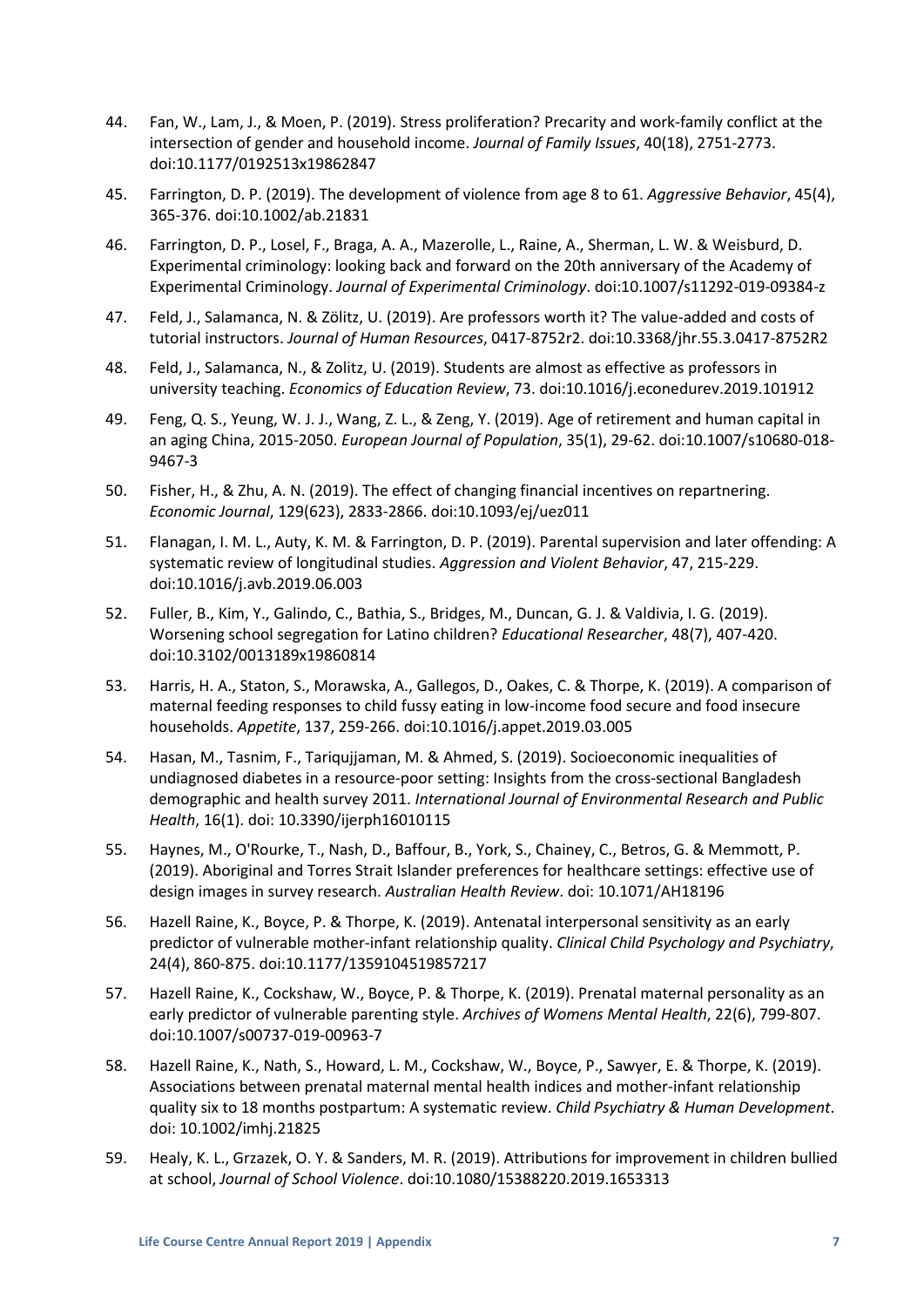44. Fan, W., Lam, J., & Moen, P. (2019). Stress proliferation? Precarity and work-family conflict at the intersection of gender and household income. *Journal of Family Issues*, 40(18), 2751-2773. doi:10.1177/0192513x19862847

45. Farrington, D. P. (2019). The development of violence from age 8 to 61. *Aggressive Behavior*, 45(4), 365-376. doi:10.1002/ab.21831

46. Farrington, D. P., Losel, F., Braga, A. A., Mazerolle, L., Raine, A., Sherman, L. W. & Weisburd, D. Experimental criminology: looking back and forward on the 20th anniversary of the Academy of Experimental Criminology. *Journal of Experimental Criminology*. doi:10.1007/s11292-019-09384-z

47. Feld, J., Salamanca, N. & Zölitz, U. (2019). Are professors worth it? The value-added and costs of tutorial instructors. *Journal of Human Resources*, 0417-8752r2. doi:10.3368/jhr.55.3.0417-8752R2

48. Feld, J., Salamanca, N., & Zolitz, U. (2019). Students are almost as effective as professors in university teaching. *Economics of Education Review*, 73. doi:10.1016/j.econedurev.2019.101912

49. Feng, Q. S., Yeung, W. J. J., Wang, Z. L., & Zeng, Y. (2019). Age of retirement and human capital in an aging China, 2015-2050. *European Journal of Population*, 35(1), 29-62. doi:10.1007/s10680-018-9467-3

50. Fisher, H., & Zhu, A. N. (2019). The effect of changing financial incentives on repartnering. *Economic Journal*, 129(623), 2833-2866. doi:10.1093/ej/uez011

51. Flanagan, I. M. L., Auty, K. M. & Farrington, D. P. (2019). Parental supervision and later offending: A systematic review of longitudinal studies. *Aggression and Violent Behavior*, 47, 215-229. doi:10.1016/j.avb.2019.06.003

52. Fuller, B., Kim, Y., Galindo, C., Bathia, S., Bridges, M., Duncan, G. J. & Valdivia, I. G. (2019). Worsening school segregation for Latino children? *Educational Researcher*, 48(7), 407-420. doi:10.3102/0013189x19860814

53. Harris, H. A., Staton, S., Morawska, A., Gallegos, D., Oakes, C. & Thorpe, K. (2019). A comparison of maternal feeding responses to child fussy eating in low-income food secure and food insecure households. *Appetite*, 137, 259-266. doi:10.1016/j.appet.2019.03.005

54. Hasan, M., Tasnim, F., Tariqujjaman, M. & Ahmed, S. (2019). Socioeconomic inequalities of undiagnosed diabetes in a resource-poor setting: Insights from the cross-sectional Bangladesh demographic and health survey 2011. *International Journal of Environmental Research and Public Health*, 16(1). doi: 10.3390/ijerph16010115

55. Haynes, M., O'Rourke, T., Nash, D., Baffour, B., York, S., Chainey, C., Betros, G. & Memmott, P. (2019). Aboriginal and Torres Strait Islander preferences for healthcare settings: effective use of design images in survey research. *Australian Health Review*. doi: 10.1071/AH18196

56. Hazell Raine, K., Boyce, P. & Thorpe, K. (2019). Antenatal interpersonal sensitivity as an early predictor of vulnerable mother-infant relationship quality. *Clinical Child Psychology and Psychiatry*, 24(4), 860-875. doi:10.1177/1359104519857217

57. Hazell Raine, K., Cockshaw, W., Boyce, P. & Thorpe, K. (2019). Prenatal maternal personality as an early predictor of vulnerable parenting style. *Archives of Womens Mental Health*, 22(6), 799-807. doi:10.1007/s00737-019-00963-7

58. Hazell Raine, K., Nath, S., Howard, L. M., Cockshaw, W., Boyce, P., Sawyer, E. & Thorpe, K. (2019). Associations between prenatal maternal mental health indices and mother-infant relationship quality six to 18 months postpartum: A systematic review. *Child Psychiatry & Human Development*. doi: 10.1002/imhj.21825

59. Healy, K. L., Grzazek, O. Y. & Sanders, M. R. (2019). Attributions for improvement in children bullied at school, *Journal of School Violence*. doi:10.1080/15388220.2019.1653313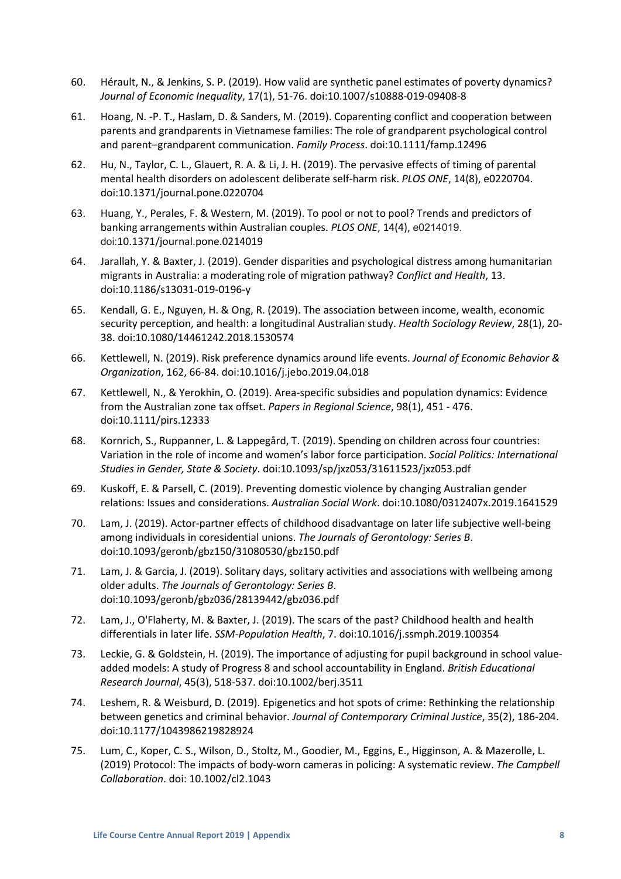60. Hérault, N., & Jenkins, S. P. (2019). How valid are synthetic panel estimates of poverty dynamics? *Journal of Economic Inequality*, 17(1), 51-76. doi:10.1007/s10888-019-09408-8

61. Hoang, N. -P. T., Haslam, D. & Sanders, M. (2019). Coparenting conflict and cooperation between parents and grandparents in Vietnamese families: The role of grandparent psychological control and parent–grandparent communication. *Family Process*. doi:10.1111/famp.12496

62. Hu, N., Taylor, C. L., Glauert, R. A. & Li, J. H. (2019). The pervasive effects of timing of parental mental health disorders on adolescent deliberate self-harm risk. *PLOS ONE*, 14(8), e0220704. doi:10.1371/journal.pone.0220704

63. Huang, Y., Perales, F. & Western, M. (2019). To pool or not to pool? Trends and predictors of banking arrangements within Australian couples. *PLOS ONE*, 14(4), e0214019. doi:10.1371/journal.pone.0214019

64. Jarallah, Y. & Baxter, J. (2019). Gender disparities and psychological distress among humanitarian migrants in Australia: a moderating role of migration pathway? *Conflict and Health*, 13. doi:10.1186/s13031-019-0196-y

65. Kendall, G. E., Nguyen, H. & Ong, R. (2019). The association between income, wealth, economic security perception, and health: a longitudinal Australian study. *Health Sociology Review*, 28(1), 20-38. doi:10.1080/14461242.2018.1530574

66. Kettlewell, N. (2019). Risk preference dynamics around life events. *Journal of Economic Behavior & Organization*, 162, 66-84. doi:10.1016/j.jebo.2019.04.018

67. Kettlewell, N., & Yerokhin, O. (2019). Area-specific subsidies and population dynamics: Evidence from the Australian zone tax offset. *Papers in Regional Science*, 98(1), 451 - 476. doi:10.1111/pirs.12333

68. Kornrich, S., Ruppanner, L. & Lappegård, T. (2019). Spending on children across four countries: Variation in the role of income and women's labor force participation. *Social Politics: International Studies in Gender, State & Society*. doi:10.1093/sp/jxz053/31611523/jxz053.pdf

69. Kuskoff, E. & Parsell, C. (2019). Preventing domestic violence by changing Australian gender relations: Issues and considerations. *Australian Social Work*. doi:10.1080/0312407x.2019.1641529

70. Lam, J. (2019). Actor-partner effects of childhood disadvantage on later life subjective well-being among individuals in coresidential unions. *The Journals of Gerontology: Series B*. doi:10.1093/geronb/gbz150/31080530/gbz150.pdf

71. Lam, J. & Garcia, J. (2019). Solitary days, solitary activities and associations with wellbeing among older adults. *The Journals of Gerontology: Series B*. doi:10.1093/geronb/gbz036/28139442/gbz036.pdf

72. Lam, J., O'Flaherty, M. & Baxter, J. (2019). The scars of the past? Childhood health and health differentials in later life. *SSM-Population Health*, 7. doi:10.1016/j.ssmph.2019.100354

73. Leckie, G. & Goldstein, H. (2019). The importance of adjusting for pupil background in school value-added models: A study of Progress 8 and school accountability in England. *British Educational Research Journal*, 45(3), 518-537. doi:10.1002/berj.3511

74. Leshem, R. & Weisburd, D. (2019). Epigenetics and hot spots of crime: Rethinking the relationship between genetics and criminal behavior. *Journal of Contemporary Criminal Justice*, 35(2), 186-204. doi:10.1177/1043986219828924

75. Lum, C., Koper, C. S., Wilson, D., Stoltz, M., Goodier, M., Eggins, E., Higginson, A. & Mazerolle, L. (2019) Protocol: The impacts of body-worn cameras in policing: A systematic review. *The Campbell Collaboration*. doi: 10.1002/cl2.1043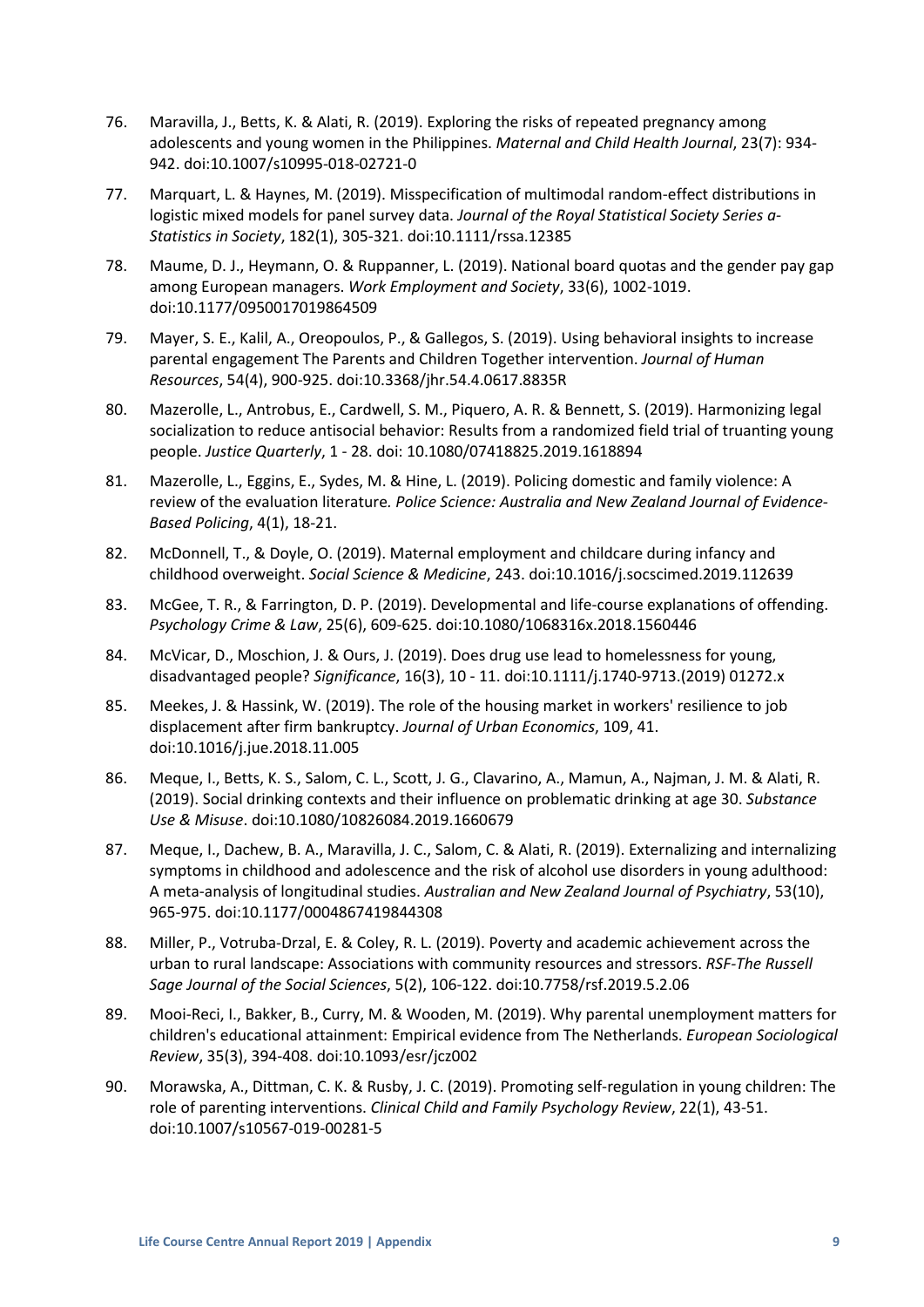76. Maravilla, J., Betts, K. & Alati, R. (2019). Exploring the risks of repeated pregnancy among adolescents and young women in the Philippines. *Maternal and Child Health Journal*, 23(7): 934-942. doi:10.1007/s10995-018-02721-0

77. Marquart, L. & Haynes, M. (2019). Misspecification of multimodal random-effect distributions in logistic mixed models for panel survey data. *Journal of the Royal Statistical Society Series a-Statistics in Society*, 182(1), 305-321. doi:10.1111/rssa.12385

78. Maume, D. J., Heymann, O. & Ruppanner, L. (2019). National board quotas and the gender pay gap among European managers. *Work Employment and Society*, 33(6), 1002-1019. doi:10.1177/0950017019864509

79. Mayer, S. E., Kalil, A., Oreopoulos, P., & Gallegos, S. (2019). Using behavioral insights to increase parental engagement The Parents and Children Together intervention. *Journal of Human Resources*, 54(4), 900-925. doi:10.3368/jhr.54.4.0617.8835R

80. Mazerolle, L., Antrobus, E., Cardwell, S. M., Piquero, A. R. & Bennett, S. (2019). Harmonizing legal socialization to reduce antisocial behavior: Results from a randomized field trial of truanting young people. *Justice Quarterly*, 1 - 28. doi: 10.1080/07418825.2019.1618894

81. Mazerolle, L., Eggins, E., Sydes, M. & Hine, L. (2019). Policing domestic and family violence: A review of the evaluation literature. *Police Science: Australia and New Zealand Journal of Evidence-Based Policing*, 4(1), 18-21.

82. McDonnell, T., & Doyle, O. (2019). Maternal employment and childcare during infancy and childhood overweight. *Social Science & Medicine*, 243. doi:10.1016/j.socscimed.2019.112639

83. McGee, T. R., & Farrington, D. P. (2019). Developmental and life-course explanations of offending. *Psychology Crime & Law*, 25(6), 609-625. doi:10.1080/1068316x.2018.1560446

84. McVicar, D., Moschion, J. & Ours, J. (2019). Does drug use lead to homelessness for young, disadvantaged people? *Significance*, 16(3), 10 - 11. doi:10.1111/j.1740-9713.(2019) 01272.x

85. Meekes, J. & Hassink, W. (2019). The role of the housing market in workers' resilience to job displacement after firm bankruptcy. *Journal of Urban Economics*, 109, 41. doi:10.1016/j.jue.2018.11.005

86. Meque, I., Betts, K. S., Salom, C. L., Scott, J. G., Clavarino, A., Mamun, A., Najman, J. M. & Alati, R. (2019). Social drinking contexts and their influence on problematic drinking at age 30. *Substance Use & Misuse*. doi:10.1080/10826084.2019.1660679

87. Meque, I., Dachew, B. A., Maravilla, J. C., Salom, C. & Alati, R. (2019). Externalizing and internalizing symptoms in childhood and adolescence and the risk of alcohol use disorders in young adulthood: A meta-analysis of longitudinal studies. *Australian and New Zealand Journal of Psychiatry*, 53(10), 965-975. doi:10.1177/0004867419844308

88. Miller, P., Votruba-Drzal, E. & Coley, R. L. (2019). Poverty and academic achievement across the urban to rural landscape: Associations with community resources and stressors. *RSF-The Russell Sage Journal of the Social Sciences*, 5(2), 106-122. doi:10.7758/rsf.2019.5.2.06

89. Mooi-Reci, I., Bakker, B., Curry, M. & Wooden, M. (2019). Why parental unemployment matters for children's educational attainment: Empirical evidence from The Netherlands. *European Sociological Review*, 35(3), 394-408. doi:10.1093/esr/jcz002

90. Morawska, A., Dittman, C. K. & Rusby, J. C. (2019). Promoting self-regulation in young children: The role of parenting interventions. *Clinical Child and Family Psychology Review*, 22(1), 43-51. doi:10.1007/s10567-019-00281-5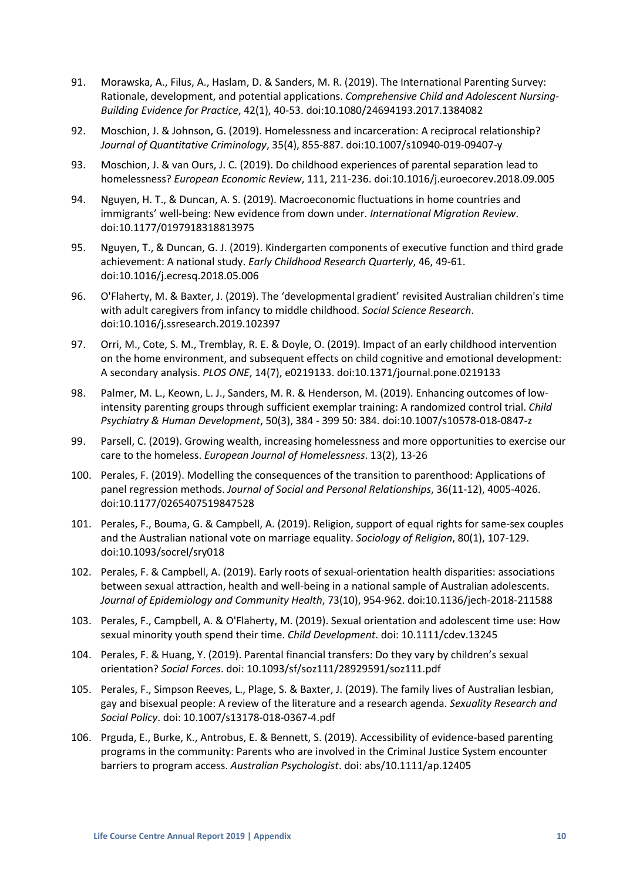91. Morawska, A., Filus, A., Haslam, D. & Sanders, M. R. (2019). The International Parenting Survey: Rationale, development, and potential applications. *Comprehensive Child and Adolescent Nursing-Building Evidence for Practice*, 42(1), 40-53. doi:10.1080/24694193.2017.1384082

92. Moschion, J. & Johnson, G. (2019). Homelessness and incarceration: A reciprocal relationship? *Journal of Quantitative Criminology*, 35(4), 855-887. doi:10.1007/s10940-019-09407-y

93. Moschion, J. & van Ours, J. C. (2019). Do childhood experiences of parental separation lead to homelessness? *European Economic Review*, 111, 211-236. doi:10.1016/j.euroecorev.2018.09.005

94. Nguyen, H. T., & Duncan, A. S. (2019). Macroeconomic fluctuations in home countries and immigrants' well-being: New evidence from down under. *International Migration Review*. doi:10.1177/0197918318813975

95. Nguyen, T., & Duncan, G. J. (2019). Kindergarten components of executive function and third grade achievement: A national study. *Early Childhood Research Quarterly*, 46, 49-61. doi:10.1016/j.ecresq.2018.05.006

96. O'Flaherty, M. & Baxter, J. (2019). The 'developmental gradient' revisited Australian children's time with adult caregivers from infancy to middle childhood. *Social Science Research*. doi:10.1016/j.ssresearch.2019.102397

97. Orri, M., Cote, S. M., Tremblay, R. E. & Doyle, O. (2019). Impact of an early childhood intervention on the home environment, and subsequent effects on child cognitive and emotional development: A secondary analysis. *PLOS ONE*, 14(7), e0219133. doi:10.1371/journal.pone.0219133

98. Palmer, M. L., Keown, L. J., Sanders, M. R. & Henderson, M. (2019). Enhancing outcomes of low-intensity parenting groups through sufficient exemplar training: A randomized control trial. *Child Psychiatry & Human Development*, 50(3), 384 - 399 50: 384. doi:10.1007/s10578-018-0847-z

99. Parsell, C. (2019). Growing wealth, increasing homelessness and more opportunities to exercise our care to the homeless. *European Journal of Homelessness*. 13(2), 13-26

100. Perales, F. (2019). Modelling the consequences of the transition to parenthood: Applications of panel regression methods. *Journal of Social and Personal Relationships*, 36(11-12), 4005-4026. doi:10.1177/0265407519847528

101. Perales, F., Bouma, G. & Campbell, A. (2019). Religion, support of equal rights for same-sex couples and the Australian national vote on marriage equality. *Sociology of Religion*, 80(1), 107-129. doi:10.1093/socrel/sry018

102. Perales, F. & Campbell, A. (2019). Early roots of sexual-orientation health disparities: associations between sexual attraction, health and well-being in a national sample of Australian adolescents. *Journal of Epidemiology and Community Health*, 73(10), 954-962. doi:10.1136/jech-2018-211588

103. Perales, F., Campbell, A. & O'Flaherty, M. (2019). Sexual orientation and adolescent time use: How sexual minority youth spend their time. *Child Development*. doi: 10.1111/cdev.13245

104. Perales, F. & Huang, Y. (2019). Parental financial transfers: Do they vary by children's sexual orientation? *Social Forces*. doi: 10.1093/sf/soz111/28929591/soz111.pdf

105. Perales, F., Simpson Reeves, L., Plage, S. & Baxter, J. (2019). The family lives of Australian lesbian, gay and bisexual people: A review of the literature and a research agenda. *Sexuality Research and Social Policy*. doi: 10.1007/s13178-018-0367-4.pdf

106. Prguda, E., Burke, K., Antrobus, E. & Bennett, S. (2019). Accessibility of evidence-based parenting programs in the community: Parents who are involved in the Criminal Justice System encounter barriers to program access. *Australian Psychologist*. doi: abs/10.1111/ap.12405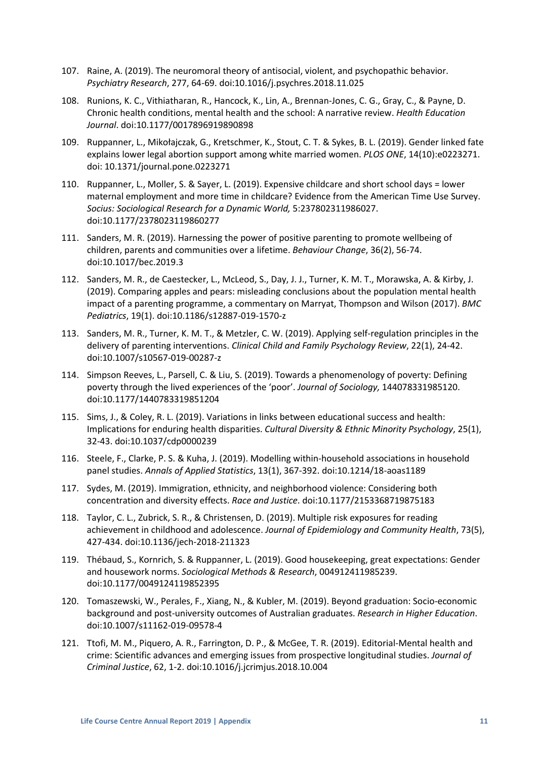107. Raine, A. (2019). The neuromoral theory of antisocial, violent, and psychopathic behavior. *Psychiatry Research*, 277, 64-69. doi:10.1016/j.psychres.2018.11.025

108. Runions, K. C., Vithiatharan, R., Hancock, K., Lin, A., Brennan-Jones, C. G., Gray, C., & Payne, D. Chronic health conditions, mental health and the school: A narrative review. *Health Education Journal*. doi:10.1177/0017896919890898

109. Ruppanner, L., Mikołajczak, G., Kretschmer, K., Stout, C. T. & Sykes, B. L. (2019). Gender linked fate explains lower legal abortion support among white married women. *PLOS ONE*, 14(10):e0223271. doi: 10.1371/journal.pone.0223271

110. Ruppanner, L., Moller, S. & Sayer, L. (2019). Expensive childcare and short school days = lower maternal employment and more time in childcare? Evidence from the American Time Use Survey. *Socius: Sociological Research for a Dynamic World,* 5:237802311986027. doi:10.1177/2378023119860277

111. Sanders, M. R. (2019). Harnessing the power of positive parenting to promote wellbeing of children, parents and communities over a lifetime. *Behaviour Change*, 36(2), 56-74. doi:10.1017/bec.2019.3

112. Sanders, M. R., de Caestecker, L., McLeod, S., Day, J. J., Turner, K. M. T., Morawska, A. & Kirby, J. (2019). Comparing apples and pears: misleading conclusions about the population mental health impact of a parenting programme, a commentary on Marryat, Thompson and Wilson (2017). *BMC Pediatrics*, 19(1). doi:10.1186/s12887-019-1570-z

113. Sanders, M. R., Turner, K. M. T., & Metzler, C. W. (2019). Applying self-regulation principles in the delivery of parenting interventions. *Clinical Child and Family Psychology Review*, 22(1), 24-42. doi:10.1007/s10567-019-00287-z

114. Simpson Reeves, L., Parsell, C. & Liu, S. (2019). Towards a phenomenology of poverty: Defining poverty through the lived experiences of the 'poor'. *Journal of Sociology,* 144078331985120. doi:10.1177/1440783319851204

115. Sims, J., & Coley, R. L. (2019). Variations in links between educational success and health: Implications for enduring health disparities. *Cultural Diversity & Ethnic Minority Psychology*, 25(1), 32-43. doi:10.1037/cdp0000239

116. Steele, F., Clarke, P. S. & Kuha, J. (2019). Modelling within-household associations in household panel studies. *Annals of Applied Statistics*, 13(1), 367-392. doi:10.1214/18-aoas1189

117. Sydes, M. (2019). Immigration, ethnicity, and neighborhood violence: Considering both concentration and diversity effects. *Race and Justice*. doi:10.1177/2153368719875183

118. Taylor, C. L., Zubrick, S. R., & Christensen, D. (2019). Multiple risk exposures for reading achievement in childhood and adolescence. *Journal of Epidemiology and Community Health*, 73(5), 427-434. doi:10.1136/jech-2018-211323

119. Thébaud, S., Kornrich, S. & Ruppanner, L. (2019). Good housekeeping, great expectations: Gender and housework norms. *Sociological Methods & Research*, 004912411985239. doi:10.1177/0049124119852395

120. Tomaszewski, W., Perales, F., Xiang, N., & Kubler, M. (2019). Beyond graduation: Socio-economic background and post-university outcomes of Australian graduates. *Research in Higher Education*. doi:10.1007/s11162-019-09578-4

121. Ttofi, M. M., Piquero, A. R., Farrington, D. P., & McGee, T. R. (2019). Editorial-Mental health and crime: Scientific advances and emerging issues from prospective longitudinal studies. *Journal of Criminal Justice*, 62, 1-2. doi:10.1016/j.jcrimjus.2018.10.004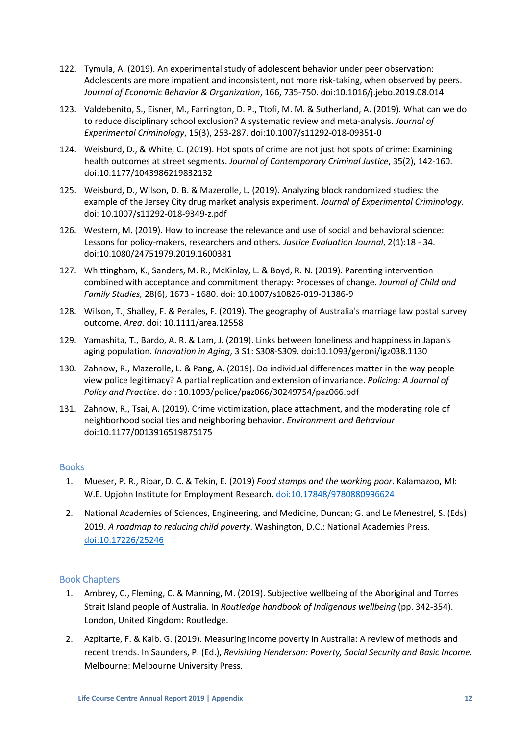122. Tymula, A. (2019). An experimental study of adolescent behavior under peer observation: Adolescents are more impatient and inconsistent, not more risk-taking, when observed by peers. *Journal of Economic Behavior & Organization*, 166, 735-750. doi:10.1016/j.jebo.2019.08.014

123. Valdebenito, S., Eisner, M., Farrington, D. P., Ttofi, M. M. & Sutherland, A. (2019). What can we do to reduce disciplinary school exclusion? A systematic review and meta-analysis. *Journal of Experimental Criminology*, 15(3), 253-287. doi:10.1007/s11292-018-09351-0

124. Weisburd, D., & White, C. (2019). Hot spots of crime are not just hot spots of crime: Examining health outcomes at street segments. *Journal of Contemporary Criminal Justice*, 35(2), 142-160. doi:10.1177/1043986219832132

125. Weisburd, D., Wilson, D. B. & Mazerolle, L. (2019). Analyzing block randomized studies: the example of the Jersey City drug market analysis experiment. *Journal of Experimental Criminology*. doi: 10.1007/s11292-018-9349-z.pdf

126. Western, M. (2019). How to increase the relevance and use of social and behavioral science: Lessons for policy-makers, researchers and others*. Justice Evaluation Journal*, 2(1):18 - 34. doi:10.1080/24751979.2019.1600381

127. Whittingham, K., Sanders, M. R., McKinlay, L. & Boyd, R. N. (2019). Parenting intervention combined with acceptance and commitment therapy: Processes of change. *Journal of Child and Family Studies,* 28(6), 1673 - 1680. doi: 10.1007/s10826-019-01386-9

128. Wilson, T., Shalley, F. & Perales, F. (2019). The geography of Australia's marriage law postal survey outcome. *Area*. doi: 10.1111/area.12558

129. Yamashita, T., Bardo, A. R. & Lam, J. (2019). Links between loneliness and happiness in Japan's aging population. *Innovation in Aging*, 3 S1: S308-S309. doi:10.1093/geroni/igz038.1130

130. Zahnow, R., Mazerolle, L. & Pang, A. (2019). Do individual differences matter in the way people view police legitimacy? A partial replication and extension of invariance. *Policing: A Journal of Policy and Practice*. doi: 10.1093/police/paz066/30249754/paz066.pdf

131. Zahnow, R., Tsai, A. (2019). Crime victimization, place attachment, and the moderating role of neighborhood social ties and neighboring behavior. *Environment and Behaviour*. doi:10.1177/0013916519875175

## Books

1. Mueser, P. R., Ribar, D. C. & Tekin, E. (2019) *Food stamps and the working poor*. Kalamazoo, MI: W.E. Upjohn Institute for Employment Research. doi:10.17848/9780880996624

2. National Academies of Sciences, Engineering, and Medicine, Duncan; G. and Le Menestrel, S. (Eds) 2019. *A roadmap to reducing child poverty*. Washington, D.C.: National Academies Press. doi:10.17226/25246

## Book Chapters

1. Ambrey, C., Fleming, C. & Manning, M. (2019). Subjective wellbeing of the Aboriginal and Torres Strait Island people of Australia. In *Routledge handbook of Indigenous wellbeing* (pp. 342-354). London, United Kingdom: Routledge.

2. Azpitarte, F. & Kalb. G. (2019). Measuring income poverty in Australia: A review of methods and recent trends. In Saunders, P. (Ed.), *Revisiting Henderson: Poverty, Social Security and Basic Income.* Melbourne: Melbourne University Press.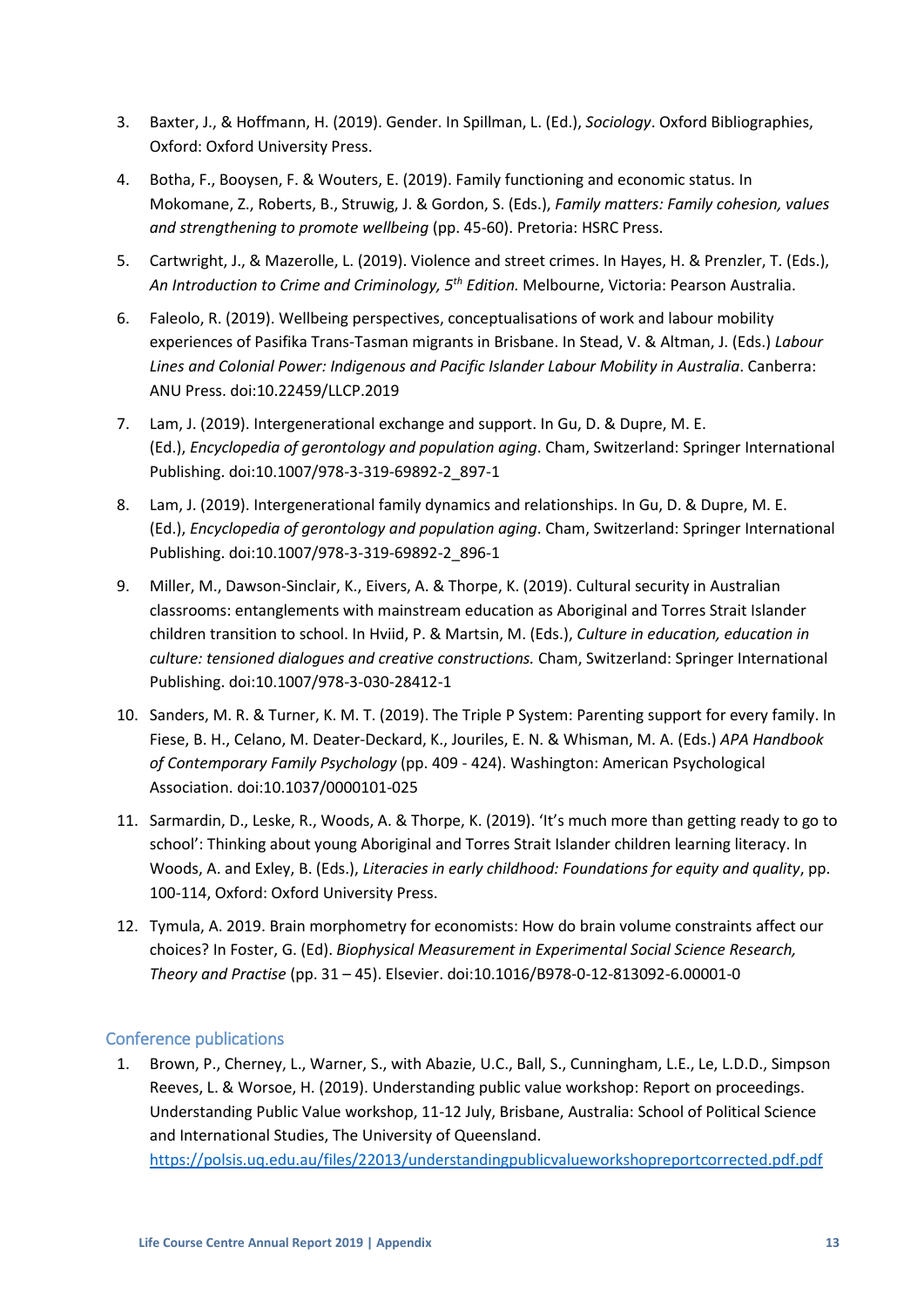3. Baxter, J., & Hoffmann, H. (2019). Gender. In Spillman, L. (Ed.), *Sociology*. Oxford Bibliographies, Oxford: Oxford University Press.
4. Botha, F., Booysen, F. & Wouters, E. (2019). Family functioning and economic status. In Mokomane, Z., Roberts, B., Struwig, J. & Gordon, S. (Eds.), *Family matters: Family cohesion, values and strengthening to promote wellbeing* (pp. 45-60). Pretoria: HSRC Press.
5. Cartwright, J., & Mazerolle, L. (2019). Violence and street crimes. In Hayes, H. & Prenzler, T. (Eds.), *An Introduction to Crime and Criminology, 5th Edition.* Melbourne, Victoria: Pearson Australia.
6. Faleolo, R. (2019). Wellbeing perspectives, conceptualisations of work and labour mobility experiences of Pasifika Trans-Tasman migrants in Brisbane. In Stead, V. & Altman, J. (Eds.) *Labour Lines and Colonial Power: Indigenous and Pacific Islander Labour Mobility in Australia*. Canberra: ANU Press. doi:10.22459/LLCP.2019
7. Lam, J. (2019). Intergenerational exchange and support. In Gu, D. & Dupre, M. E. (Ed.), *Encyclopedia of gerontology and population aging*. Cham, Switzerland: Springer International Publishing. doi:10.1007/978-3-319-69892-2_897-1
8. Lam, J. (2019). Intergenerational family dynamics and relationships. In Gu, D. & Dupre, M. E. (Ed.), *Encyclopedia of gerontology and population aging*. Cham, Switzerland: Springer International Publishing. doi:10.1007/978-3-319-69892-2_896-1
9. Miller, M., Dawson-Sinclair, K., Eivers, A. & Thorpe, K. (2019). Cultural security in Australian classrooms: entanglements with mainstream education as Aboriginal and Torres Strait Islander children transition to school. In Hviid, P. & Martsin, M. (Eds.), *Culture in education, education in culture: tensioned dialogues and creative constructions.* Cham, Switzerland: Springer International Publishing. doi:10.1007/978-3-030-28412-1
10. Sanders, M. R. & Turner, K. M. T. (2019). The Triple P System: Parenting support for every family. In Fiese, B. H., Celano, M. Deater-Deckard, K., Jouriles, E. N. & Whisman, M. A. (Eds.) *APA Handbook of Contemporary Family Psychology* (pp. 409 - 424). Washington: American Psychological Association. doi:10.1037/0000101-025
11. Sarmardin, D., Leske, R., Woods, A. & Thorpe, K. (2019). 'It's much more than getting ready to go to school': Thinking about young Aboriginal and Torres Strait Islander children learning literacy. In Woods, A. and Exley, B. (Eds.), *Literacies in early childhood: Foundations for equity and quality*, pp. 100-114, Oxford: Oxford University Press.
12. Tymula, A. 2019. Brain morphometry for economists: How do brain volume constraints affect our choices? In Foster, G. (Ed). *Biophysical Measurement in Experimental Social Science Research, Theory and Practise* (pp. 31 – 45). Elsevier. doi:10.1016/B978-0-12-813092-6.00001-0

## Conference publications

1. Brown, P., Cherney, L., Warner, S., with Abazie, U.C., Ball, S., Cunningham, L.E., Le, L.D.D., Simpson Reeves, L. & Worsoe, H. (2019). Understanding public value workshop: Report on proceedings. Understanding Public Value workshop, 11-12 July, Brisbane, Australia: School of Political Science and International Studies, The University of Queensland. https://polsis.uq.edu.au/files/22013/understandingpublicvalueworkshopreportcorrected.pdf.pdf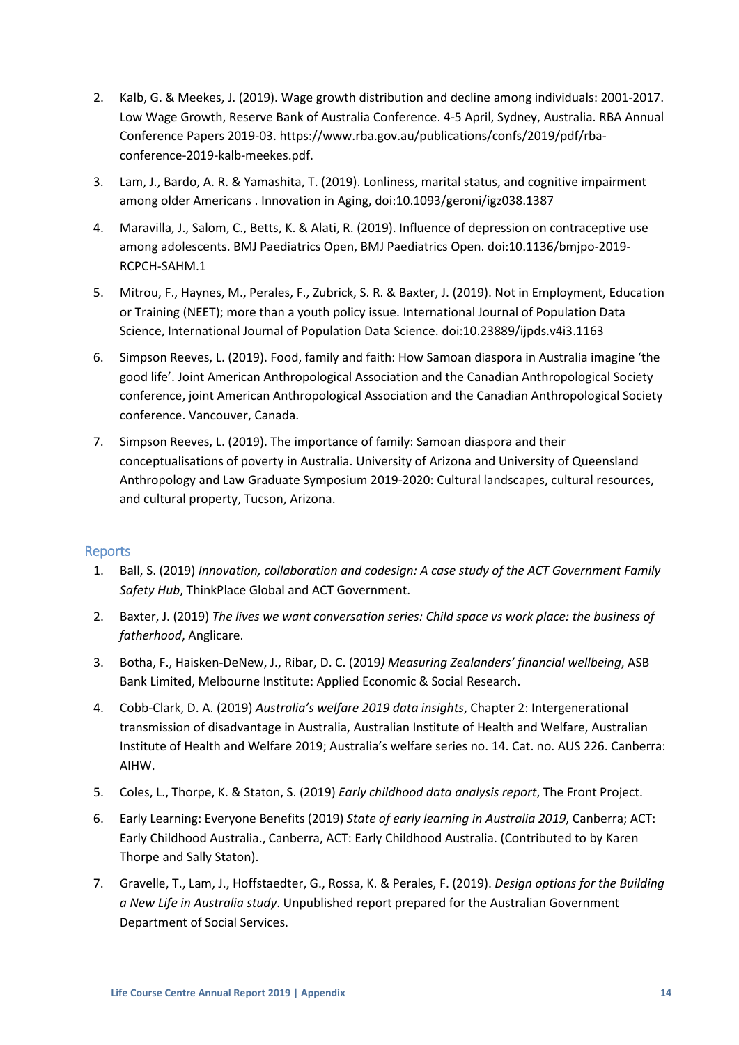2. Kalb, G. & Meekes, J. (2019). Wage growth distribution and decline among individuals: 2001-2017. Low Wage Growth, Reserve Bank of Australia Conference. 4-5 April, Sydney, Australia. RBA Annual Conference Papers 2019-03. https://www.rba.gov.au/publications/confs/2019/pdf/rba-conference-2019-kalb-meekes.pdf.

3. Lam, J., Bardo, A. R. & Yamashita, T. (2019). Lonliness, marital status, and cognitive impairment among older Americans . Innovation in Aging, doi:10.1093/geroni/igz038.1387

4. Maravilla, J., Salom, C., Betts, K. & Alati, R. (2019). Influence of depression on contraceptive use among adolescents. BMJ Paediatrics Open, BMJ Paediatrics Open. doi:10.1136/bmjpo-2019-RCPCH-SAHM.1

5. Mitrou, F., Haynes, M., Perales, F., Zubrick, S. R. & Baxter, J. (2019). Not in Employment, Education or Training (NEET); more than a youth policy issue. International Journal of Population Data Science, International Journal of Population Data Science. doi:10.23889/ijpds.v4i3.1163

6. Simpson Reeves, L. (2019). Food, family and faith: How Samoan diaspora in Australia imagine 'the good life'. Joint American Anthropological Association and the Canadian Anthropological Society conference, joint American Anthropological Association and the Canadian Anthropological Society conference. Vancouver, Canada.

7. Simpson Reeves, L. (2019). The importance of family: Samoan diaspora and their conceptualisations of poverty in Australia. University of Arizona and University of Queensland Anthropology and Law Graduate Symposium 2019-2020: Cultural landscapes, cultural resources, and cultural property, Tucson, Arizona.

## Reports

1. Ball, S. (2019) *Innovation, collaboration and codesign: A case study of the ACT Government Family Safety Hub*, ThinkPlace Global and ACT Government.

2. Baxter, J. (2019) *The lives we want conversation series: Child space vs work place: the business of fatherhood*, Anglicare.

3. Botha, F., Haisken-DeNew, J., Ribar, D. C. (2019*) Measuring Zealanders' financial wellbeing*, ASB Bank Limited, Melbourne Institute: Applied Economic & Social Research.

4. Cobb-Clark, D. A. (2019) *Australia's welfare 2019 data insights*, Chapter 2: Intergenerational transmission of disadvantage in Australia, Australian Institute of Health and Welfare, Australian Institute of Health and Welfare 2019; Australia's welfare series no. 14. Cat. no. AUS 226. Canberra: AIHW.

5. Coles, L., Thorpe, K. & Staton, S. (2019) *Early childhood data analysis report*, The Front Project.

6. Early Learning: Everyone Benefits (2019) *State of early learning in Australia 2019*, Canberra; ACT: Early Childhood Australia., Canberra, ACT: Early Childhood Australia. (Contributed to by Karen Thorpe and Sally Staton).

7. Gravelle, T., Lam, J., Hoffstaedter, G., Rossa, K. & Perales, F. (2019). *Design options for the Building a New Life in Australia study*. Unpublished report prepared for the Australian Government Department of Social Services.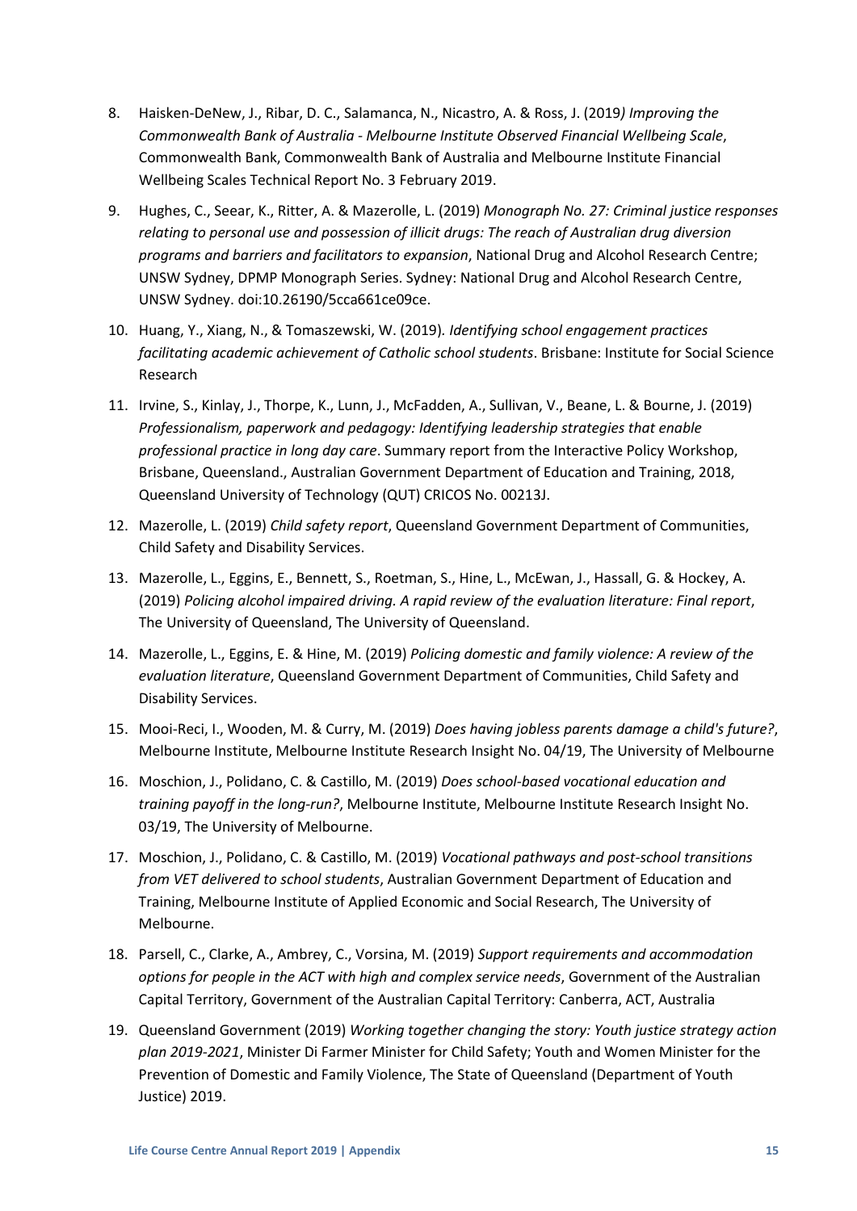8. Haisken-DeNew, J., Ribar, D. C., Salamanca, N., Nicastro, A. & Ross, J. (2019*) Improving the Commonwealth Bank of Australia - Melbourne Institute Observed Financial Wellbeing Scale*, Commonwealth Bank, Commonwealth Bank of Australia and Melbourne Institute Financial Wellbeing Scales Technical Report No. 3 February 2019.

9. Hughes, C., Seear, K., Ritter, A. & Mazerolle, L. (2019) *Monograph No. 27: Criminal justice responses relating to personal use and possession of illicit drugs: The reach of Australian drug diversion programs and barriers and facilitators to expansion*, National Drug and Alcohol Research Centre; UNSW Sydney, DPMP Monograph Series. Sydney: National Drug and Alcohol Research Centre, UNSW Sydney. doi:10.26190/5cca661ce09ce.

10. Huang, Y., Xiang, N., & Tomaszewski, W. (2019). *Identifying school engagement practices facilitating academic achievement of Catholic school students*. Brisbane: Institute for Social Science Research

11. Irvine, S., Kinlay, J., Thorpe, K., Lunn, J., McFadden, A., Sullivan, V., Beane, L. & Bourne, J. (2019) *Professionalism, paperwork and pedagogy: Identifying leadership strategies that enable professional practice in long day care*. Summary report from the Interactive Policy Workshop, Brisbane, Queensland., Australian Government Department of Education and Training, 2018, Queensland University of Technology (QUT) CRICOS No. 00213J.

12. Mazerolle, L. (2019) *Child safety report*, Queensland Government Department of Communities, Child Safety and Disability Services.

13. Mazerolle, L., Eggins, E., Bennett, S., Roetman, S., Hine, L., McEwan, J., Hassall, G. & Hockey, A. (2019) *Policing alcohol impaired driving. A rapid review of the evaluation literature: Final report*, The University of Queensland, The University of Queensland.

14. Mazerolle, L., Eggins, E. & Hine, M. (2019) *Policing domestic and family violence: A review of the evaluation literature*, Queensland Government Department of Communities, Child Safety and Disability Services.

15. Mooi-Reci, I., Wooden, M. & Curry, M. (2019) *Does having jobless parents damage a child's future?*, Melbourne Institute, Melbourne Institute Research Insight No. 04/19, The University of Melbourne

16. Moschion, J., Polidano, C. & Castillo, M. (2019) *Does school-based vocational education and training payoff in the long-run?*, Melbourne Institute, Melbourne Institute Research Insight No. 03/19, The University of Melbourne.

17. Moschion, J., Polidano, C. & Castillo, M. (2019) *Vocational pathways and post-school transitions from VET delivered to school students*, Australian Government Department of Education and Training, Melbourne Institute of Applied Economic and Social Research, The University of Melbourne.

18. Parsell, C., Clarke, A., Ambrey, C., Vorsina, M. (2019) *Support requirements and accommodation options for people in the ACT with high and complex service needs*, Government of the Australian Capital Territory, Government of the Australian Capital Territory: Canberra, ACT, Australia

19. Queensland Government (2019) *Working together changing the story: Youth justice strategy action plan 2019-2021*, Minister Di Farmer Minister for Child Safety; Youth and Women Minister for the Prevention of Domestic and Family Violence, The State of Queensland (Department of Youth Justice) 2019.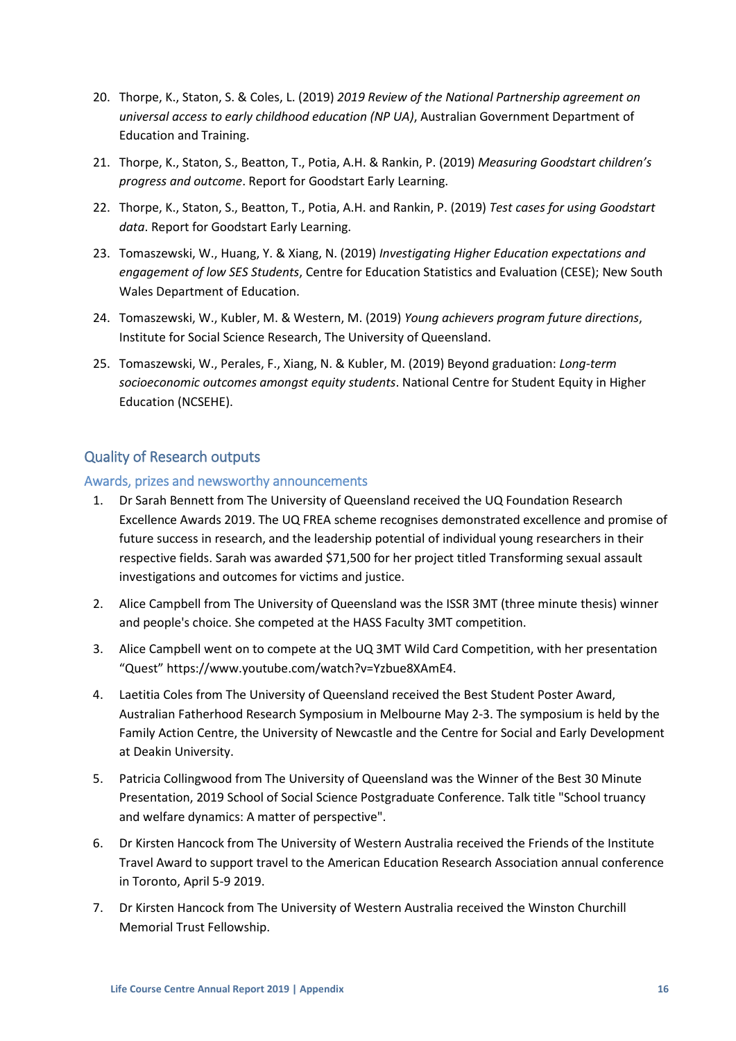20. Thorpe, K., Staton, S. & Coles, L. (2019) *2019 Review of the National Partnership agreement on universal access to early childhood education (NP UA)*, Australian Government Department of Education and Training.
21. Thorpe, K., Staton, S., Beatton, T., Potia, A.H. & Rankin, P. (2019) *Measuring Goodstart children's progress and outcome*. Report for Goodstart Early Learning.
22. Thorpe, K., Staton, S., Beatton, T., Potia, A.H. and Rankin, P. (2019) *Test cases for using Goodstart data*. Report for Goodstart Early Learning.
23. Tomaszewski, W., Huang, Y. & Xiang, N. (2019) *Investigating Higher Education expectations and engagement of low SES Students*, Centre for Education Statistics and Evaluation (CESE); New South Wales Department of Education.
24. Tomaszewski, W., Kubler, M. & Western, M. (2019) *Young achievers program future directions*, Institute for Social Science Research, The University of Queensland.
25. Tomaszewski, W., Perales, F., Xiang, N. & Kubler, M. (2019) Beyond graduation: *Long-term socioeconomic outcomes amongst equity students*. National Centre for Student Equity in Higher Education (NCSEHE).

## Quality of Research outputs

### Awards, prizes and newsworthy announcements

1. Dr Sarah Bennett from The University of Queensland received the UQ Foundation Research Excellence Awards 2019. The UQ FREA scheme recognises demonstrated excellence and promise of future success in research, and the leadership potential of individual young researchers in their respective fields. Sarah was awarded $71,500 for her project titled Transforming sexual assault investigations and outcomes for victims and justice.
2. Alice Campbell from The University of Queensland was the ISSR 3MT (three minute thesis) winner and people's choice. She competed at the HASS Faculty 3MT competition.
3. Alice Campbell went on to compete at the UQ 3MT Wild Card Competition, with her presentation "Quest" https://www.youtube.com/watch?v=Yzbue8XAmE4.
4. Laetitia Coles from The University of Queensland received the Best Student Poster Award, Australian Fatherhood Research Symposium in Melbourne May 2-3. The symposium is held by the Family Action Centre, the University of Newcastle and the Centre for Social and Early Development at Deakin University.
5. Patricia Collingwood from The University of Queensland was the Winner of the Best 30 Minute Presentation, 2019 School of Social Science Postgraduate Conference. Talk title "School truancy and welfare dynamics: A matter of perspective".
6. Dr Kirsten Hancock from The University of Western Australia received the Friends of the Institute Travel Award to support travel to the American Education Research Association annual conference in Toronto, April 5-9 2019.
7. Dr Kirsten Hancock from The University of Western Australia received the Winston Churchill Memorial Trust Fellowship.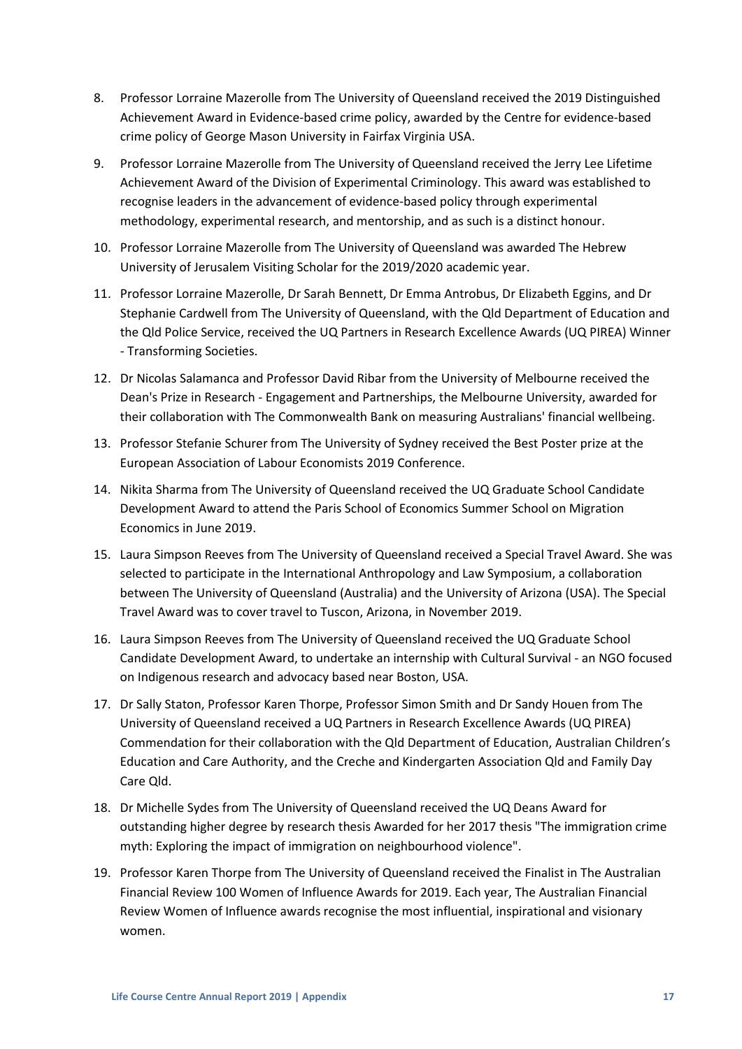8. Professor Lorraine Mazerolle from The University of Queensland received the 2019 Distinguished Achievement Award in Evidence-based crime policy, awarded by the Centre for evidence-based crime policy of George Mason University in Fairfax Virginia USA.
9. Professor Lorraine Mazerolle from The University of Queensland received the Jerry Lee Lifetime Achievement Award of the Division of Experimental Criminology. This award was established to recognise leaders in the advancement of evidence-based policy through experimental methodology, experimental research, and mentorship, and as such is a distinct honour.
10. Professor Lorraine Mazerolle from The University of Queensland was awarded The Hebrew University of Jerusalem Visiting Scholar for the 2019/2020 academic year.
11. Professor Lorraine Mazerolle, Dr Sarah Bennett, Dr Emma Antrobus, Dr Elizabeth Eggins, and Dr Stephanie Cardwell from The University of Queensland, with the Qld Department of Education and the Qld Police Service, received the UQ Partners in Research Excellence Awards (UQ PIREA) Winner - Transforming Societies.
12. Dr Nicolas Salamanca and Professor David Ribar from the University of Melbourne received the Dean's Prize in Research - Engagement and Partnerships, the Melbourne University, awarded for their collaboration with The Commonwealth Bank on measuring Australians' financial wellbeing.
13. Professor Stefanie Schurer from The University of Sydney received the Best Poster prize at the European Association of Labour Economists 2019 Conference.
14. Nikita Sharma from The University of Queensland received the UQ Graduate School Candidate Development Award to attend the Paris School of Economics Summer School on Migration Economics in June 2019.
15. Laura Simpson Reeves from The University of Queensland received a Special Travel Award. She was selected to participate in the International Anthropology and Law Symposium, a collaboration between The University of Queensland (Australia) and the University of Arizona (USA). The Special Travel Award was to cover travel to Tuscon, Arizona, in November 2019.
16. Laura Simpson Reeves from The University of Queensland received the UQ Graduate School Candidate Development Award, to undertake an internship with Cultural Survival - an NGO focused on Indigenous research and advocacy based near Boston, USA.
17. Dr Sally Staton, Professor Karen Thorpe, Professor Simon Smith and Dr Sandy Houen from The University of Queensland received a UQ Partners in Research Excellence Awards (UQ PIREA) Commendation for their collaboration with the Qld Department of Education, Australian Children's Education and Care Authority, and the Creche and Kindergarten Association Qld and Family Day Care Qld.
18. Dr Michelle Sydes from The University of Queensland received the UQ Deans Award for outstanding higher degree by research thesis Awarded for her 2017 thesis "The immigration crime myth: Exploring the impact of immigration on neighbourhood violence".
19. Professor Karen Thorpe from The University of Queensland received the Finalist in The Australian Financial Review 100 Women of Influence Awards for 2019. Each year, The Australian Financial Review Women of Influence awards recognise the most influential, inspirational and visionary women.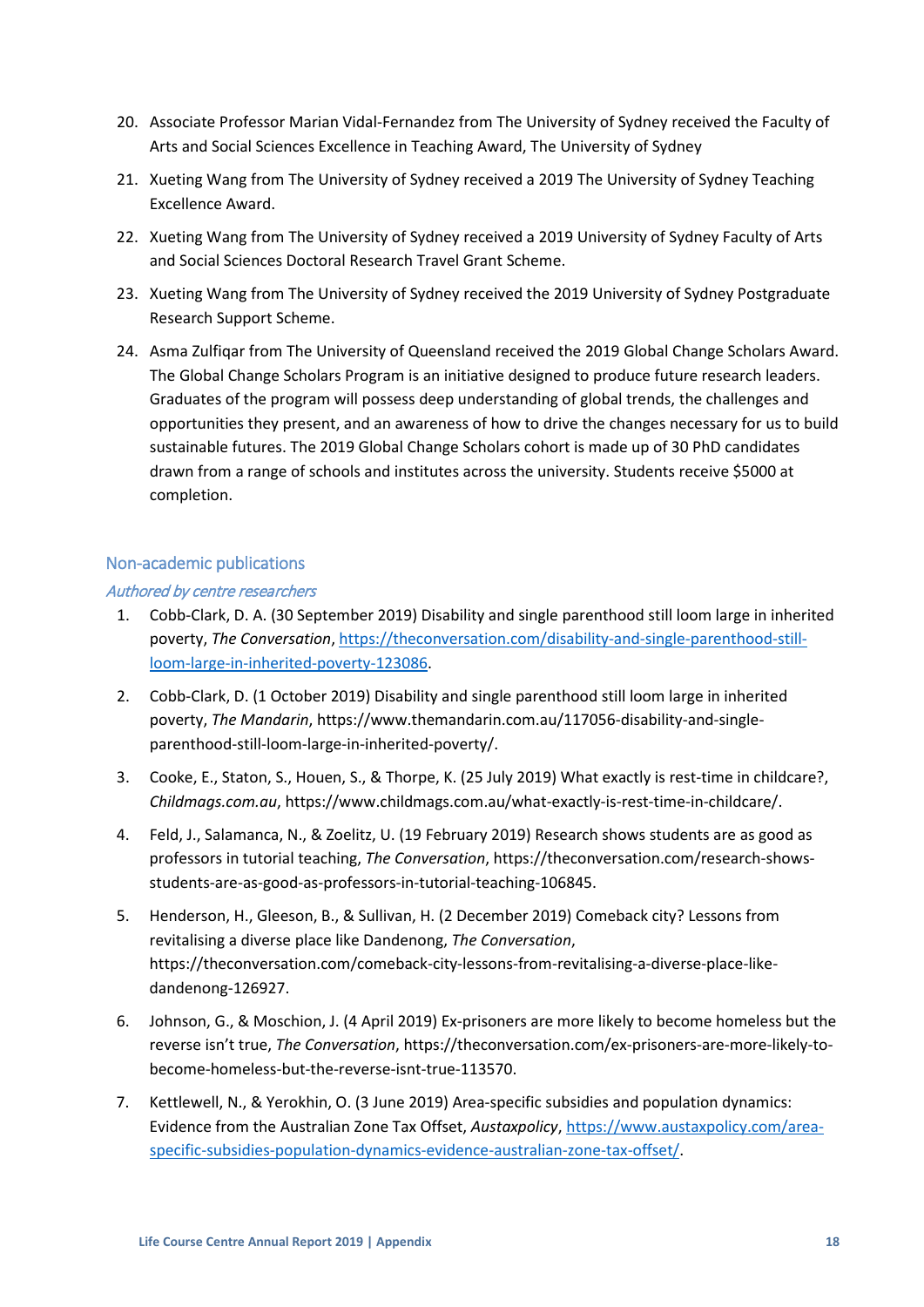20. Associate Professor Marian Vidal-Fernandez from The University of Sydney received the Faculty of Arts and Social Sciences Excellence in Teaching Award, The University of Sydney
21. Xueting Wang from The University of Sydney received a 2019 The University of Sydney Teaching Excellence Award.
22. Xueting Wang from The University of Sydney received a 2019 University of Sydney Faculty of Arts and Social Sciences Doctoral Research Travel Grant Scheme.
23. Xueting Wang from The University of Sydney received the 2019 University of Sydney Postgraduate Research Support Scheme.
24. Asma Zulfiqar from The University of Queensland received the 2019 Global Change Scholars Award. The Global Change Scholars Program is an initiative designed to produce future research leaders. Graduates of the program will possess deep understanding of global trends, the challenges and opportunities they present, and an awareness of how to drive the changes necessary for us to build sustainable futures. The 2019 Global Change Scholars cohort is made up of 30 PhD candidates drawn from a range of schools and institutes across the university. Students receive $5000 at completion.

## Non-academic publications

### *Authored by centre researchers*

1. Cobb-Clark, D. A. (30 September 2019) Disability and single parenthood still loom large in inherited poverty, *The Conversation*, https://theconversation.com/disability-and-single-parenthood-still-loom-large-in-inherited-poverty-123086.
2. Cobb-Clark, D. (1 October 2019) Disability and single parenthood still loom large in inherited poverty, *The Mandarin*, https://www.themandarin.com.au/117056-disability-and-single-parenthood-still-loom-large-in-inherited-poverty/.
3. Cooke, E., Staton, S., Houen, S., & Thorpe, K. (25 July 2019) What exactly is rest-time in childcare?, *Childmags.com.au*, https://www.childmags.com.au/what-exactly-is-rest-time-in-childcare/.
4. Feld, J., Salamanca, N., & Zoelitz, U. (19 February 2019) Research shows students are as good as professors in tutorial teaching, *The Conversation*, https://theconversation.com/research-shows-students-are-as-good-as-professors-in-tutorial-teaching-106845.
5. Henderson, H., Gleeson, B., & Sullivan, H. (2 December 2019) Comeback city? Lessons from revitalising a diverse place like Dandenong, *The Conversation*, https://theconversation.com/comeback-city-lessons-from-revitalising-a-diverse-place-like-dandenong-126927.
6. Johnson, G., & Moschion, J. (4 April 2019) Ex-prisoners are more likely to become homeless but the reverse isn't true, *The Conversation*, https://theconversation.com/ex-prisoners-are-more-likely-to-become-homeless-but-the-reverse-isnt-true-113570.
7. Kettlewell, N., & Yerokhin, O. (3 June 2019) Area-specific subsidies and population dynamics: Evidence from the Australian Zone Tax Offset, *Austaxpolicy*, https://www.austaxpolicy.com/area-specific-subsidies-population-dynamics-evidence-australian-zone-tax-offset/.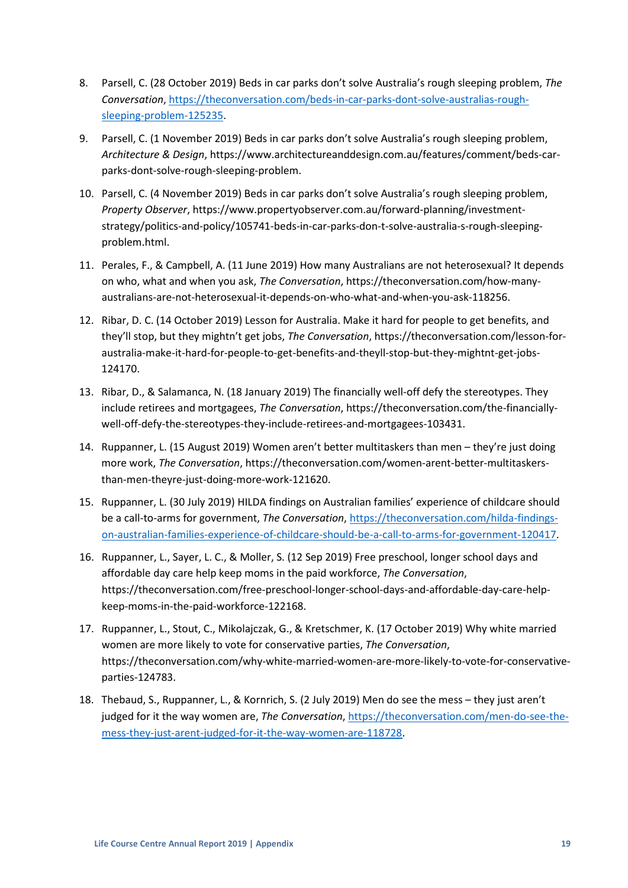8. Parsell, C. (28 October 2019) Beds in car parks don't solve Australia's rough sleeping problem, *The Conversation*, https://theconversation.com/beds-in-car-parks-dont-solve-australias-rough-sleeping-problem-125235.
9. Parsell, C. (1 November 2019) Beds in car parks don't solve Australia's rough sleeping problem, *Architecture & Design*, https://www.architectureanddesign.com.au/features/comment/beds-car-parks-dont-solve-rough-sleeping-problem.
10. Parsell, C. (4 November 2019) Beds in car parks don't solve Australia's rough sleeping problem, *Property Observer*, https://www.propertyobserver.com.au/forward-planning/investment-strategy/politics-and-policy/105741-beds-in-car-parks-don-t-solve-australia-s-rough-sleeping-problem.html.
11. Perales, F., & Campbell, A. (11 June 2019) How many Australians are not heterosexual? It depends on who, what and when you ask, *The Conversation*, https://theconversation.com/how-many-australians-are-not-heterosexual-it-depends-on-who-what-and-when-you-ask-118256.
12. Ribar, D. C. (14 October 2019) Lesson for Australia. Make it hard for people to get benefits, and they'll stop, but they mightn't get jobs, *The Conversation*, https://theconversation.com/lesson-for-australia-make-it-hard-for-people-to-get-benefits-and-theyll-stop-but-they-mightnt-get-jobs-124170.
13. Ribar, D., & Salamanca, N. (18 January 2019) The financially well-off defy the stereotypes. They include retirees and mortgagees, *The Conversation*, https://theconversation.com/the-financially-well-off-defy-the-stereotypes-they-include-retirees-and-mortgagees-103431.
14. Ruppanner, L. (15 August 2019) Women aren't better multitaskers than men – they're just doing more work, *The Conversation*, https://theconversation.com/women-arent-better-multitaskers-than-men-theyre-just-doing-more-work-121620.
15. Ruppanner, L. (30 July 2019) HILDA findings on Australian families' experience of childcare should be a call-to-arms for government, *The Conversation*, https://theconversation.com/hilda-findings-on-australian-families-experience-of-childcare-should-be-a-call-to-arms-for-government-120417.
16. Ruppanner, L., Sayer, L. C., & Moller, S. (12 Sep 2019) Free preschool, longer school days and affordable day care help keep moms in the paid workforce, *The Conversation*, https://theconversation.com/free-preschool-longer-school-days-and-affordable-day-care-help-keep-moms-in-the-paid-workforce-122168.
17. Ruppanner, L., Stout, C., Mikolajczak, G., & Kretschmer, K. (17 October 2019) Why white married women are more likely to vote for conservative parties, *The Conversation*, https://theconversation.com/why-white-married-women-are-more-likely-to-vote-for-conservative-parties-124783.
18. Thebaud, S., Ruppanner, L., & Kornrich, S. (2 July 2019) Men do see the mess – they just aren't judged for it the way women are, *The Conversation*, https://theconversation.com/men-do-see-the-mess-they-just-arent-judged-for-it-the-way-women-are-118728.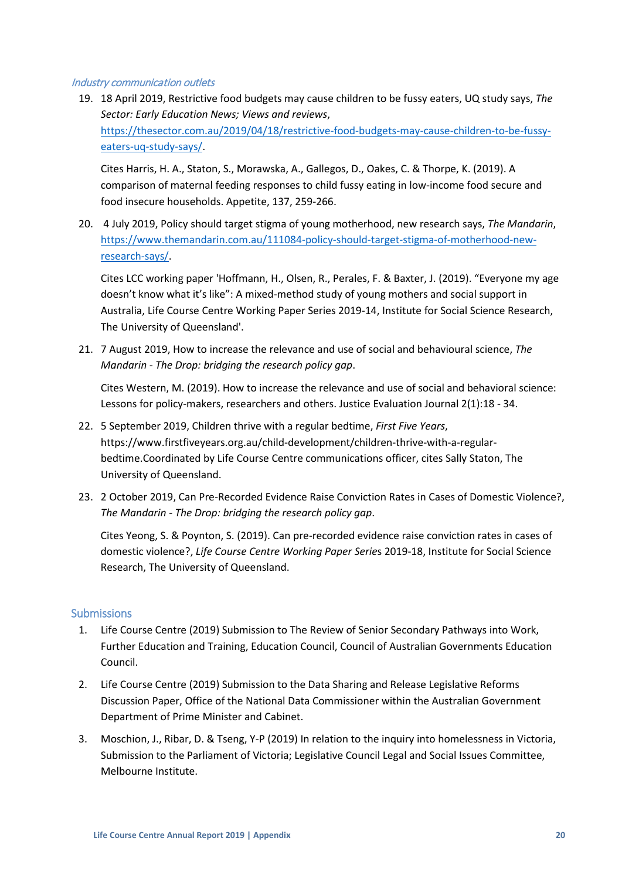*Industry communication outlets*

19. 18 April 2019, Restrictive food budgets may cause children to be fussy eaters, UQ study says, *The Sector: Early Education News; Views and reviews*, https://thesector.com.au/2019/04/18/restrictive-food-budgets-may-cause-children-to-be-fussy-eaters-uq-study-says/.

    Cites Harris, H. A., Staton, S., Morawska, A., Gallegos, D., Oakes, C. & Thorpe, K. (2019). A comparison of maternal feeding responses to child fussy eating in low-income food secure and food insecure households. Appetite, 137, 259-266.

20. 4 July 2019, Policy should target stigma of young motherhood, new research says, *The Mandarin*, https://www.themandarin.com.au/111084-policy-should-target-stigma-of-motherhood-new-research-says/.

    Cites LCC working paper 'Hoffmann, H., Olsen, R., Perales, F. & Baxter, J. (2019). "Everyone my age doesn't know what it's like": A mixed-method study of young mothers and social support in Australia, Life Course Centre Working Paper Series 2019-14, Institute for Social Science Research, The University of Queensland'.

21. 7 August 2019, How to increase the relevance and use of social and behavioural science, *The Mandarin - The Drop: bridging the research policy gap*.

    Cites Western, M. (2019). How to increase the relevance and use of social and behavioral science: Lessons for policy-makers, researchers and others. Justice Evaluation Journal 2(1):18 - 34.

22. 5 September 2019, Children thrive with a regular bedtime, *First Five Years*, https://www.firstfiveyears.org.au/child-development/children-thrive-with-a-regular-bedtime.Coordinated by Life Course Centre communications officer, cites Sally Staton, The University of Queensland.

23. 2 October 2019, Can Pre-Recorded Evidence Raise Conviction Rates in Cases of Domestic Violence?, *The Mandarin - The Drop: bridging the research policy gap*.

    Cites Yeong, S. & Poynton, S. (2019). Can pre-recorded evidence raise conviction rates in cases of domestic violence?, *Life Course Centre Working Paper Series* 2019-18, Institute for Social Science Research, The University of Queensland.

## Submissions

1. Life Course Centre (2019) Submission to The Review of Senior Secondary Pathways into Work, Further Education and Training, Education Council, Council of Australian Governments Education Council.
2. Life Course Centre (2019) Submission to the Data Sharing and Release Legislative Reforms Discussion Paper, Office of the National Data Commissioner within the Australian Government Department of Prime Minister and Cabinet.
3. Moschion, J., Ribar, D. & Tseng, Y-P (2019) In relation to the inquiry into homelessness in Victoria, Submission to the Parliament of Victoria; Legislative Council Legal and Social Issues Committee, Melbourne Institute.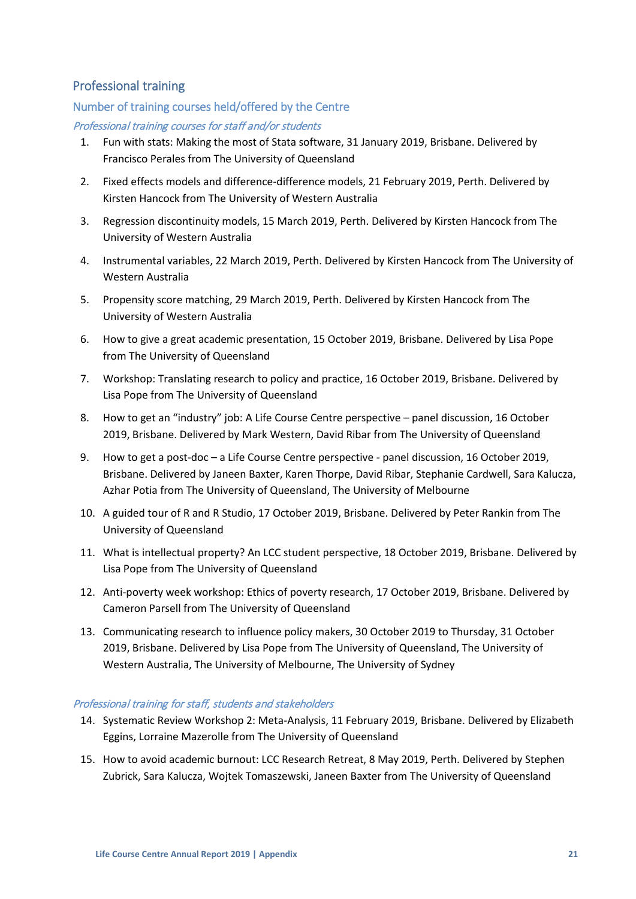## Professional training

### Number of training courses held/offered by the Centre

#### *Professional training courses for staff and/or students*

1. Fun with stats: Making the most of Stata software, 31 January 2019, Brisbane. Delivered by Francisco Perales from The University of Queensland
2. Fixed effects models and difference-difference models, 21 February 2019, Perth. Delivered by Kirsten Hancock from The University of Western Australia
3. Regression discontinuity models, 15 March 2019, Perth. Delivered by Kirsten Hancock from The University of Western Australia
4. Instrumental variables, 22 March 2019, Perth. Delivered by Kirsten Hancock from The University of Western Australia
5. Propensity score matching, 29 March 2019, Perth. Delivered by Kirsten Hancock from The University of Western Australia
6. How to give a great academic presentation, 15 October 2019, Brisbane. Delivered by Lisa Pope from The University of Queensland
7. Workshop: Translating research to policy and practice, 16 October 2019, Brisbane. Delivered by Lisa Pope from The University of Queensland
8. How to get an "industry" job: A Life Course Centre perspective – panel discussion, 16 October 2019, Brisbane. Delivered by Mark Western, David Ribar from The University of Queensland
9. How to get a post-doc – a Life Course Centre perspective - panel discussion, 16 October 2019, Brisbane. Delivered by Janeen Baxter, Karen Thorpe, David Ribar, Stephanie Cardwell, Sara Kalucza, Azhar Potia from The University of Queensland, The University of Melbourne
10. A guided tour of R and R Studio, 17 October 2019, Brisbane. Delivered by Peter Rankin from The University of Queensland
11. What is intellectual property? An LCC student perspective, 18 October 2019, Brisbane. Delivered by Lisa Pope from The University of Queensland
12. Anti-poverty week workshop: Ethics of poverty research, 17 October 2019, Brisbane. Delivered by Cameron Parsell from The University of Queensland
13. Communicating research to influence policy makers, 30 October 2019 to Thursday, 31 October 2019, Brisbane. Delivered by Lisa Pope from The University of Queensland, The University of Western Australia, The University of Melbourne, The University of Sydney

#### *Professional training for staff, students and stakeholders*

14. Systematic Review Workshop 2: Meta-Analysis, 11 February 2019, Brisbane. Delivered by Elizabeth Eggins, Lorraine Mazerolle from The University of Queensland
15. How to avoid academic burnout: LCC Research Retreat, 8 May 2019, Perth. Delivered by Stephen Zubrick, Sara Kalucza, Wojtek Tomaszewski, Janeen Baxter from The University of Queensland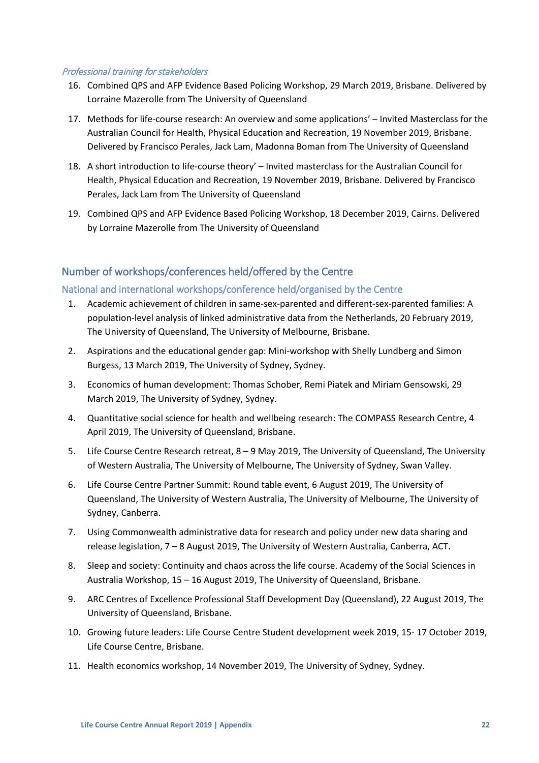*Professional training for stakeholders*

16. Combined QPS and AFP Evidence Based Policing Workshop, 29 March 2019, Brisbane. Delivered by Lorraine Mazerolle from The University of Queensland
17. Methods for life-course research: An overview and some applications' – Invited Masterclass for the Australian Council for Health, Physical Education and Recreation, 19 November 2019, Brisbane. Delivered by Francisco Perales, Jack Lam, Madonna Boman from The University of Queensland
18. A short introduction to life-course theory' – Invited masterclass for the Australian Council for Health, Physical Education and Recreation, 19 November 2019, Brisbane. Delivered by Francisco Perales, Jack Lam from The University of Queensland
19. Combined QPS and AFP Evidence Based Policing Workshop, 18 December 2019, Cairns. Delivered by Lorraine Mazerolle from The University of Queensland

## Number of workshops/conferences held/offered by the Centre

### National and international workshops/conference held/organised by the Centre

1. Academic achievement of children in same-sex-parented and different-sex-parented families: A population-level analysis of linked administrative data from the Netherlands, 20 February 2019, The University of Queensland, The University of Melbourne, Brisbane.
2. Aspirations and the educational gender gap: Mini-workshop with Shelly Lundberg and Simon Burgess, 13 March 2019, The University of Sydney, Sydney.
3. Economics of human development: Thomas Schober, Remi Piatek and Miriam Gensowski, 29 March 2019, The University of Sydney, Sydney.
4. Quantitative social science for health and wellbeing research: The COMPASS Research Centre, 4 April 2019, The University of Queensland, Brisbane.
5. Life Course Centre Research retreat, 8 – 9 May 2019, The University of Queensland, The University of Western Australia, The University of Melbourne, The University of Sydney, Swan Valley.
6. Life Course Centre Partner Summit: Round table event, 6 August 2019, The University of Queensland, The University of Western Australia, The University of Melbourne, The University of Sydney, Canberra.
7. Using Commonwealth administrative data for research and policy under new data sharing and release legislation, 7 – 8 August 2019, The University of Western Australia, Canberra, ACT.
8. Sleep and society: Continuity and chaos across the life course. Academy of the Social Sciences in Australia Workshop, 15 – 16 August 2019, The University of Queensland, Brisbane.
9. ARC Centres of Excellence Professional Staff Development Day (Queensland), 22 August 2019, The University of Queensland, Brisbane.
10. Growing future leaders: Life Course Centre Student development week 2019, 15- 17 October 2019, Life Course Centre, Brisbane.
11. Health economics workshop, 14 November 2019, The University of Sydney, Sydney.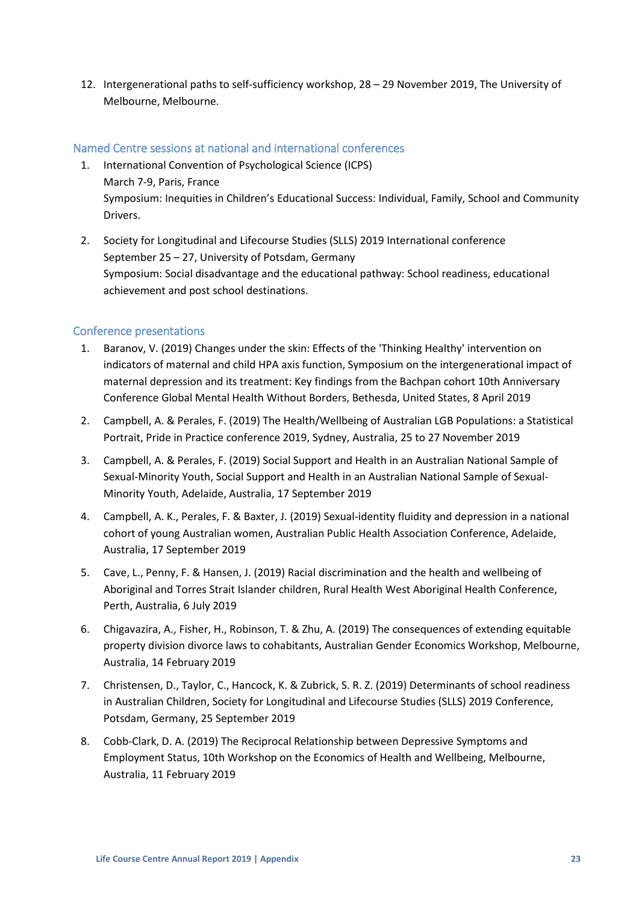12. Intergenerational paths to self-sufficiency workshop, 28 – 29 November 2019, The University of Melbourne, Melbourne.

## Named Centre sessions at national and international conferences

1. International Convention of Psychological Science (ICPS)  
   March 7-9, Paris, France  
   Symposium: Inequities in Children's Educational Success: Individual, Family, School and Community Drivers.

2. Society for Longitudinal and Lifecourse Studies (SLLS) 2019 International conference  
   September 25 – 27, University of Potsdam, Germany  
   Symposium: Social disadvantage and the educational pathway: School readiness, educational achievement and post school destinations.

## Conference presentations

1. Baranov, V. (2019) Changes under the skin: Effects of the 'Thinking Healthy' intervention on indicators of maternal and child HPA axis function, Symposium on the intergenerational impact of maternal depression and its treatment: Key findings from the Bachpan cohort 10th Anniversary Conference Global Mental Health Without Borders, Bethesda, United States, 8 April 2019

2. Campbell, A. & Perales, F. (2019) The Health/Wellbeing of Australian LGB Populations: a Statistical Portrait, Pride in Practice conference 2019, Sydney, Australia, 25 to 27 November 2019

3. Campbell, A. & Perales, F. (2019) Social Support and Health in an Australian National Sample of Sexual-Minority Youth, Social Support and Health in an Australian National Sample of Sexual-Minority Youth, Adelaide, Australia, 17 September 2019

4. Campbell, A. K., Perales, F. & Baxter, J. (2019) Sexual-identity fluidity and depression in a national cohort of young Australian women, Australian Public Health Association Conference, Adelaide, Australia, 17 September 2019

5. Cave, L., Penny, F. & Hansen, J. (2019) Racial discrimination and the health and wellbeing of Aboriginal and Torres Strait Islander children, Rural Health West Aboriginal Health Conference, Perth, Australia, 6 July 2019

6. Chigavazira, A., Fisher, H., Robinson, T. & Zhu, A. (2019) The consequences of extending equitable property division divorce laws to cohabitants, Australian Gender Economics Workshop, Melbourne, Australia, 14 February 2019

7. Christensen, D., Taylor, C., Hancock, K. & Zubrick, S. R. Z. (2019) Determinants of school readiness in Australian Children, Society for Longitudinal and Lifecourse Studies (SLLS) 2019 Conference, Potsdam, Germany, 25 September 2019

8. Cobb-Clark, D. A. (2019) The Reciprocal Relationship between Depressive Symptoms and Employment Status, 10th Workshop on the Economics of Health and Wellbeing, Melbourne, Australia, 11 February 2019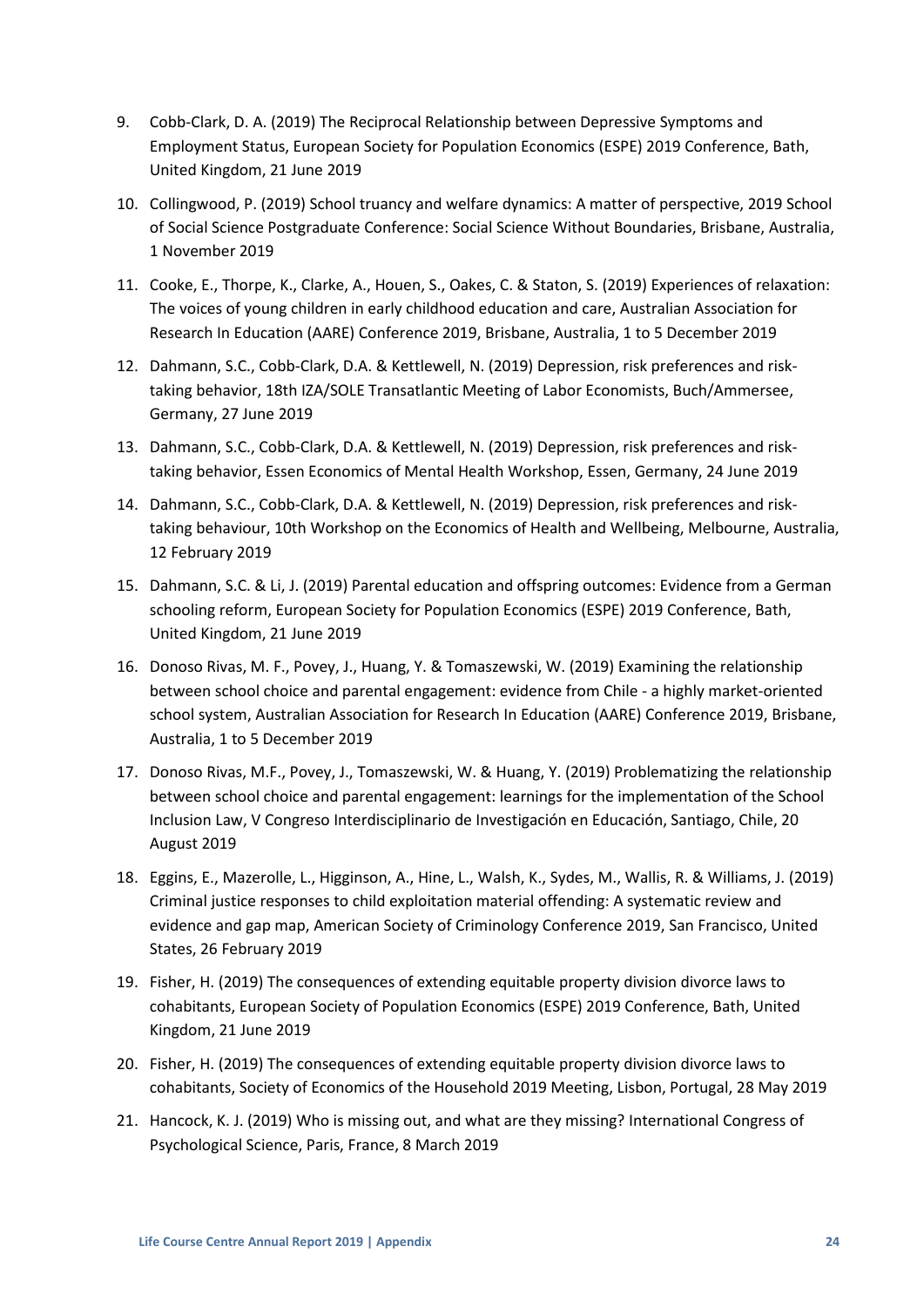9. Cobb-Clark, D. A. (2019) The Reciprocal Relationship between Depressive Symptoms and Employment Status, European Society for Population Economics (ESPE) 2019 Conference, Bath, United Kingdom, 21 June 2019
10. Collingwood, P. (2019) School truancy and welfare dynamics: A matter of perspective, 2019 School of Social Science Postgraduate Conference: Social Science Without Boundaries, Brisbane, Australia, 1 November 2019
11. Cooke, E., Thorpe, K., Clarke, A., Houen, S., Oakes, C. & Staton, S. (2019) Experiences of relaxation: The voices of young children in early childhood education and care, Australian Association for Research In Education (AARE) Conference 2019, Brisbane, Australia, 1 to 5 December 2019
12. Dahmann, S.C., Cobb-Clark, D.A. & Kettlewell, N. (2019) Depression, risk preferences and risk-taking behavior, 18th IZA/SOLE Transatlantic Meeting of Labor Economists, Buch/Ammersee, Germany, 27 June 2019
13. Dahmann, S.C., Cobb-Clark, D.A. & Kettlewell, N. (2019) Depression, risk preferences and risk-taking behavior, Essen Economics of Mental Health Workshop, Essen, Germany, 24 June 2019
14. Dahmann, S.C., Cobb-Clark, D.A. & Kettlewell, N. (2019) Depression, risk preferences and risk-taking behaviour, 10th Workshop on the Economics of Health and Wellbeing, Melbourne, Australia, 12 February 2019
15. Dahmann, S.C. & Li, J. (2019) Parental education and offspring outcomes: Evidence from a German schooling reform, European Society for Population Economics (ESPE) 2019 Conference, Bath, United Kingdom, 21 June 2019
16. Donoso Rivas, M. F., Povey, J., Huang, Y. & Tomaszewski, W. (2019) Examining the relationship between school choice and parental engagement: evidence from Chile - a highly market-oriented school system, Australian Association for Research In Education (AARE) Conference 2019, Brisbane, Australia, 1 to 5 December 2019
17. Donoso Rivas, M.F., Povey, J., Tomaszewski, W. & Huang, Y. (2019) Problematizing the relationship between school choice and parental engagement: learnings for the implementation of the School Inclusion Law, V Congreso Interdisciplinario de Investigación en Educación, Santiago, Chile, 20 August 2019
18. Eggins, E., Mazerolle, L., Higginson, A., Hine, L., Walsh, K., Sydes, M., Wallis, R. & Williams, J. (2019) Criminal justice responses to child exploitation material offending: A systematic review and evidence and gap map, American Society of Criminology Conference 2019, San Francisco, United States, 26 February 2019
19. Fisher, H. (2019) The consequences of extending equitable property division divorce laws to cohabitants, European Society of Population Economics (ESPE) 2019 Conference, Bath, United Kingdom, 21 June 2019
20. Fisher, H. (2019) The consequences of extending equitable property division divorce laws to cohabitants, Society of Economics of the Household 2019 Meeting, Lisbon, Portugal, 28 May 2019
21. Hancock, K. J. (2019) Who is missing out, and what are they missing? International Congress of Psychological Science, Paris, France, 8 March 2019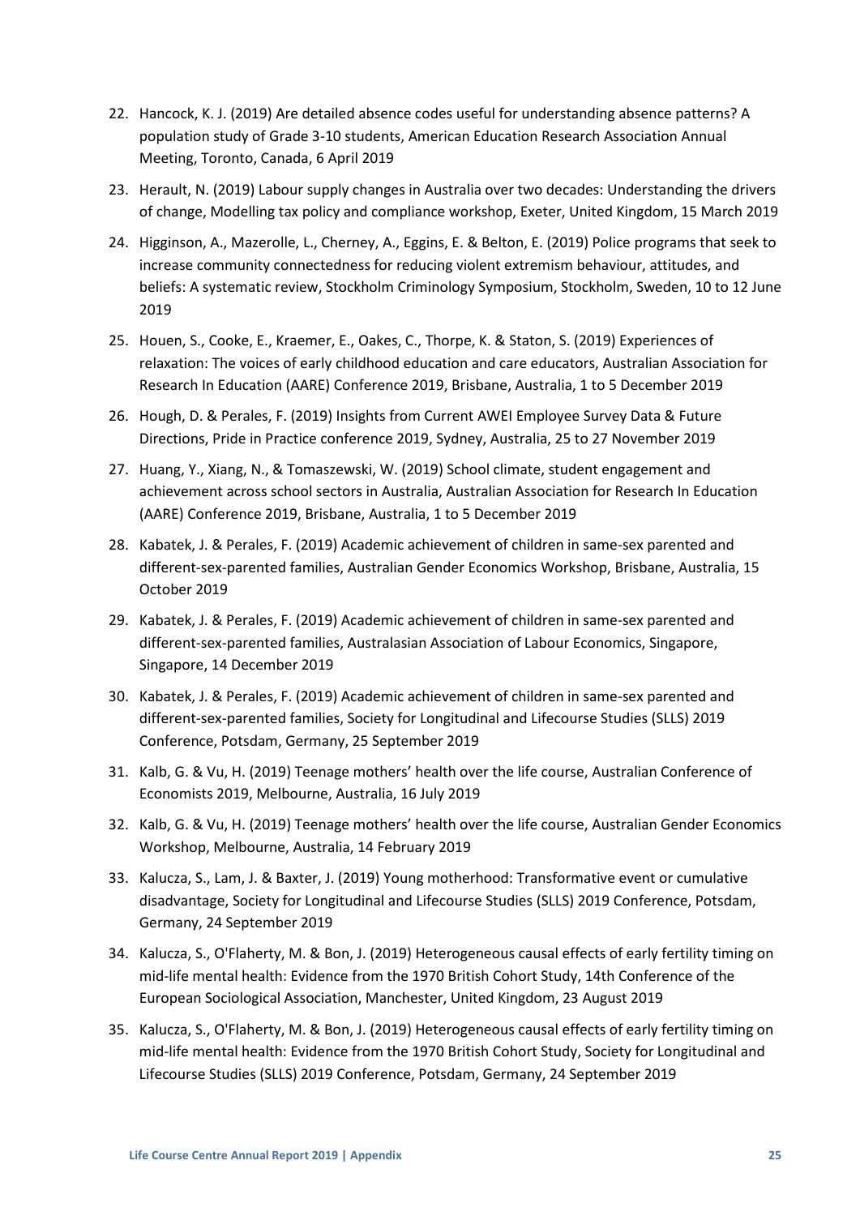22. Hancock, K. J. (2019) Are detailed absence codes useful for understanding absence patterns? A population study of Grade 3-10 students, American Education Research Association Annual Meeting, Toronto, Canada, 6 April 2019
23. Herault, N. (2019) Labour supply changes in Australia over two decades: Understanding the drivers of change, Modelling tax policy and compliance workshop, Exeter, United Kingdom, 15 March 2019
24. Higginson, A., Mazerolle, L., Cherney, A., Eggins, E. & Belton, E. (2019) Police programs that seek to increase community connectedness for reducing violent extremism behaviour, attitudes, and beliefs: A systematic review, Stockholm Criminology Symposium, Stockholm, Sweden, 10 to 12 June 2019
25. Houen, S., Cooke, E., Kraemer, E., Oakes, C., Thorpe, K. & Staton, S. (2019) Experiences of relaxation: The voices of early childhood education and care educators, Australian Association for Research In Education (AARE) Conference 2019, Brisbane, Australia, 1 to 5 December 2019
26. Hough, D. & Perales, F. (2019) Insights from Current AWEI Employee Survey Data & Future Directions, Pride in Practice conference 2019, Sydney, Australia, 25 to 27 November 2019
27. Huang, Y., Xiang, N., & Tomaszewski, W. (2019) School climate, student engagement and achievement across school sectors in Australia, Australian Association for Research In Education (AARE) Conference 2019, Brisbane, Australia, 1 to 5 December 2019
28. Kabatek, J. & Perales, F. (2019) Academic achievement of children in same-sex parented and different-sex-parented families, Australian Gender Economics Workshop, Brisbane, Australia, 15 October 2019
29. Kabatek, J. & Perales, F. (2019) Academic achievement of children in same-sex parented and different-sex-parented families, Australasian Association of Labour Economics, Singapore, Singapore, 14 December 2019
30. Kabatek, J. & Perales, F. (2019) Academic achievement of children in same-sex parented and different-sex-parented families, Society for Longitudinal and Lifecourse Studies (SLLS) 2019 Conference, Potsdam, Germany, 25 September 2019
31. Kalb, G. & Vu, H. (2019) Teenage mothers' health over the life course, Australian Conference of Economists 2019, Melbourne, Australia, 16 July 2019
32. Kalb, G. & Vu, H. (2019) Teenage mothers' health over the life course, Australian Gender Economics Workshop, Melbourne, Australia, 14 February 2019
33. Kalucza, S., Lam, J. & Baxter, J. (2019) Young motherhood: Transformative event or cumulative disadvantage, Society for Longitudinal and Lifecourse Studies (SLLS) 2019 Conference, Potsdam, Germany, 24 September 2019
34. Kalucza, S., O'Flaherty, M. & Bon, J. (2019) Heterogeneous causal effects of early fertility timing on mid-life mental health: Evidence from the 1970 British Cohort Study, 14th Conference of the European Sociological Association, Manchester, United Kingdom, 23 August 2019
35. Kalucza, S., O'Flaherty, M. & Bon, J. (2019) Heterogeneous causal effects of early fertility timing on mid-life mental health: Evidence from the 1970 British Cohort Study, Society for Longitudinal and Lifecourse Studies (SLLS) 2019 Conference, Potsdam, Germany, 24 September 2019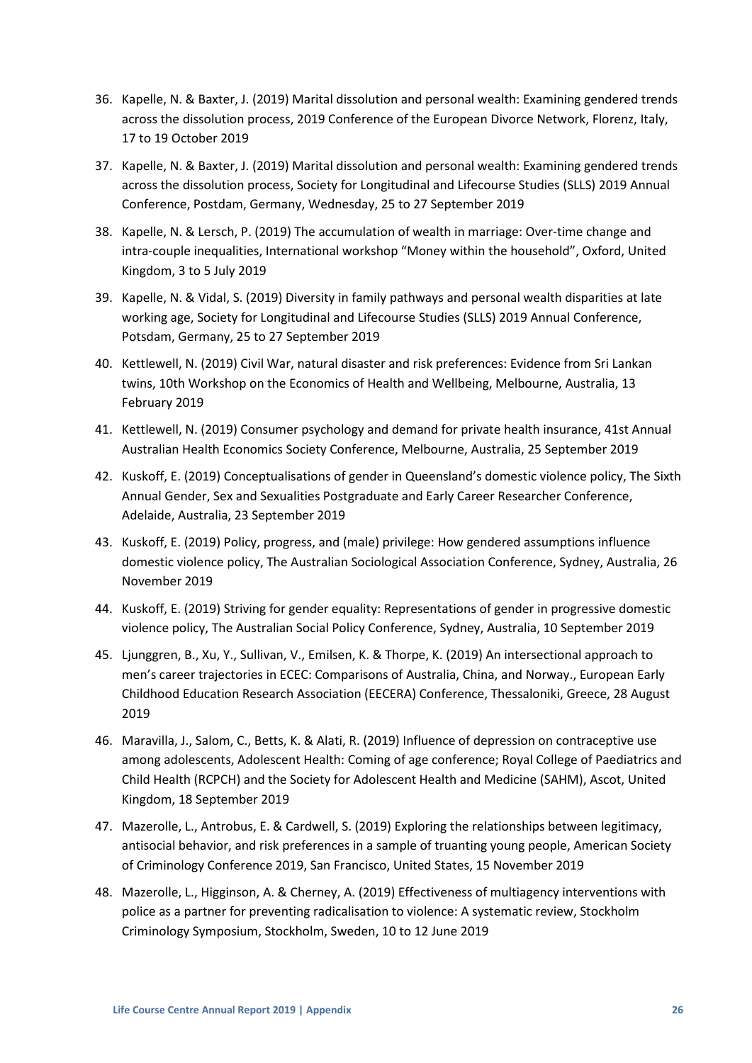36. Kapelle, N. & Baxter, J. (2019) Marital dissolution and personal wealth: Examining gendered trends across the dissolution process, 2019 Conference of the European Divorce Network, Florenz, Italy, 17 to 19 October 2019
37. Kapelle, N. & Baxter, J. (2019) Marital dissolution and personal wealth: Examining gendered trends across the dissolution process, Society for Longitudinal and Lifecourse Studies (SLLS) 2019 Annual Conference, Postdam, Germany, Wednesday, 25 to 27 September 2019
38. Kapelle, N. & Lersch, P. (2019) The accumulation of wealth in marriage: Over-time change and intra-couple inequalities, International workshop "Money within the household", Oxford, United Kingdom, 3 to 5 July 2019
39. Kapelle, N. & Vidal, S. (2019) Diversity in family pathways and personal wealth disparities at late working age, Society for Longitudinal and Lifecourse Studies (SLLS) 2019 Annual Conference, Potsdam, Germany, 25 to 27 September 2019
40. Kettlewell, N. (2019) Civil War, natural disaster and risk preferences: Evidence from Sri Lankan twins, 10th Workshop on the Economics of Health and Wellbeing, Melbourne, Australia, 13 February 2019
41. Kettlewell, N. (2019) Consumer psychology and demand for private health insurance, 41st Annual Australian Health Economics Society Conference, Melbourne, Australia, 25 September 2019
42. Kuskoff, E. (2019) Conceptualisations of gender in Queensland's domestic violence policy, The Sixth Annual Gender, Sex and Sexualities Postgraduate and Early Career Researcher Conference, Adelaide, Australia, 23 September 2019
43. Kuskoff, E. (2019) Policy, progress, and (male) privilege: How gendered assumptions influence domestic violence policy, The Australian Sociological Association Conference, Sydney, Australia, 26 November 2019
44. Kuskoff, E. (2019) Striving for gender equality: Representations of gender in progressive domestic violence policy, The Australian Social Policy Conference, Sydney, Australia, 10 September 2019
45. Ljunggren, B., Xu, Y., Sullivan, V., Emilsen, K. & Thorpe, K. (2019) An intersectional approach to men's career trajectories in ECEC: Comparisons of Australia, China, and Norway., European Early Childhood Education Research Association (EECERA) Conference, Thessaloniki, Greece, 28 August 2019
46. Maravilla, J., Salom, C., Betts, K. & Alati, R. (2019) Influence of depression on contraceptive use among adolescents, Adolescent Health: Coming of age conference; Royal College of Paediatrics and Child Health (RCPCH) and the Society for Adolescent Health and Medicine (SAHM), Ascot, United Kingdom, 18 September 2019
47. Mazerolle, L., Antrobus, E. & Cardwell, S. (2019) Exploring the relationships between legitimacy, antisocial behavior, and risk preferences in a sample of truanting young people, American Society of Criminology Conference 2019, San Francisco, United States, 15 November 2019
48. Mazerolle, L., Higginson, A. & Cherney, A. (2019) Effectiveness of multiagency interventions with police as a partner for preventing radicalisation to violence: A systematic review, Stockholm Criminology Symposium, Stockholm, Sweden, 10 to 12 June 2019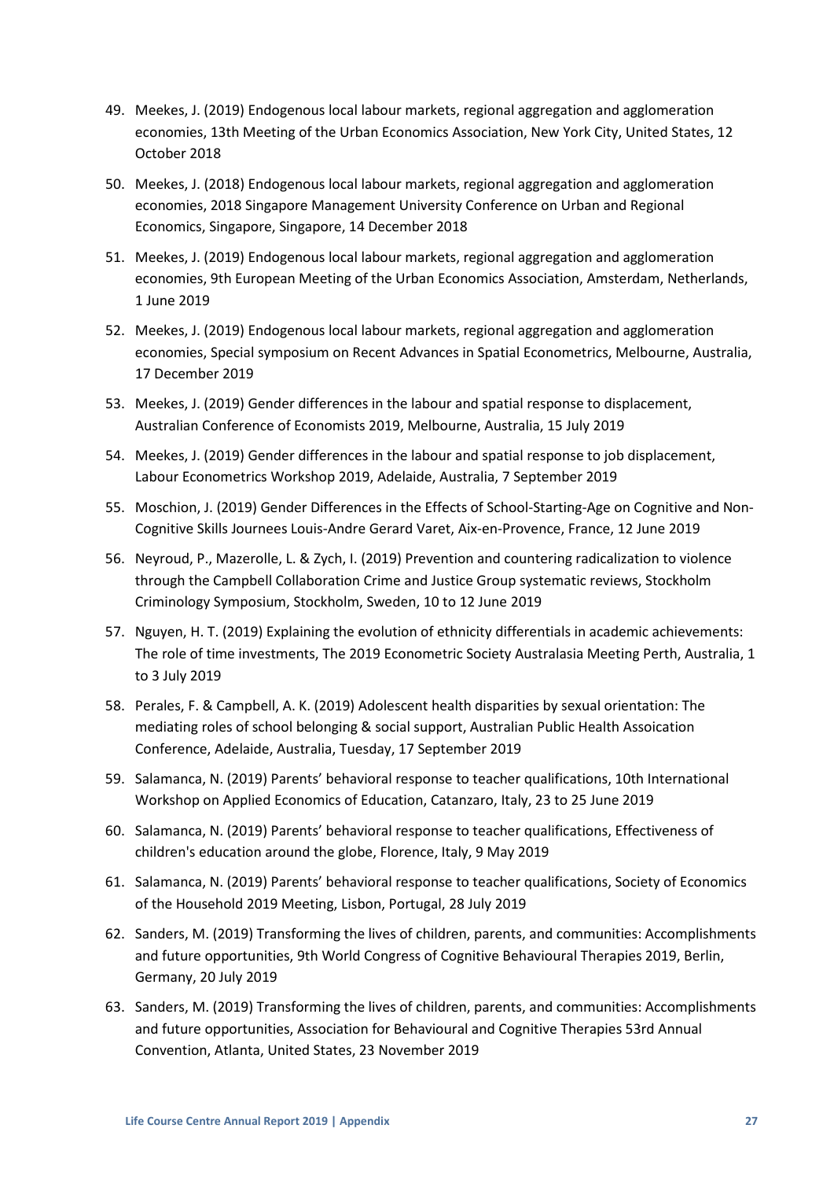49. Meekes, J. (2019) Endogenous local labour markets, regional aggregation and agglomeration economies, 13th Meeting of the Urban Economics Association, New York City, United States, 12 October 2018
50. Meekes, J. (2018) Endogenous local labour markets, regional aggregation and agglomeration economies, 2018 Singapore Management University Conference on Urban and Regional Economics, Singapore, Singapore, 14 December 2018
51. Meekes, J. (2019) Endogenous local labour markets, regional aggregation and agglomeration economies, 9th European Meeting of the Urban Economics Association, Amsterdam, Netherlands, 1 June 2019
52. Meekes, J. (2019) Endogenous local labour markets, regional aggregation and agglomeration economies, Special symposium on Recent Advances in Spatial Econometrics, Melbourne, Australia, 17 December 2019
53. Meekes, J. (2019) Gender differences in the labour and spatial response to displacement, Australian Conference of Economists 2019, Melbourne, Australia, 15 July 2019
54. Meekes, J. (2019) Gender differences in the labour and spatial response to job displacement, Labour Econometrics Workshop 2019, Adelaide, Australia, 7 September 2019
55. Moschion, J. (2019) Gender Differences in the Effects of School-Starting-Age on Cognitive and Non-Cognitive Skills Journees Louis-Andre Gerard Varet, Aix-en-Provence, France, 12 June 2019
56. Neyroud, P., Mazerolle, L. & Zych, I. (2019) Prevention and countering radicalization to violence through the Campbell Collaboration Crime and Justice Group systematic reviews, Stockholm Criminology Symposium, Stockholm, Sweden, 10 to 12 June 2019
57. Nguyen, H. T. (2019) Explaining the evolution of ethnicity differentials in academic achievements: The role of time investments, The 2019 Econometric Society Australasia Meeting Perth, Australia, 1 to 3 July 2019
58. Perales, F. & Campbell, A. K. (2019) Adolescent health disparities by sexual orientation: The mediating roles of school belonging & social support, Australian Public Health Assoication Conference, Adelaide, Australia, Tuesday, 17 September 2019
59. Salamanca, N. (2019) Parents' behavioral response to teacher qualifications, 10th International Workshop on Applied Economics of Education, Catanzaro, Italy, 23 to 25 June 2019
60. Salamanca, N. (2019) Parents' behavioral response to teacher qualifications, Effectiveness of children's education around the globe, Florence, Italy, 9 May 2019
61. Salamanca, N. (2019) Parents' behavioral response to teacher qualifications, Society of Economics of the Household 2019 Meeting, Lisbon, Portugal, 28 July 2019
62. Sanders, M. (2019) Transforming the lives of children, parents, and communities: Accomplishments and future opportunities, 9th World Congress of Cognitive Behavioural Therapies 2019, Berlin, Germany, 20 July 2019
63. Sanders, M. (2019) Transforming the lives of children, parents, and communities: Accomplishments and future opportunities, Association for Behavioural and Cognitive Therapies 53rd Annual Convention, Atlanta, United States, 23 November 2019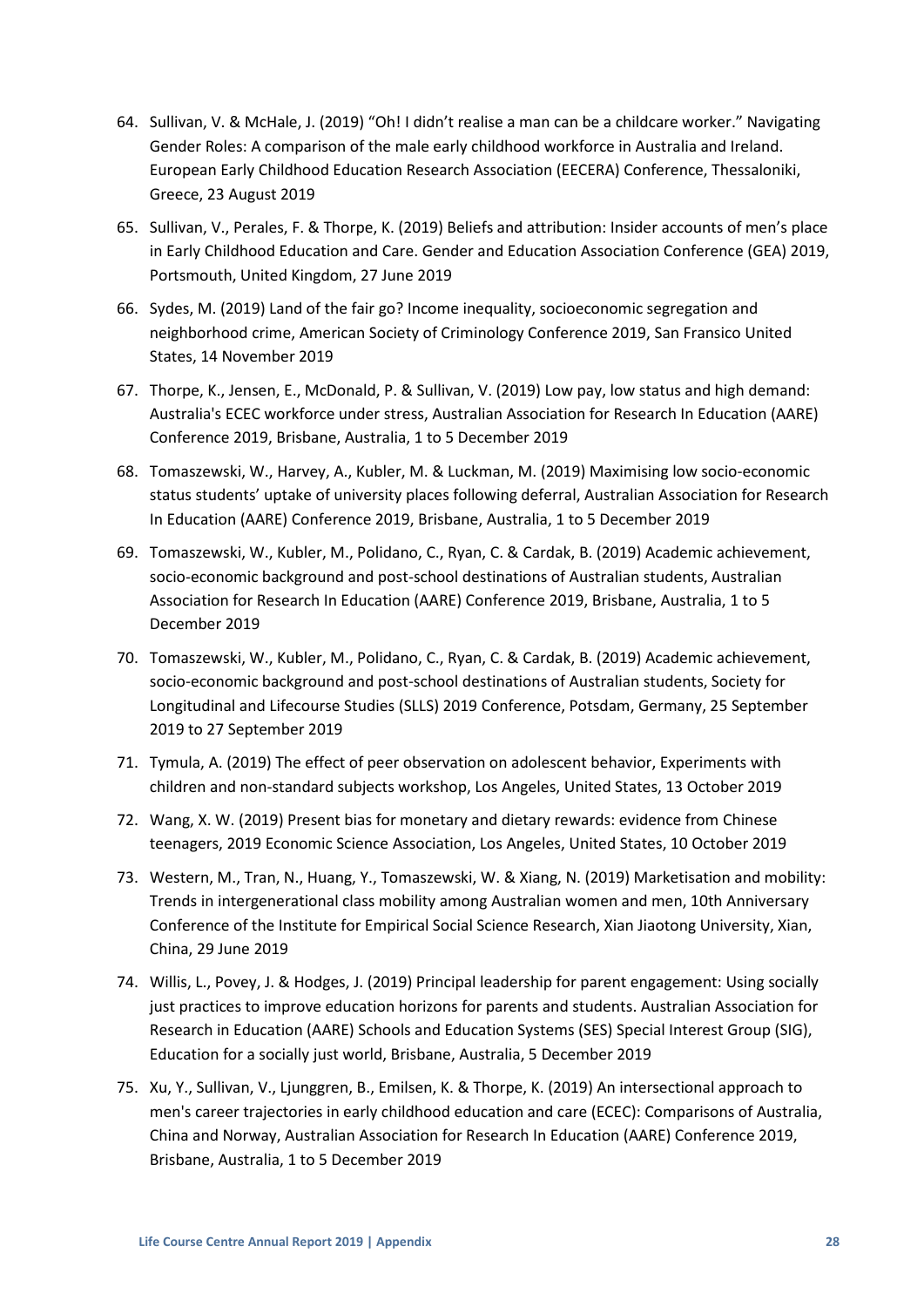64. Sullivan, V. & McHale, J. (2019) "Oh! I didn't realise a man can be a childcare worker." Navigating Gender Roles: A comparison of the male early childhood workforce in Australia and Ireland. European Early Childhood Education Research Association (EECERA) Conference, Thessaloniki, Greece, 23 August 2019
65. Sullivan, V., Perales, F. & Thorpe, K. (2019) Beliefs and attribution: Insider accounts of men's place in Early Childhood Education and Care. Gender and Education Association Conference (GEA) 2019, Portsmouth, United Kingdom, 27 June 2019
66. Sydes, M. (2019) Land of the fair go? Income inequality, socioeconomic segregation and neighborhood crime, American Society of Criminology Conference 2019, San Fransico United States, 14 November 2019
67. Thorpe, K., Jensen, E., McDonald, P. & Sullivan, V. (2019) Low pay, low status and high demand: Australia's ECEC workforce under stress, Australian Association for Research In Education (AARE) Conference 2019, Brisbane, Australia, 1 to 5 December 2019
68. Tomaszewski, W., Harvey, A., Kubler, M. & Luckman, M. (2019) Maximising low socio-economic status students' uptake of university places following deferral, Australian Association for Research In Education (AARE) Conference 2019, Brisbane, Australia, 1 to 5 December 2019
69. Tomaszewski, W., Kubler, M., Polidano, C., Ryan, C. & Cardak, B. (2019) Academic achievement, socio-economic background and post-school destinations of Australian students, Australian Association for Research In Education (AARE) Conference 2019, Brisbane, Australia, 1 to 5 December 2019
70. Tomaszewski, W., Kubler, M., Polidano, C., Ryan, C. & Cardak, B. (2019) Academic achievement, socio-economic background and post-school destinations of Australian students, Society for Longitudinal and Lifecourse Studies (SLLS) 2019 Conference, Potsdam, Germany, 25 September 2019 to 27 September 2019
71. Tymula, A. (2019) The effect of peer observation on adolescent behavior, Experiments with children and non-standard subjects workshop, Los Angeles, United States, 13 October 2019
72. Wang, X. W. (2019) Present bias for monetary and dietary rewards: evidence from Chinese teenagers, 2019 Economic Science Association, Los Angeles, United States, 10 October 2019
73. Western, M., Tran, N., Huang, Y., Tomaszewski, W. & Xiang, N. (2019) Marketisation and mobility: Trends in intergenerational class mobility among Australian women and men, 10th Anniversary Conference of the Institute for Empirical Social Science Research, Xian Jiaotong University, Xian, China, 29 June 2019
74. Willis, L., Povey, J. & Hodges, J. (2019) Principal leadership for parent engagement: Using socially just practices to improve education horizons for parents and students. Australian Association for Research in Education (AARE) Schools and Education Systems (SES) Special Interest Group (SIG), Education for a socially just world, Brisbane, Australia, 5 December 2019
75. Xu, Y., Sullivan, V., Ljunggren, B., Emilsen, K. & Thorpe, K. (2019) An intersectional approach to men's career trajectories in early childhood education and care (ECEC): Comparisons of Australia, China and Norway, Australian Association for Research In Education (AARE) Conference 2019, Brisbane, Australia, 1 to 5 December 2019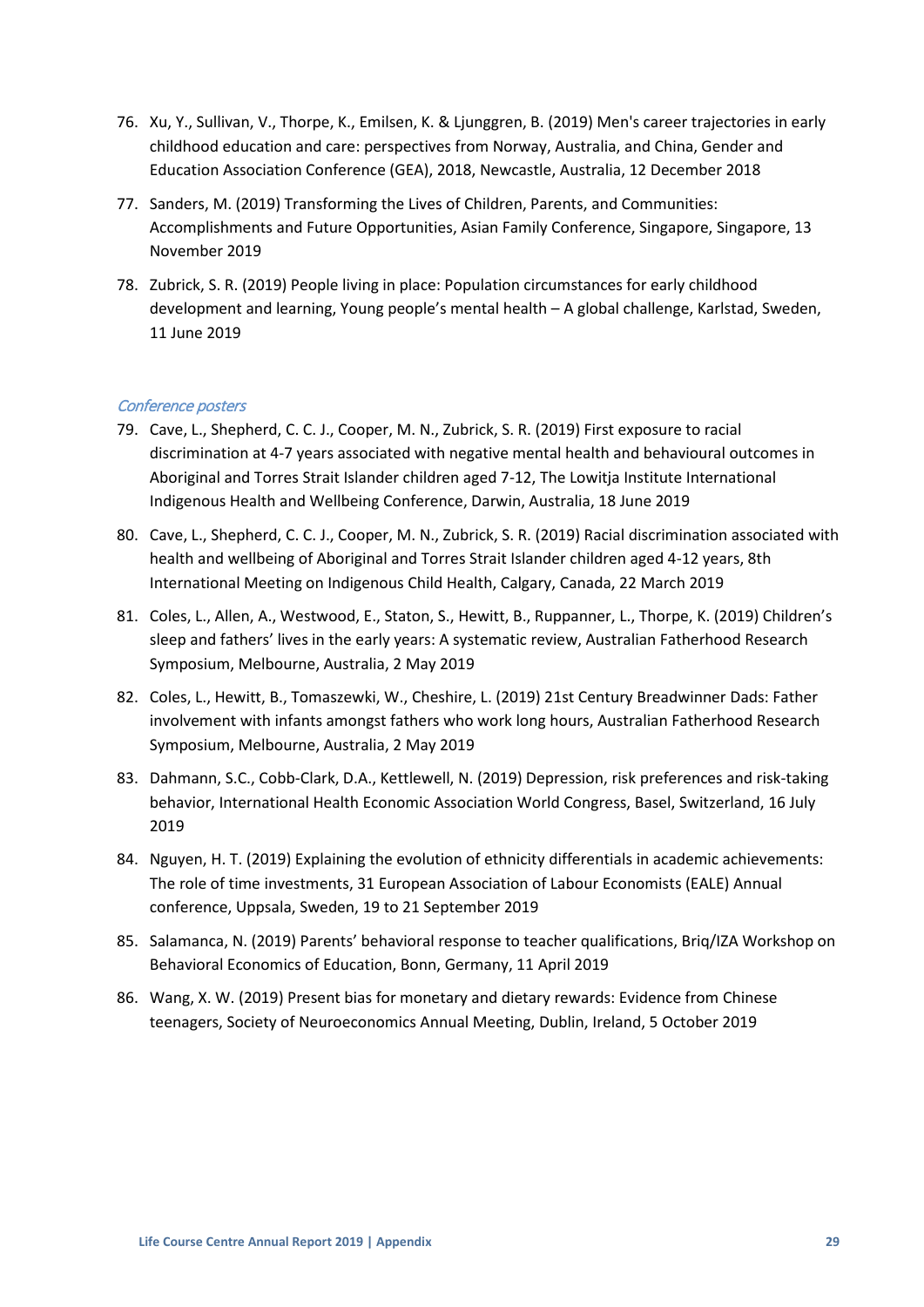76. Xu, Y., Sullivan, V., Thorpe, K., Emilsen, K. & Ljunggren, B. (2019) Men's career trajectories in early childhood education and care: perspectives from Norway, Australia, and China, Gender and Education Association Conference (GEA), 2018, Newcastle, Australia, 12 December 2018
77. Sanders, M. (2019) Transforming the Lives of Children, Parents, and Communities: Accomplishments and Future Opportunities, Asian Family Conference, Singapore, Singapore, 13 November 2019
78. Zubrick, S. R. (2019) People living in place: Population circumstances for early childhood development and learning, Young people's mental health – A global challenge, Karlstad, Sweden, 11 June 2019

*Conference posters*

79. Cave, L., Shepherd, C. C. J., Cooper, M. N., Zubrick, S. R. (2019) First exposure to racial discrimination at 4-7 years associated with negative mental health and behavioural outcomes in Aboriginal and Torres Strait Islander children aged 7-12, The Lowitja Institute International Indigenous Health and Wellbeing Conference, Darwin, Australia, 18 June 2019
80. Cave, L., Shepherd, C. C. J., Cooper, M. N., Zubrick, S. R. (2019) Racial discrimination associated with health and wellbeing of Aboriginal and Torres Strait Islander children aged 4-12 years, 8th International Meeting on Indigenous Child Health, Calgary, Canada, 22 March 2019
81. Coles, L., Allen, A., Westwood, E., Staton, S., Hewitt, B., Ruppanner, L., Thorpe, K. (2019) Children's sleep and fathers' lives in the early years: A systematic review, Australian Fatherhood Research Symposium, Melbourne, Australia, 2 May 2019
82. Coles, L., Hewitt, B., Tomaszewki, W., Cheshire, L. (2019) 21st Century Breadwinner Dads: Father involvement with infants amongst fathers who work long hours, Australian Fatherhood Research Symposium, Melbourne, Australia, 2 May 2019
83. Dahmann, S.C., Cobb-Clark, D.A., Kettlewell, N. (2019) Depression, risk preferences and risk-taking behavior, International Health Economic Association World Congress, Basel, Switzerland, 16 July 2019
84. Nguyen, H. T. (2019) Explaining the evolution of ethnicity differentials in academic achievements: The role of time investments, 31 European Association of Labour Economists (EALE) Annual conference, Uppsala, Sweden, 19 to 21 September 2019
85. Salamanca, N. (2019) Parents' behavioral response to teacher qualifications, Briq/IZA Workshop on Behavioral Economics of Education, Bonn, Germany, 11 April 2019
86. Wang, X. W. (2019) Present bias for monetary and dietary rewards: Evidence from Chinese teenagers, Society of Neuroeconomics Annual Meeting, Dublin, Ireland, 5 October 2019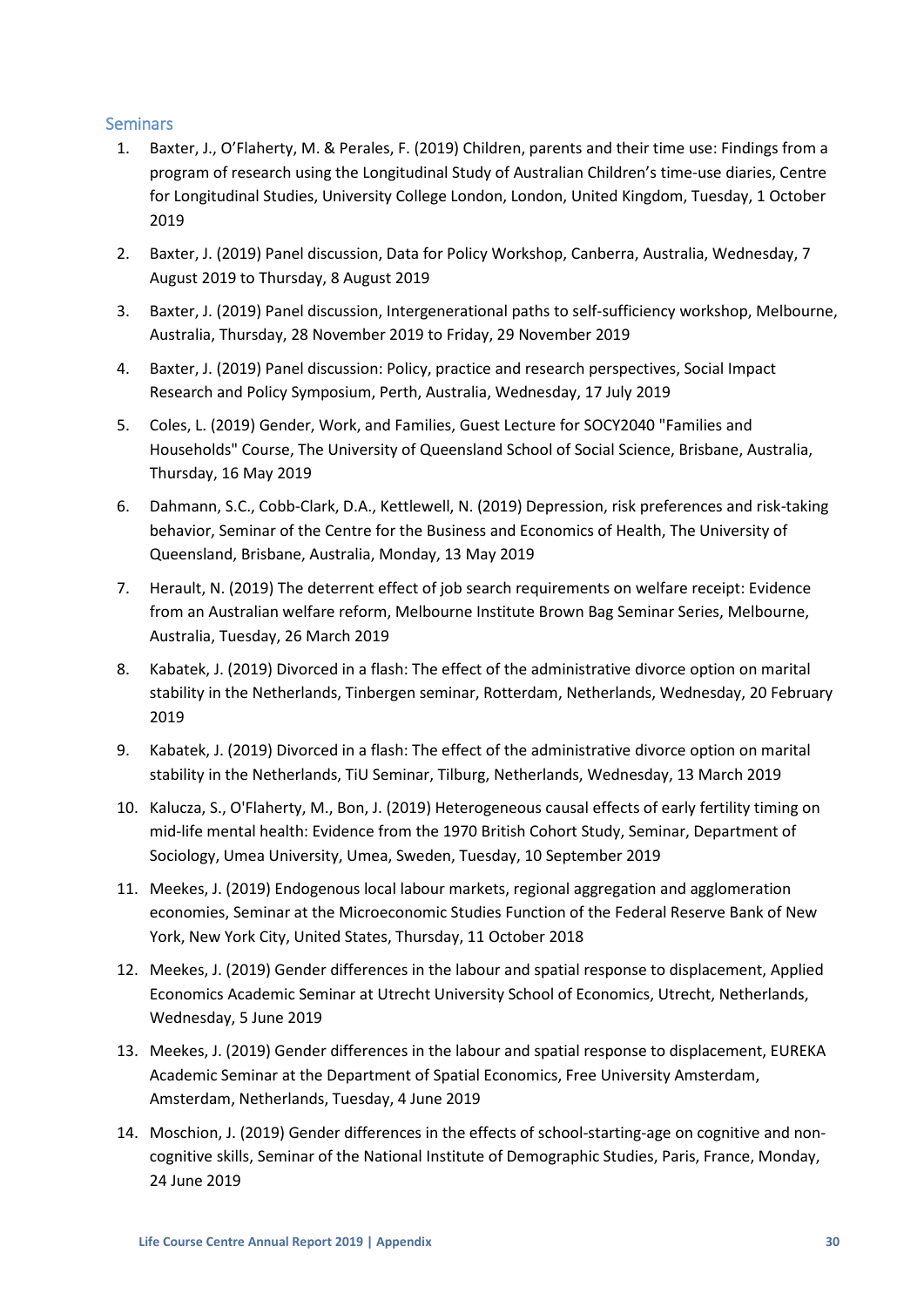## Seminars

1. Baxter, J., O'Flaherty, M. & Perales, F. (2019) Children, parents and their time use: Findings from a program of research using the Longitudinal Study of Australian Children's time-use diaries, Centre for Longitudinal Studies, University College London, London, United Kingdom, Tuesday, 1 October 2019
2. Baxter, J. (2019) Panel discussion, Data for Policy Workshop, Canberra, Australia, Wednesday, 7 August 2019 to Thursday, 8 August 2019
3. Baxter, J. (2019) Panel discussion, Intergenerational paths to self-sufficiency workshop, Melbourne, Australia, Thursday, 28 November 2019 to Friday, 29 November 2019
4. Baxter, J. (2019) Panel discussion: Policy, practice and research perspectives, Social Impact Research and Policy Symposium, Perth, Australia, Wednesday, 17 July 2019
5. Coles, L. (2019) Gender, Work, and Families, Guest Lecture for SOCY2040 "Families and Households" Course, The University of Queensland School of Social Science, Brisbane, Australia, Thursday, 16 May 2019
6. Dahmann, S.C., Cobb-Clark, D.A., Kettlewell, N. (2019) Depression, risk preferences and risk-taking behavior, Seminar of the Centre for the Business and Economics of Health, The University of Queensland, Brisbane, Australia, Monday, 13 May 2019
7. Herault, N. (2019) The deterrent effect of job search requirements on welfare receipt: Evidence from an Australian welfare reform, Melbourne Institute Brown Bag Seminar Series, Melbourne, Australia, Tuesday, 26 March 2019
8. Kabatek, J. (2019) Divorced in a flash: The effect of the administrative divorce option on marital stability in the Netherlands, Tinbergen seminar, Rotterdam, Netherlands, Wednesday, 20 February 2019
9. Kabatek, J. (2019) Divorced in a flash: The effect of the administrative divorce option on marital stability in the Netherlands, TiU Seminar, Tilburg, Netherlands, Wednesday, 13 March 2019
10. Kalucza, S., O'Flaherty, M., Bon, J. (2019) Heterogeneous causal effects of early fertility timing on mid-life mental health: Evidence from the 1970 British Cohort Study, Seminar, Department of Sociology, Umea University, Umea, Sweden, Tuesday, 10 September 2019
11. Meekes, J. (2019) Endogenous local labour markets, regional aggregation and agglomeration economies, Seminar at the Microeconomic Studies Function of the Federal Reserve Bank of New York, New York City, United States, Thursday, 11 October 2018
12. Meekes, J. (2019) Gender differences in the labour and spatial response to displacement, Applied Economics Academic Seminar at Utrecht University School of Economics, Utrecht, Netherlands, Wednesday, 5 June 2019
13. Meekes, J. (2019) Gender differences in the labour and spatial response to displacement, EUREKA Academic Seminar at the Department of Spatial Economics, Free University Amsterdam, Amsterdam, Netherlands, Tuesday, 4 June 2019
14. Moschion, J. (2019) Gender differences in the effects of school-starting-age on cognitive and non-cognitive skills, Seminar of the National Institute of Demographic Studies, Paris, France, Monday, 24 June 2019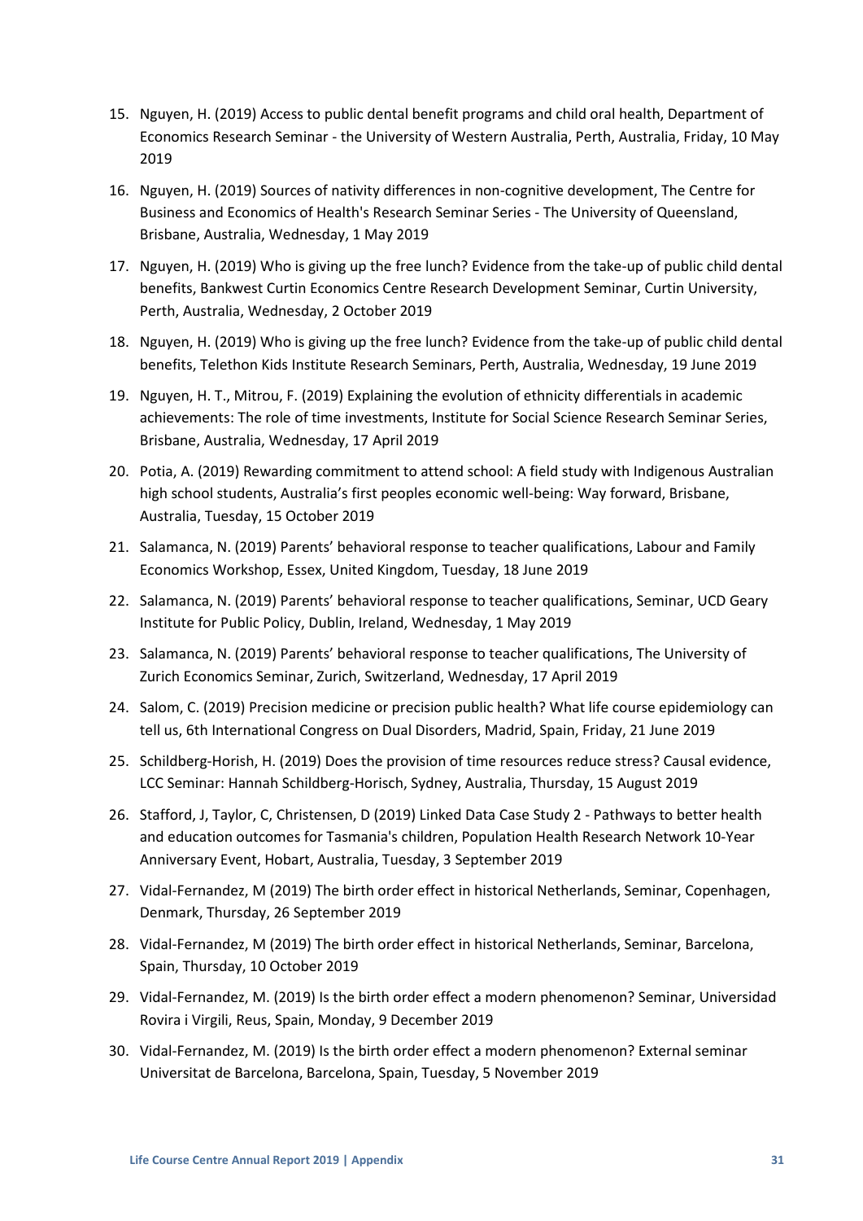15. Nguyen, H. (2019) Access to public dental benefit programs and child oral health, Department of Economics Research Seminar - the University of Western Australia, Perth, Australia, Friday, 10 May 2019
16. Nguyen, H. (2019) Sources of nativity differences in non-cognitive development, The Centre for Business and Economics of Health's Research Seminar Series - The University of Queensland, Brisbane, Australia, Wednesday, 1 May 2019
17. Nguyen, H. (2019) Who is giving up the free lunch? Evidence from the take-up of public child dental benefits, Bankwest Curtin Economics Centre Research Development Seminar, Curtin University, Perth, Australia, Wednesday, 2 October 2019
18. Nguyen, H. (2019) Who is giving up the free lunch? Evidence from the take-up of public child dental benefits, Telethon Kids Institute Research Seminars, Perth, Australia, Wednesday, 19 June 2019
19. Nguyen, H. T., Mitrou, F. (2019) Explaining the evolution of ethnicity differentials in academic achievements: The role of time investments, Institute for Social Science Research Seminar Series, Brisbane, Australia, Wednesday, 17 April 2019
20. Potia, A. (2019) Rewarding commitment to attend school: A field study with Indigenous Australian high school students, Australia's first peoples economic well-being: Way forward, Brisbane, Australia, Tuesday, 15 October 2019
21. Salamanca, N. (2019) Parents' behavioral response to teacher qualifications, Labour and Family Economics Workshop, Essex, United Kingdom, Tuesday, 18 June 2019
22. Salamanca, N. (2019) Parents' behavioral response to teacher qualifications, Seminar, UCD Geary Institute for Public Policy, Dublin, Ireland, Wednesday, 1 May 2019
23. Salamanca, N. (2019) Parents' behavioral response to teacher qualifications, The University of Zurich Economics Seminar, Zurich, Switzerland, Wednesday, 17 April 2019
24. Salom, C. (2019) Precision medicine or precision public health? What life course epidemiology can tell us, 6th International Congress on Dual Disorders, Madrid, Spain, Friday, 21 June 2019
25. Schildberg-Horish, H. (2019) Does the provision of time resources reduce stress? Causal evidence, LCC Seminar: Hannah Schildberg-Horisch, Sydney, Australia, Thursday, 15 August 2019
26. Stafford, J, Taylor, C, Christensen, D (2019) Linked Data Case Study 2 - Pathways to better health and education outcomes for Tasmania's children, Population Health Research Network 10-Year Anniversary Event, Hobart, Australia, Tuesday, 3 September 2019
27. Vidal-Fernandez, M (2019) The birth order effect in historical Netherlands, Seminar, Copenhagen, Denmark, Thursday, 26 September 2019
28. Vidal-Fernandez, M (2019) The birth order effect in historical Netherlands, Seminar, Barcelona, Spain, Thursday, 10 October 2019
29. Vidal-Fernandez, M. (2019) Is the birth order effect a modern phenomenon? Seminar, Universidad Rovira i Virgili, Reus, Spain, Monday, 9 December 2019
30. Vidal-Fernandez, M. (2019) Is the birth order effect a modern phenomenon? External seminar Universitat de Barcelona, Barcelona, Spain, Tuesday, 5 November 2019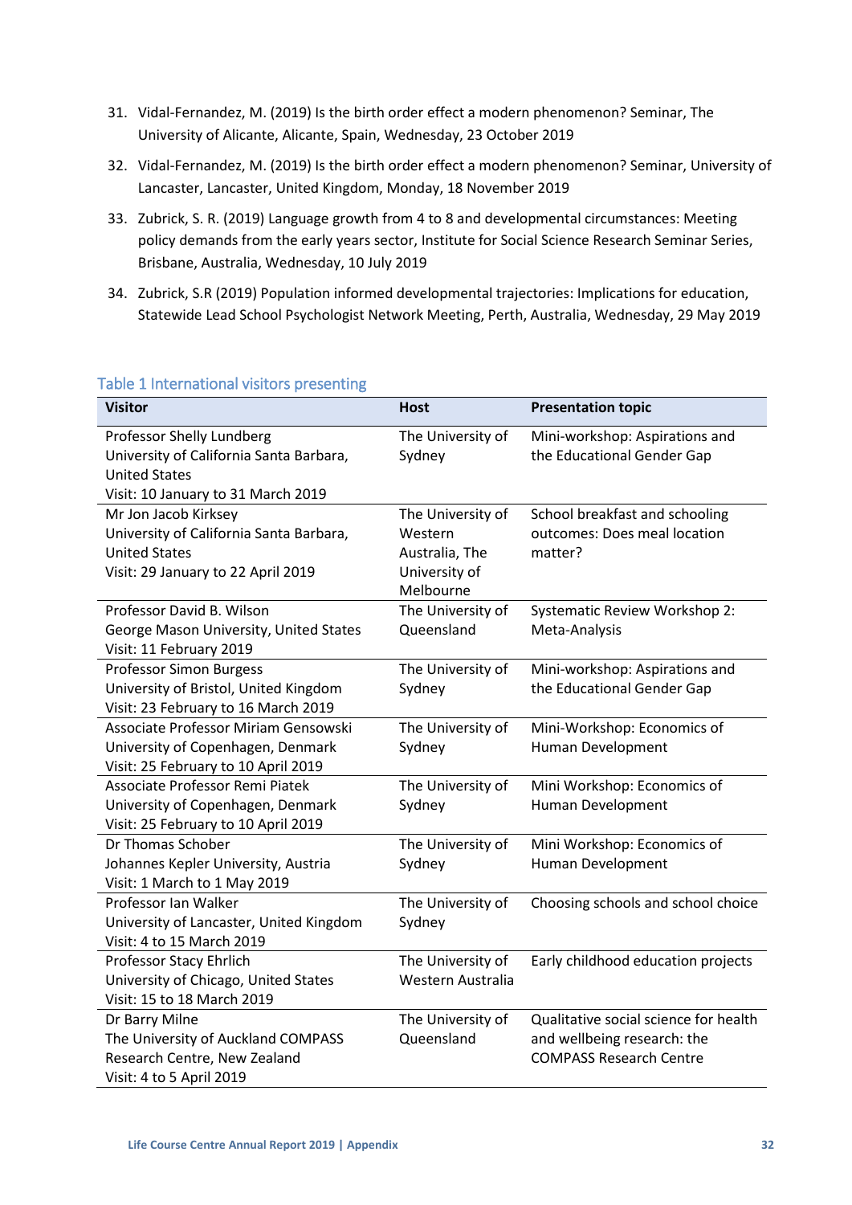31. Vidal-Fernandez, M. (2019) Is the birth order effect a modern phenomenon? Seminar, The University of Alicante, Alicante, Spain, Wednesday, 23 October 2019

32. Vidal-Fernandez, M. (2019) Is the birth order effect a modern phenomenon? Seminar, University of Lancaster, Lancaster, United Kingdom, Monday, 18 November 2019

33. Zubrick, S. R. (2019) Language growth from 4 to 8 and developmental circumstances: Meeting policy demands from the early years sector, Institute for Social Science Research Seminar Series, Brisbane, Australia, Wednesday, 10 July 2019

34. Zubrick, S.R (2019) Population informed developmental trajectories: Implications for education, Statewide Lead School Psychologist Network Meeting, Perth, Australia, Wednesday, 29 May 2019

### Table 1 International visitors presenting

| Visitor | Host | Presentation topic |
|---|---|---|
| Professor Shelly Lundberg<br>University of California Santa Barbara, United States<br>Visit: 10 January to 31 March 2019 | The University of Sydney | Mini-workshop: Aspirations and the Educational Gender Gap |
| Mr Jon Jacob Kirksey<br>University of California Santa Barbara, United States<br>Visit: 29 January to 22 April 2019 | The University of Western Australia, The University of Melbourne | School breakfast and schooling outcomes: Does meal location matter? |
| Professor David B. Wilson<br>George Mason University, United States<br>Visit: 11 February 2019 | The University of Queensland | Systematic Review Workshop 2: Meta-Analysis |
| Professor Simon Burgess<br>University of Bristol, United Kingdom<br>Visit: 23 February to 16 March 2019 | The University of Sydney | Mini-workshop: Aspirations and the Educational Gender Gap |
| Associate Professor Miriam Gensowski<br>University of Copenhagen, Denmark<br>Visit: 25 February to 10 April 2019 | The University of Sydney | Mini-Workshop: Economics of Human Development |
| Associate Professor Remi Piatek<br>University of Copenhagen, Denmark<br>Visit: 25 February to 10 April 2019 | The University of Sydney | Mini Workshop: Economics of Human Development |
| Dr Thomas Schober<br>Johannes Kepler University, Austria<br>Visit: 1 March to 1 May 2019 | The University of Sydney | Mini Workshop: Economics of Human Development |
| Professor Ian Walker<br>University of Lancaster, United Kingdom<br>Visit: 4 to 15 March 2019 | The University of Sydney | Choosing schools and school choice |
| Professor Stacy Ehrlich<br>University of Chicago, United States<br>Visit: 15 to 18 March 2019 | The University of Western Australia | Early childhood education projects |
| Dr Barry Milne<br>The University of Auckland COMPASS Research Centre, New Zealand<br>Visit: 4 to 5 April 2019 | The University of Queensland | Qualitative social science for health and wellbeing research: the COMPASS Research Centre |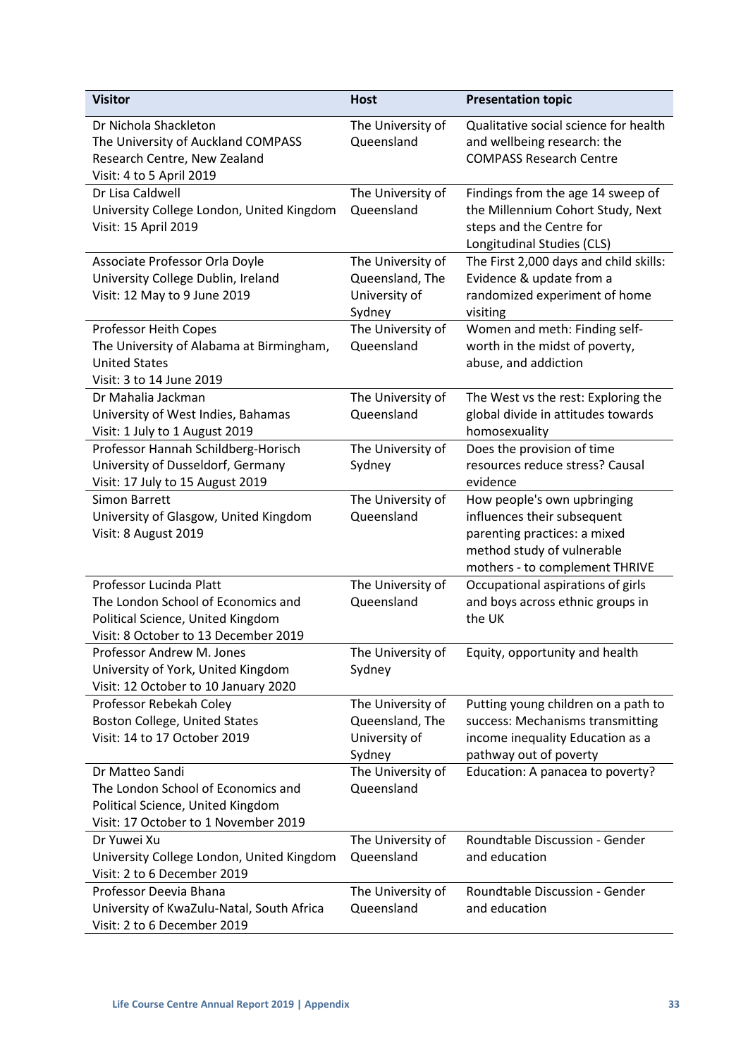| Visitor | Host | Presentation topic |
|---|---|---|
| Dr Nichola Shackleton<br>The University of Auckland COMPASS Research Centre, New Zealand<br>Visit: 4 to 5 April 2019 | The University of Queensland | Qualitative social science for health and wellbeing research: the COMPASS Research Centre |
| Dr Lisa Caldwell<br>University College London, United Kingdom<br>Visit: 15 April 2019 | The University of Queensland | Findings from the age 14 sweep of the Millennium Cohort Study, Next steps and the Centre for Longitudinal Studies (CLS) |
| Associate Professor Orla Doyle<br>University College Dublin, Ireland<br>Visit: 12 May to 9 June 2019 | The University of Queensland, The University of Sydney | The First 2,000 days and child skills: Evidence & update from a randomized experiment of home visiting |
| Professor Heith Copes<br>The University of Alabama at Birmingham, United States<br>Visit: 3 to 14 June 2019 | The University of Queensland | Women and meth: Finding self-worth in the midst of poverty, abuse, and addiction |
| Dr Mahalia Jackman<br>University of West Indies, Bahamas<br>Visit: 1 July to 1 August 2019 | The University of Queensland | The West vs the rest: Exploring the global divide in attitudes towards homosexuality |
| Professor Hannah Schildberg-Horisch<br>University of Dusseldorf, Germany<br>Visit: 17 July to 15 August 2019 | The University of Sydney | Does the provision of time resources reduce stress? Causal evidence |
| Simon Barrett<br>University of Glasgow, United Kingdom<br>Visit: 8 August 2019 | The University of Queensland | How people's own upbringing influences their subsequent parenting practices: a mixed method study of vulnerable mothers - to complement THRIVE |
| Professor Lucinda Platt<br>The London School of Economics and Political Science, United Kingdom<br>Visit: 8 October to 13 December 2019 | The University of Queensland | Occupational aspirations of girls and boys across ethnic groups in the UK |
| Professor Andrew M. Jones<br>University of York, United Kingdom<br>Visit: 12 October to 10 January 2020 | The University of Sydney | Equity, opportunity and health |
| Professor Rebekah Coley<br>Boston College, United States<br>Visit: 14 to 17 October 2019 | The University of Queensland, The University of Sydney | Putting young children on a path to success: Mechanisms transmitting income inequality Education as a pathway out of poverty |
| Dr Matteo Sandi<br>The London School of Economics and Political Science, United Kingdom<br>Visit: 17 October to 1 November 2019 | The University of Queensland | Education: A panacea to poverty? |
| Dr Yuwei Xu<br>University College London, United Kingdom<br>Visit: 2 to 6 December 2019 | The University of Queensland | Roundtable Discussion - Gender and education |
| Professor Deevia Bhana<br>University of KwaZulu-Natal, South Africa<br>Visit: 2 to 6 December 2019 | The University of Queensland | Roundtable Discussion - Gender and education |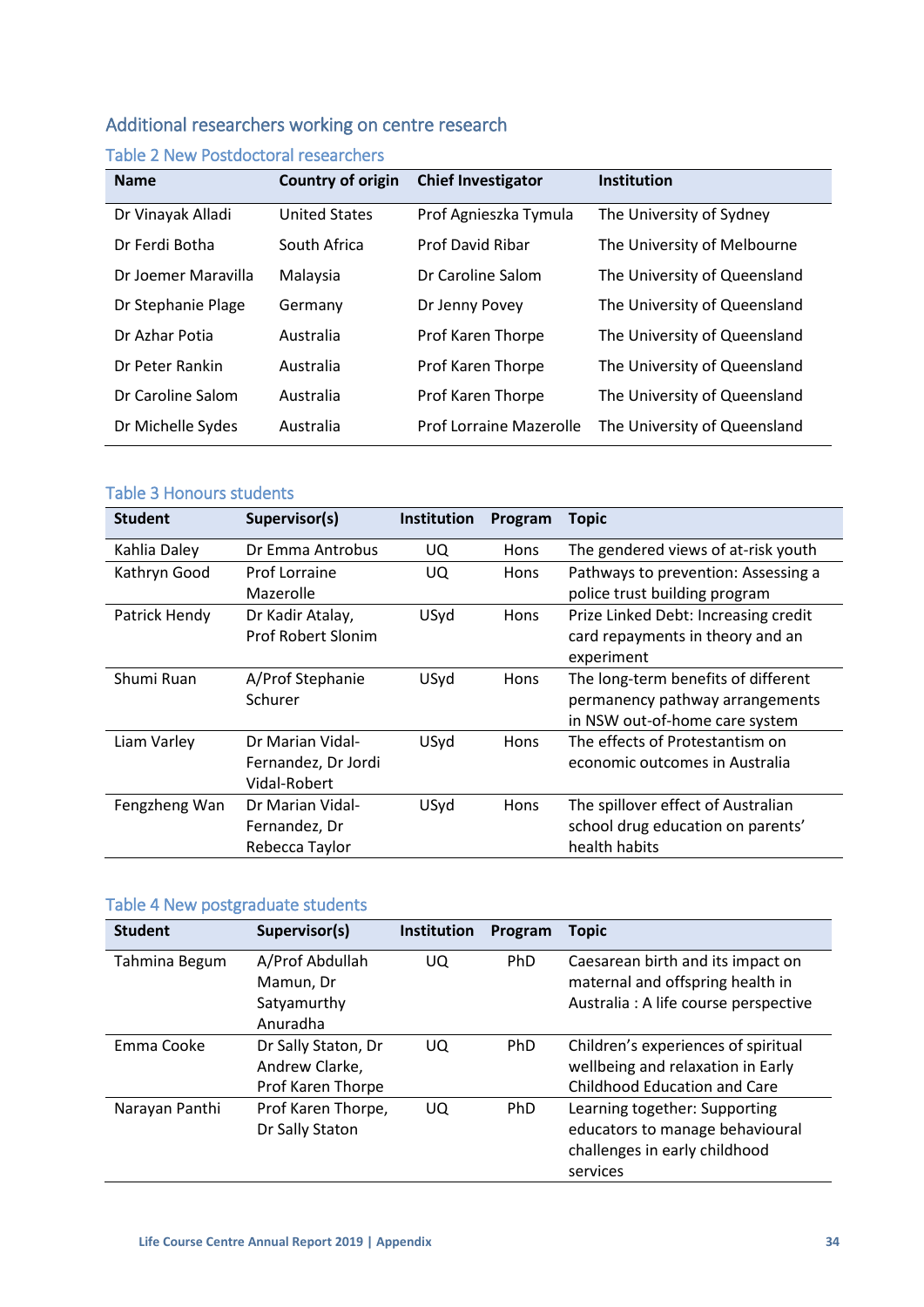## Additional researchers working on centre research

### Table 2 New Postdoctoral researchers

| Name | Country of origin | Chief Investigator | Institution |
|---|---|---|---|
| Dr Vinayak Alladi | United States | Prof Agnieszka Tymula | The University of Sydney |
| Dr Ferdi Botha | South Africa | Prof David Ribar | The University of Melbourne |
| Dr Joemer Maravilla | Malaysia | Dr Caroline Salom | The University of Queensland |
| Dr Stephanie Plage | Germany | Dr Jenny Povey | The University of Queensland |
| Dr Azhar Potia | Australia | Prof Karen Thorpe | The University of Queensland |
| Dr Peter Rankin | Australia | Prof Karen Thorpe | The University of Queensland |
| Dr Caroline Salom | Australia | Prof Karen Thorpe | The University of Queensland |
| Dr Michelle Sydes | Australia | Prof Lorraine Mazerolle | The University of Queensland |

### Table 3 Honours students

| Student | Supervisor(s) | Institution | Program | Topic |
|---|---|---|---|---|
| Kahlia Daley | Dr Emma Antrobus | UQ | Hons | The gendered views of at-risk youth |
| Kathryn Good | Prof Lorraine Mazerolle | UQ | Hons | Pathways to prevention: Assessing a police trust building program |
| Patrick Hendy | Dr Kadir Atalay, Prof Robert Slonim | USyd | Hons | Prize Linked Debt: Increasing credit card repayments in theory and an experiment |
| Shumi Ruan | A/Prof Stephanie Schurer | USyd | Hons | The long-term benefits of different permanency pathway arrangements in NSW out-of-home care system |
| Liam Varley | Dr Marian Vidal-Fernandez, Dr Jordi Vidal-Robert | USyd | Hons | The effects of Protestantism on economic outcomes in Australia |
| Fengzheng Wan | Dr Marian Vidal-Fernandez, Dr Rebecca Taylor | USyd | Hons | The spillover effect of Australian school drug education on parents' health habits |

### Table 4 New postgraduate students

| Student | Supervisor(s) | Institution | Program | Topic |
|---|---|---|---|---|
| Tahmina Begum | A/Prof Abdullah Mamun, Dr Satyamurthy Anuradha | UQ | PhD | Caesarean birth and its impact on maternal and offspring health in Australia : A life course perspective |
| Emma Cooke | Dr Sally Staton, Dr Andrew Clarke, Prof Karen Thorpe | UQ | PhD | Children's experiences of spiritual wellbeing and relaxation in Early Childhood Education and Care |
| Narayan Panthi | Prof Karen Thorpe, Dr Sally Staton | UQ | PhD | Learning together: Supporting educators to manage behavioural challenges in early childhood services |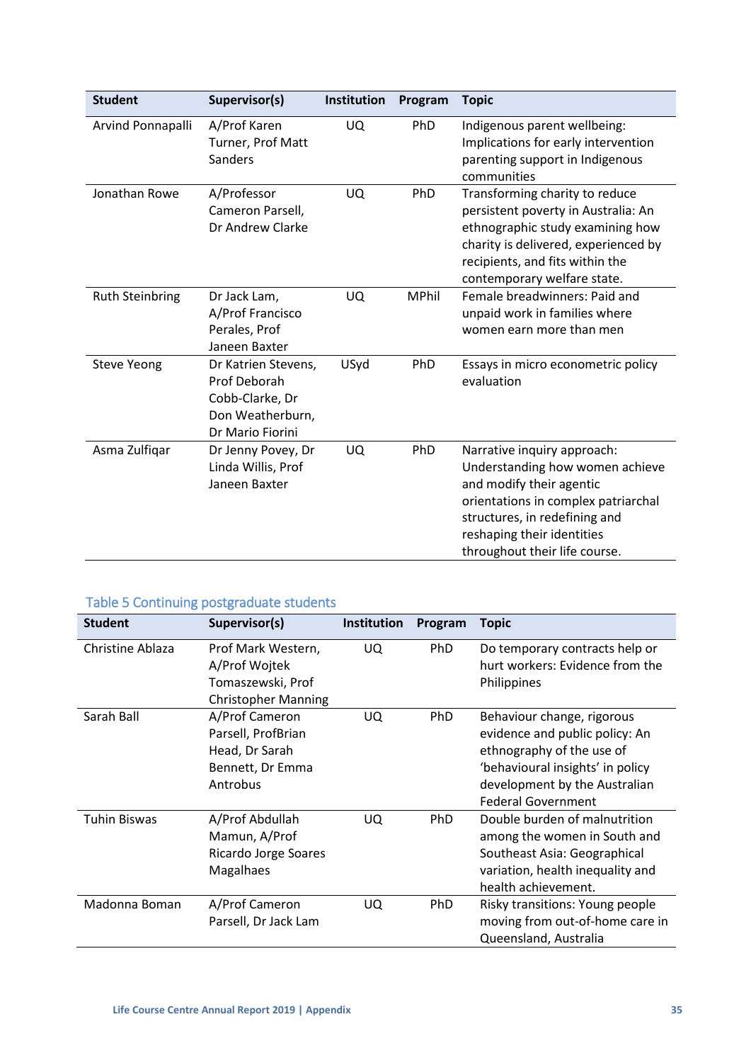| Student | Supervisor(s) | Institution | Program | Topic |
|---|---|---|---|---|
| Arvind Ponnapalli | A/Prof Karen Turner, Prof Matt Sanders | UQ | PhD | Indigenous parent wellbeing: Implications for early intervention parenting support in Indigenous communities |
| Jonathan Rowe | A/Professor Cameron Parsell, Dr Andrew Clarke | UQ | PhD | Transforming charity to reduce persistent poverty in Australia: An ethnographic study examining how charity is delivered, experienced by recipients, and fits within the contemporary welfare state. |
| Ruth Steinbring | Dr Jack Lam, A/Prof Francisco Perales, Prof Janeen Baxter | UQ | MPhil | Female breadwinners: Paid and unpaid work in families where women earn more than men |
| Steve Yeong | Dr Katrien Stevens, Prof Deborah Cobb-Clarke, Dr Don Weatherburn, Dr Mario Fiorini | USyd | PhD | Essays in micro econometric policy evaluation |
| Asma Zulfiqar | Dr Jenny Povey, Dr Linda Willis, Prof Janeen Baxter | UQ | PhD | Narrative inquiry approach: Understanding how women achieve and modify their agentic orientations in complex patriarchal structures, in redefining and reshaping their identities throughout their life course. |

### Table 5 Continuing postgraduate students

| Student | Supervisor(s) | Institution | Program | Topic |
|---|---|---|---|---|
| Christine Ablaza | Prof Mark Western, A/Prof Wojtek Tomaszewski, Prof Christopher Manning | UQ | PhD | Do temporary contracts help or hurt workers: Evidence from the Philippines |
| Sarah Ball | A/Prof Cameron Parsell, ProfBrian Head, Dr Sarah Bennett, Dr Emma Antrobus | UQ | PhD | Behaviour change, rigorous evidence and public policy: An ethnography of the use of 'behavioural insights' in policy development by the Australian Federal Government |
| Tuhin Biswas | A/Prof Abdullah Mamun, A/Prof Ricardo Jorge Soares Magalhaes | UQ | PhD | Double burden of malnutrition among the women in South and Southeast Asia: Geographical variation, health inequality and health achievement. |
| Madonna Boman | A/Prof Cameron Parsell, Dr Jack Lam | UQ | PhD | Risky transitions: Young people moving from out-of-home care in Queensland, Australia |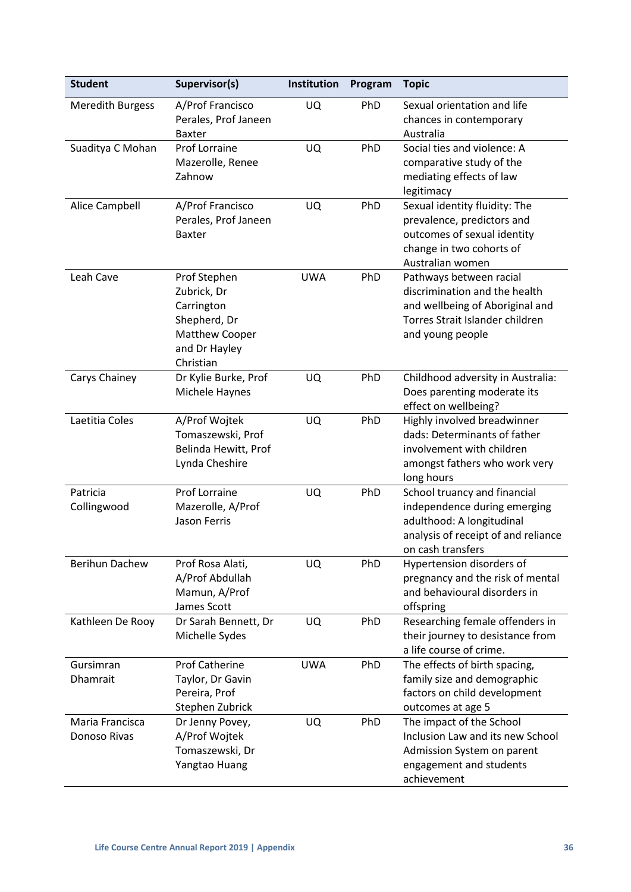| Student | Supervisor(s) | Institution | Program | Topic |
|---|---|---|---|---|
| Meredith Burgess | A/Prof Francisco Perales, Prof Janeen Baxter | UQ | PhD | Sexual orientation and life chances in contemporary Australia |
| Suaditya C Mohan | Prof Lorraine Mazerolle, Renee Zahnow | UQ | PhD | Social ties and violence: A comparative study of the mediating effects of law legitimacy |
| Alice Campbell | A/Prof Francisco Perales, Prof Janeen Baxter | UQ | PhD | Sexual identity fluidity: The prevalence, predictors and outcomes of sexual identity change in two cohorts of Australian women |
| Leah Cave | Prof Stephen Zubrick, Dr Carrington Shepherd, Dr Matthew Cooper and Dr Hayley Christian | UWA | PhD | Pathways between racial discrimination and the health and wellbeing of Aboriginal and Torres Strait Islander children and young people |
| Carys Chainey | Dr Kylie Burke, Prof Michele Haynes | UQ | PhD | Childhood adversity in Australia: Does parenting moderate its effect on wellbeing? |
| Laetitia Coles | A/Prof Wojtek Tomaszewski, Prof Belinda Hewitt, Prof Lynda Cheshire | UQ | PhD | Highly involved breadwinner dads: Determinants of father involvement with children amongst fathers who work very long hours |
| Patricia Collingwood | Prof Lorraine Mazerolle, A/Prof Jason Ferris | UQ | PhD | School truancy and financial independence during emerging adulthood: A longitudinal analysis of receipt of and reliance on cash transfers |
| Berihun Dachew | Prof Rosa Alati, A/Prof Abdullah Mamun, A/Prof James Scott | UQ | PhD | Hypertension disorders of pregnancy and the risk of mental and behavioural disorders in offspring |
| Kathleen De Rooy | Dr Sarah Bennett, Dr Michelle Sydes | UQ | PhD | Researching female offenders in their journey to desistance from a life course of crime. |
| Gursimran Dhamrait | Prof Catherine Taylor, Dr Gavin Pereira, Prof Stephen Zubrick | UWA | PhD | The effects of birth spacing, family size and demographic factors on child development outcomes at age 5 |
| Maria Francisca Donoso Rivas | Dr Jenny Povey, A/Prof Wojtek Tomaszewski, Dr Yangtao Huang | UQ | PhD | The impact of the School Inclusion Law and its new School Admission System on parent engagement and students achievement |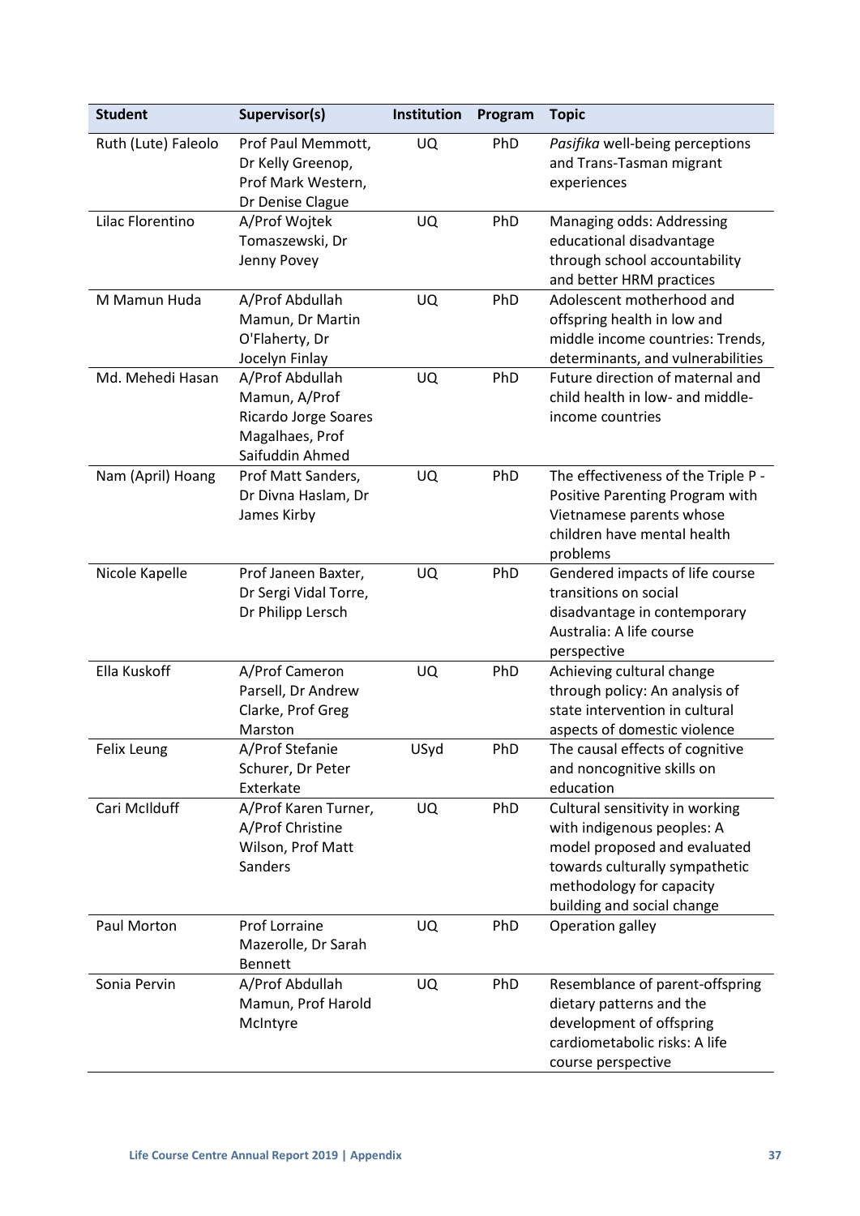| Student | Supervisor(s) | Institution | Program | Topic |
| --- | --- | --- | --- | --- |
| Ruth (Lute) Faleolo | Prof Paul Memmott, Dr Kelly Greenop, Prof Mark Western, Dr Denise Clague | UQ | PhD | *Pasifika* well-being perceptions and Trans-Tasman migrant experiences |
| Lilac Florentino | A/Prof Wojtek Tomaszewski, Dr Jenny Povey | UQ | PhD | Managing odds: Addressing educational disadvantage through school accountability and better HRM practices |
| M Mamun Huda | A/Prof Abdullah Mamun, Dr Martin O'Flaherty, Dr Jocelyn Finlay | UQ | PhD | Adolescent motherhood and offspring health in low and middle income countries: Trends, determinants, and vulnerabilities |
| Md. Mehedi Hasan | A/Prof Abdullah Mamun, A/Prof Ricardo Jorge Soares Magalhaes, Prof Saifuddin Ahmed | UQ | PhD | Future direction of maternal and child health in low- and middle-income countries |
| Nam (April) Hoang | Prof Matt Sanders, Dr Divna Haslam, Dr James Kirby | UQ | PhD | The effectiveness of the Triple P - Positive Parenting Program with Vietnamese parents whose children have mental health problems |
| Nicole Kapelle | Prof Janeen Baxter, Dr Sergi Vidal Torre, Dr Philipp Lersch | UQ | PhD | Gendered impacts of life course transitions on social disadvantage in contemporary Australia: A life course perspective |
| Ella Kuskoff | A/Prof Cameron Parsell, Dr Andrew Clarke, Prof Greg Marston | UQ | PhD | Achieving cultural change through policy: An analysis of state intervention in cultural aspects of domestic violence |
| Felix Leung | A/Prof Stefanie Schurer, Dr Peter Exterkate | USyd | PhD | The causal effects of cognitive and noncognitive skills on education |
| Cari McIlduff | A/Prof Karen Turner, A/Prof Christine Wilson, Prof Matt Sanders | UQ | PhD | Cultural sensitivity in working with indigenous peoples: A model proposed and evaluated towards culturally sympathetic methodology for capacity building and social change |
| Paul Morton | Prof Lorraine Mazerolle, Dr Sarah Bennett | UQ | PhD | Operation galley |
| Sonia Pervin | A/Prof Abdullah Mamun, Prof Harold McIntyre | UQ | PhD | Resemblance of parent-offspring dietary patterns and the development of offspring cardiometabolic risks: A life course perspective |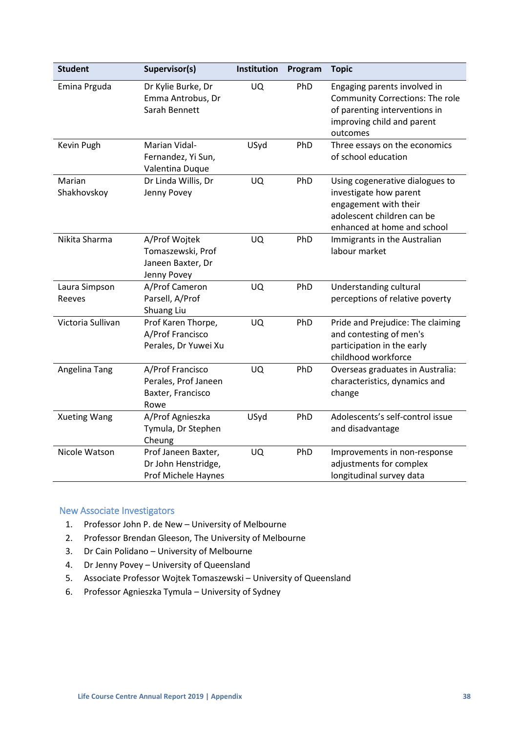| Student | Supervisor(s) | Institution | Program | Topic |
|---|---|---|---|---|
| Emina Prguda | Dr Kylie Burke, Dr Emma Antrobus, Dr Sarah Bennett | UQ | PhD | Engaging parents involved in Community Corrections: The role of parenting interventions in improving child and parent outcomes |
| Kevin Pugh | Marian Vidal-Fernandez, Yi Sun, Valentina Duque | USyd | PhD | Three essays on the economics of school education |
| Marian Shakhovskoy | Dr Linda Willis, Dr Jenny Povey | UQ | PhD | Using cogenerative dialogues to investigate how parent engagement with their adolescent children can be enhanced at home and school |
| Nikita Sharma | A/Prof Wojtek Tomaszewski, Prof Janeen Baxter, Dr Jenny Povey | UQ | PhD | Immigrants in the Australian labour market |
| Laura Simpson Reeves | A/Prof Cameron Parsell, A/Prof Shuang Liu | UQ | PhD | Understanding cultural perceptions of relative poverty |
| Victoria Sullivan | Prof Karen Thorpe, A/Prof Francisco Perales, Dr Yuwei Xu | UQ | PhD | Pride and Prejudice: The claiming and contesting of men's participation in the early childhood workforce |
| Angelina Tang | A/Prof Francisco Perales, Prof Janeen Baxter, Francisco Rowe | UQ | PhD | Overseas graduates in Australia: characteristics, dynamics and change |
| Xueting Wang | A/Prof Agnieszka Tymula, Dr Stephen Cheung | USyd | PhD | Adolescents's self-control issue and disadvantage |
| Nicole Watson | Prof Janeen Baxter, Dr John Henstridge, Prof Michele Haynes | UQ | PhD | Improvements in non-response adjustments for complex longitudinal survey data |

## New Associate Investigators

1. Professor John P. de New – University of Melbourne
2. Professor Brendan Gleeson, The University of Melbourne
3. Dr Cain Polidano – University of Melbourne
4. Dr Jenny Povey – University of Queensland
5. Associate Professor Wojtek Tomaszewski – University of Queensland
6. Professor Agnieszka Tymula – University of Sydney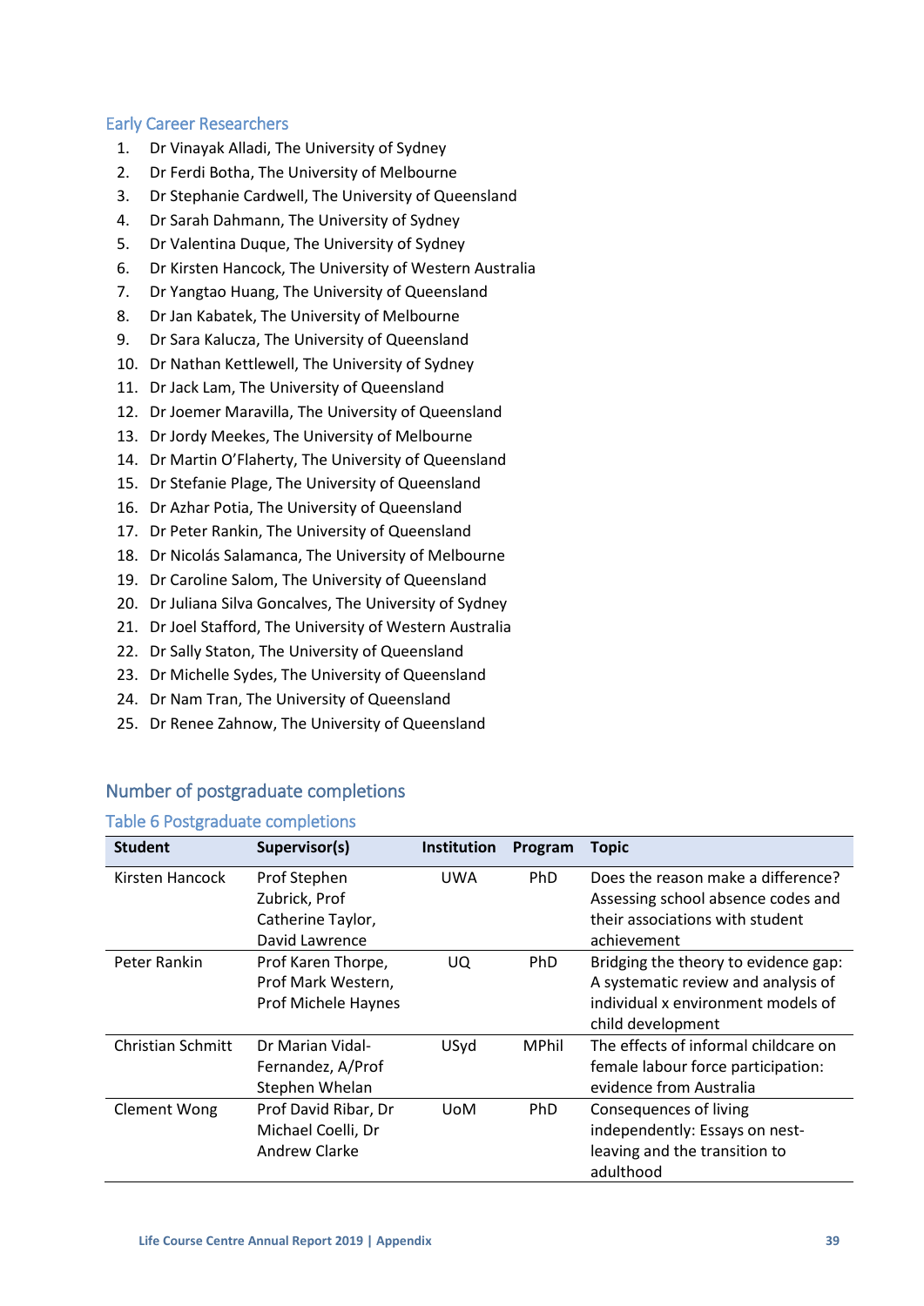## Early Career Researchers

1. Dr Vinayak Alladi, The University of Sydney
2. Dr Ferdi Botha, The University of Melbourne
3. Dr Stephanie Cardwell, The University of Queensland
4. Dr Sarah Dahmann, The University of Sydney
5. Dr Valentina Duque, The University of Sydney
6. Dr Kirsten Hancock, The University of Western Australia
7. Dr Yangtao Huang, The University of Queensland
8. Dr Jan Kabatek, The University of Melbourne
9. Dr Sara Kalucza, The University of Queensland
10. Dr Nathan Kettlewell, The University of Sydney
11. Dr Jack Lam, The University of Queensland
12. Dr Joemer Maravilla, The University of Queensland
13. Dr Jordy Meekes, The University of Melbourne
14. Dr Martin O'Flaherty, The University of Queensland
15. Dr Stefanie Plage, The University of Queensland
16. Dr Azhar Potia, The University of Queensland
17. Dr Peter Rankin, The University of Queensland
18. Dr Nicolás Salamanca, The University of Melbourne
19. Dr Caroline Salom, The University of Queensland
20. Dr Juliana Silva Goncalves, The University of Sydney
21. Dr Joel Stafford, The University of Western Australia
22. Dr Sally Staton, The University of Queensland
23. Dr Michelle Sydes, The University of Queensland
24. Dr Nam Tran, The University of Queensland
25. Dr Renee Zahnow, The University of Queensland

## Number of postgraduate completions

### Table 6 Postgraduate completions

| Student | Supervisor(s) | Institution | Program | Topic |
|---|---|---|---|---|
| Kirsten Hancock | Prof Stephen Zubrick, Prof Catherine Taylor, David Lawrence | UWA | PhD | Does the reason make a difference? Assessing school absence codes and their associations with student achievement |
| Peter Rankin | Prof Karen Thorpe, Prof Mark Western, Prof Michele Haynes | UQ | PhD | Bridging the theory to evidence gap: A systematic review and analysis of individual x environment models of child development |
| Christian Schmitt | Dr Marian Vidal-Fernandez, A/Prof Stephen Whelan | USyd | MPhil | The effects of informal childcare on female labour force participation: evidence from Australia |
| Clement Wong | Prof David Ribar, Dr Michael Coelli, Dr Andrew Clarke | UoM | PhD | Consequences of living independently: Essays on nest-leaving and the transition to adulthood |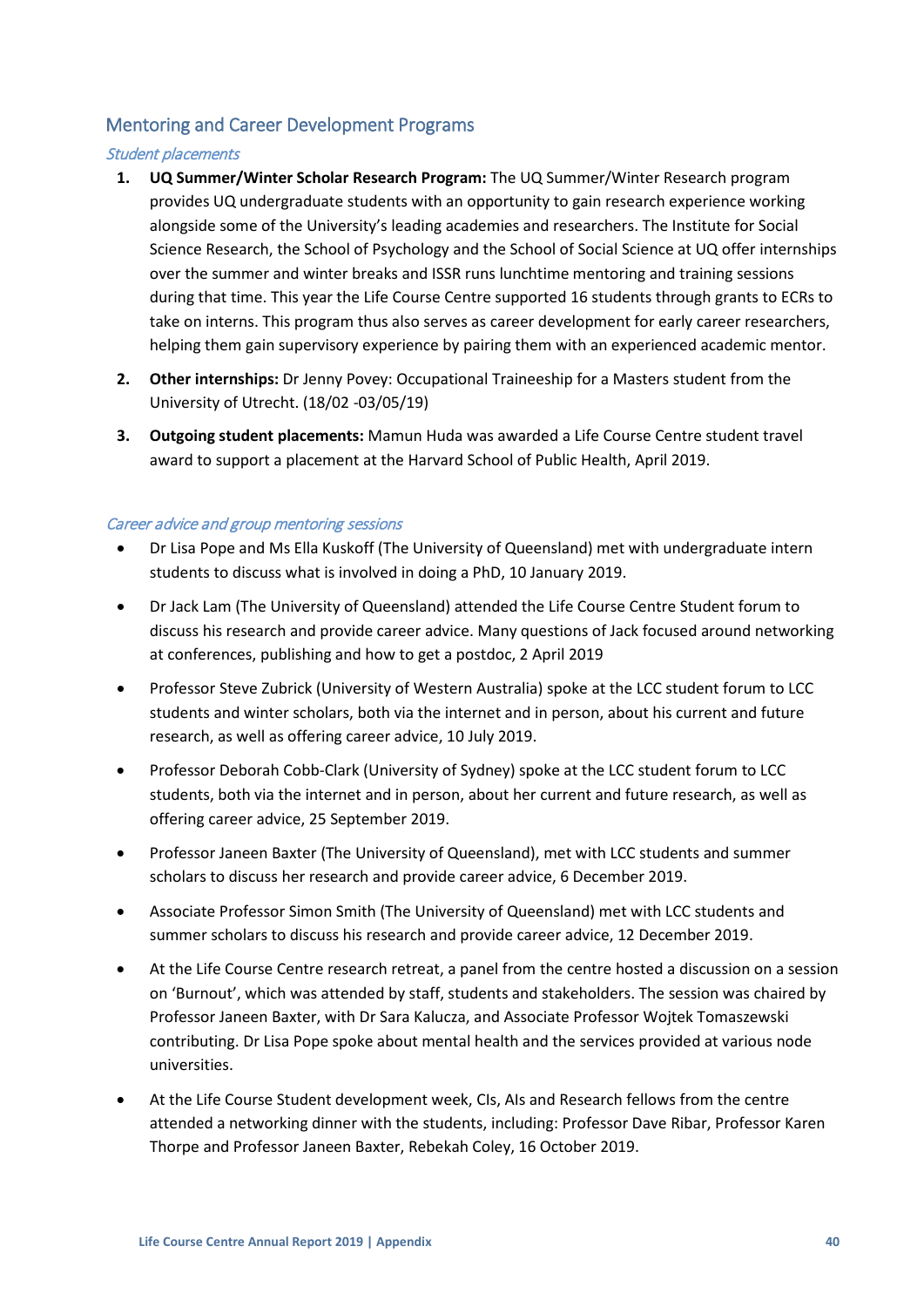## Mentoring and Career Development Programs

### *Student placements*

1. **UQ Summer/Winter Scholar Research Program:** The UQ Summer/Winter Research program provides UQ undergraduate students with an opportunity to gain research experience working alongside some of the University's leading academies and researchers. The Institute for Social Science Research, the School of Psychology and the School of Social Science at UQ offer internships over the summer and winter breaks and ISSR runs lunchtime mentoring and training sessions during that time. This year the Life Course Centre supported 16 students through grants to ECRs to take on interns. This program thus also serves as career development for early career researchers, helping them gain supervisory experience by pairing them with an experienced academic mentor.
2. **Other internships:** Dr Jenny Povey: Occupational Traineeship for a Masters student from the University of Utrecht. (18/02 -03/05/19)
3. **Outgoing student placements:** Mamun Huda was awarded a Life Course Centre student travel award to support a placement at the Harvard School of Public Health, April 2019.

### *Career advice and group mentoring sessions*

- Dr Lisa Pope and Ms Ella Kuskoff (The University of Queensland) met with undergraduate intern students to discuss what is involved in doing a PhD, 10 January 2019.
- Dr Jack Lam (The University of Queensland) attended the Life Course Centre Student forum to discuss his research and provide career advice. Many questions of Jack focused around networking at conferences, publishing and how to get a postdoc, 2 April 2019
- Professor Steve Zubrick (University of Western Australia) spoke at the LCC student forum to LCC students and winter scholars, both via the internet and in person, about his current and future research, as well as offering career advice, 10 July 2019.
- Professor Deborah Cobb-Clark (University of Sydney) spoke at the LCC student forum to LCC students, both via the internet and in person, about her current and future research, as well as offering career advice, 25 September 2019.
- Professor Janeen Baxter (The University of Queensland), met with LCC students and summer scholars to discuss her research and provide career advice, 6 December 2019.
- Associate Professor Simon Smith (The University of Queensland) met with LCC students and summer scholars to discuss his research and provide career advice, 12 December 2019.
- At the Life Course Centre research retreat, a panel from the centre hosted a discussion on a session on 'Burnout', which was attended by staff, students and stakeholders. The session was chaired by Professor Janeen Baxter, with Dr Sara Kalucza, and Associate Professor Wojtek Tomaszewski contributing. Dr Lisa Pope spoke about mental health and the services provided at various node universities.
- At the Life Course Student development week, CIs, AIs and Research fellows from the centre attended a networking dinner with the students, including: Professor Dave Ribar, Professor Karen Thorpe and Professor Janeen Baxter, Rebekah Coley, 16 October 2019.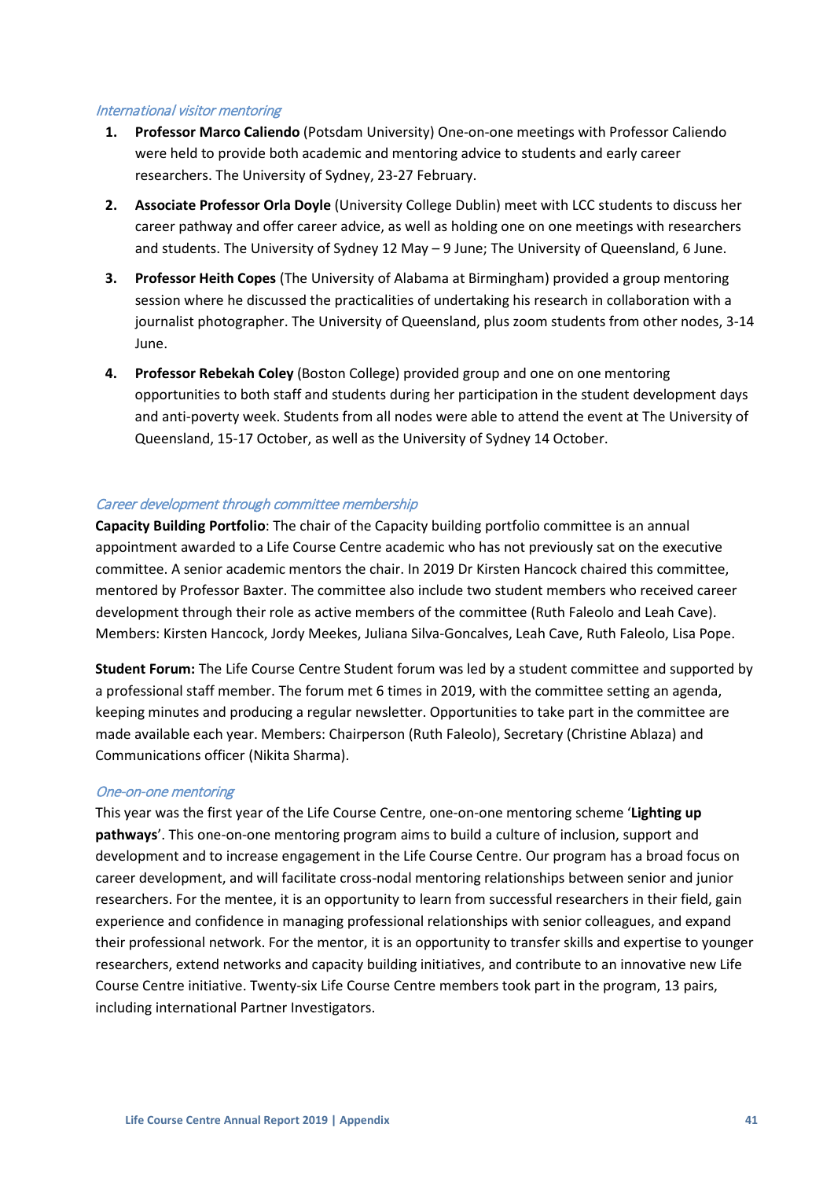### *International visitor mentoring*

1. **Professor Marco Caliendo** (Potsdam University) One-on-one meetings with Professor Caliendo were held to provide both academic and mentoring advice to students and early career researchers. The University of Sydney, 23-27 February.
2. **Associate Professor Orla Doyle** (University College Dublin) meet with LCC students to discuss her career pathway and offer career advice, as well as holding one on one meetings with researchers and students. The University of Sydney 12 May – 9 June; The University of Queensland, 6 June.
3. **Professor Heith Copes** (The University of Alabama at Birmingham) provided a group mentoring session where he discussed the practicalities of undertaking his research in collaboration with a journalist photographer. The University of Queensland, plus zoom students from other nodes, 3-14 June.
4. **Professor Rebekah Coley** (Boston College) provided group and one on one mentoring opportunities to both staff and students during her participation in the student development days and anti-poverty week. Students from all nodes were able to attend the event at The University of Queensland, 15-17 October, as well as the University of Sydney 14 October.

### *Career development through committee membership*

**Capacity Building Portfolio**: The chair of the Capacity building portfolio committee is an annual appointment awarded to a Life Course Centre academic who has not previously sat on the executive committee. A senior academic mentors the chair. In 2019 Dr Kirsten Hancock chaired this committee, mentored by Professor Baxter. The committee also include two student members who received career development through their role as active members of the committee (Ruth Faleolo and Leah Cave). Members: Kirsten Hancock, Jordy Meekes, Juliana Silva-Goncalves, Leah Cave, Ruth Faleolo, Lisa Pope.

**Student Forum:** The Life Course Centre Student forum was led by a student committee and supported by a professional staff member. The forum met 6 times in 2019, with the committee setting an agenda, keeping minutes and producing a regular newsletter. Opportunities to take part in the committee are made available each year. Members: Chairperson (Ruth Faleolo), Secretary (Christine Ablaza) and Communications officer (Nikita Sharma).

### *One-on-one mentoring*

This year was the first year of the Life Course Centre, one-on-one mentoring scheme '**Lighting up pathways**'. This one-on-one mentoring program aims to build a culture of inclusion, support and development and to increase engagement in the Life Course Centre. Our program has a broad focus on career development, and will facilitate cross-nodal mentoring relationships between senior and junior researchers. For the mentee, it is an opportunity to learn from successful researchers in their field, gain experience and confidence in managing professional relationships with senior colleagues, and expand their professional network. For the mentor, it is an opportunity to transfer skills and expertise to younger researchers, extend networks and capacity building initiatives, and contribute to an innovative new Life Course Centre initiative. Twenty-six Life Course Centre members took part in the program, 13 pairs, including international Partner Investigators.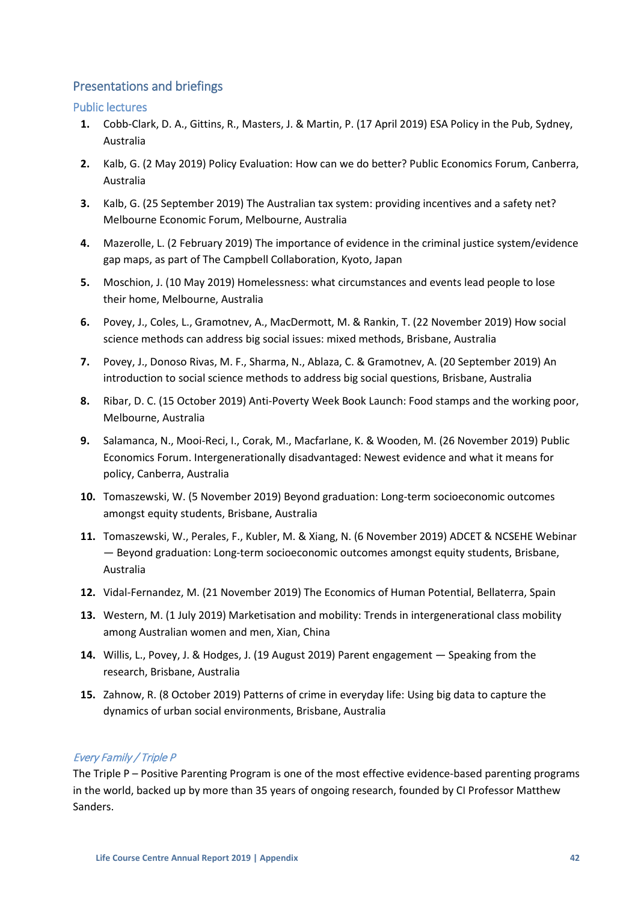## Presentations and briefings

### Public lectures

1. Cobb-Clark, D. A., Gittins, R., Masters, J. & Martin, P. (17 April 2019) ESA Policy in the Pub, Sydney, Australia
2. Kalb, G. (2 May 2019) Policy Evaluation: How can we do better? Public Economics Forum, Canberra, Australia
3. Kalb, G. (25 September 2019) The Australian tax system: providing incentives and a safety net? Melbourne Economic Forum, Melbourne, Australia
4. Mazerolle, L. (2 February 2019) The importance of evidence in the criminal justice system/evidence gap maps, as part of The Campbell Collaboration, Kyoto, Japan
5. Moschion, J. (10 May 2019) Homelessness: what circumstances and events lead people to lose their home, Melbourne, Australia
6. Povey, J., Coles, L., Gramotnev, A., MacDermott, M. & Rankin, T. (22 November 2019) How social science methods can address big social issues: mixed methods, Brisbane, Australia
7. Povey, J., Donoso Rivas, M. F., Sharma, N., Ablaza, C. & Gramotnev, A. (20 September 2019) An introduction to social science methods to address big social questions, Brisbane, Australia
8. Ribar, D. C. (15 October 2019) Anti-Poverty Week Book Launch: Food stamps and the working poor, Melbourne, Australia
9. Salamanca, N., Mooi-Reci, I., Corak, M., Macfarlane, K. & Wooden, M. (26 November 2019) Public Economics Forum. Intergenerationally disadvantaged: Newest evidence and what it means for policy, Canberra, Australia
10. Tomaszewski, W. (5 November 2019) Beyond graduation: Long-term socioeconomic outcomes amongst equity students, Brisbane, Australia
11. Tomaszewski, W., Perales, F., Kubler, M. & Xiang, N. (6 November 2019) ADCET & NCSEHE Webinar — Beyond graduation: Long-term socioeconomic outcomes amongst equity students, Brisbane, Australia
12. Vidal-Fernandez, M. (21 November 2019) The Economics of Human Potential, Bellaterra, Spain
13. Western, M. (1 July 2019) Marketisation and mobility: Trends in intergenerational class mobility among Australian women and men, Xian, China
14. Willis, L., Povey, J. & Hodges, J. (19 August 2019) Parent engagement — Speaking from the research, Brisbane, Australia
15. Zahnow, R. (8 October 2019) Patterns of crime in everyday life: Using big data to capture the dynamics of urban social environments, Brisbane, Australia

#### *Every Family / Triple P*

The Triple P – Positive Parenting Program is one of the most effective evidence-based parenting programs in the world, backed up by more than 35 years of ongoing research, founded by CI Professor Matthew Sanders.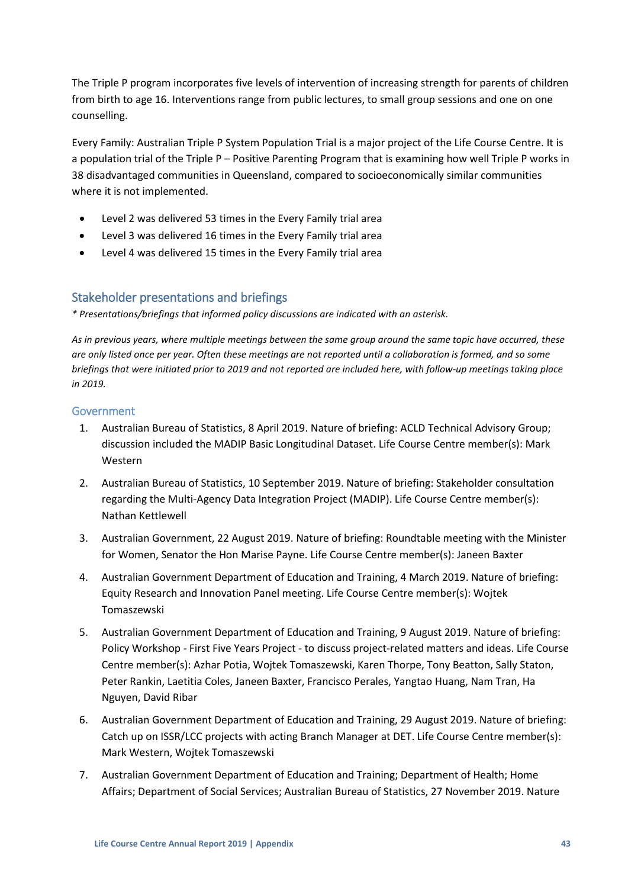The Triple P program incorporates five levels of intervention of increasing strength for parents of children from birth to age 16. Interventions range from public lectures, to small group sessions and one on one counselling.

Every Family: Australian Triple P System Population Trial is a major project of the Life Course Centre. It is a population trial of the Triple P – Positive Parenting Program that is examining how well Triple P works in 38 disadvantaged communities in Queensland, compared to socioeconomically similar communities where it is not implemented.

- Level 2 was delivered 53 times in the Every Family trial area
- Level 3 was delivered 16 times in the Every Family trial area
- Level 4 was delivered 15 times in the Every Family trial area

## Stakeholder presentations and briefings

*\* Presentations/briefings that informed policy discussions are indicated with an asterisk.*

*As in previous years, where multiple meetings between the same group around the same topic have occurred, these are only listed once per year. Often these meetings are not reported until a collaboration is formed, and so some briefings that were initiated prior to 2019 and not reported are included here, with follow-up meetings taking place in 2019.*

### Government

1. Australian Bureau of Statistics, 8 April 2019. Nature of briefing: ACLD Technical Advisory Group; discussion included the MADIP Basic Longitudinal Dataset. Life Course Centre member(s): Mark Western
2. Australian Bureau of Statistics, 10 September 2019. Nature of briefing: Stakeholder consultation regarding the Multi-Agency Data Integration Project (MADIP). Life Course Centre member(s): Nathan Kettlewell
3. Australian Government, 22 August 2019. Nature of briefing: Roundtable meeting with the Minister for Women, Senator the Hon Marise Payne. Life Course Centre member(s): Janeen Baxter
4. Australian Government Department of Education and Training, 4 March 2019. Nature of briefing: Equity Research and Innovation Panel meeting. Life Course Centre member(s): Wojtek Tomaszewski
5. Australian Government Department of Education and Training, 9 August 2019. Nature of briefing: Policy Workshop - First Five Years Project - to discuss project-related matters and ideas. Life Course Centre member(s): Azhar Potia, Wojtek Tomaszewski, Karen Thorpe, Tony Beatton, Sally Staton, Peter Rankin, Laetitia Coles, Janeen Baxter, Francisco Perales, Yangtao Huang, Nam Tran, Ha Nguyen, David Ribar
6. Australian Government Department of Education and Training, 29 August 2019. Nature of briefing: Catch up on ISSR/LCC projects with acting Branch Manager at DET. Life Course Centre member(s): Mark Western, Wojtek Tomaszewski
7. Australian Government Department of Education and Training; Department of Health; Home Affairs; Department of Social Services; Australian Bureau of Statistics, 27 November 2019. Nature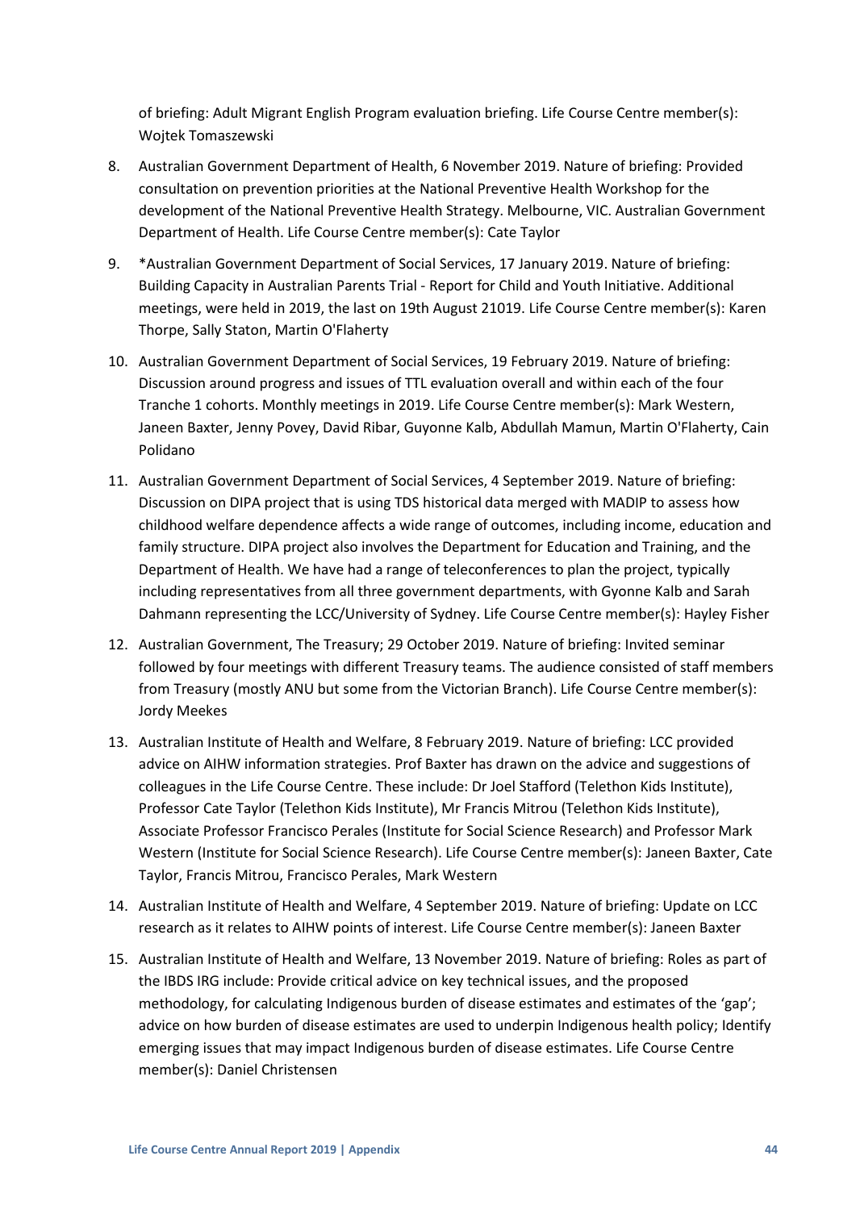of briefing: Adult Migrant English Program evaluation briefing. Life Course Centre member(s): Wojtek Tomaszewski

8. Australian Government Department of Health, 6 November 2019. Nature of briefing: Provided consultation on prevention priorities at the National Preventive Health Workshop for the development of the National Preventive Health Strategy. Melbourne, VIC. Australian Government Department of Health. Life Course Centre member(s): Cate Taylor

9. *Australian Government Department of Social Services, 17 January 2019. Nature of briefing: Building Capacity in Australian Parents Trial - Report for Child and Youth Initiative. Additional meetings, were held in 2019, the last on 19th August 21019. Life Course Centre member(s): Karen Thorpe, Sally Staton, Martin O'Flaherty

10. Australian Government Department of Social Services, 19 February 2019. Nature of briefing: Discussion around progress and issues of TTL evaluation overall and within each of the four Tranche 1 cohorts. Monthly meetings in 2019. Life Course Centre member(s): Mark Western, Janeen Baxter, Jenny Povey, David Ribar, Guyonne Kalb, Abdullah Mamun, Martin O'Flaherty, Cain Polidano

11. Australian Government Department of Social Services, 4 September 2019. Nature of briefing: Discussion on DIPA project that is using TDS historical data merged with MADIP to assess how childhood welfare dependence affects a wide range of outcomes, including income, education and family structure. DIPA project also involves the Department for Education and Training, and the Department of Health. We have had a range of teleconferences to plan the project, typically including representatives from all three government departments, with Gyonne Kalb and Sarah Dahmann representing the LCC/University of Sydney. Life Course Centre member(s): Hayley Fisher

12. Australian Government, The Treasury; 29 October 2019. Nature of briefing: Invited seminar followed by four meetings with different Treasury teams. The audience consisted of staff members from Treasury (mostly ANU but some from the Victorian Branch). Life Course Centre member(s): Jordy Meekes

13. Australian Institute of Health and Welfare, 8 February 2019. Nature of briefing: LCC provided advice on AIHW information strategies. Prof Baxter has drawn on the advice and suggestions of colleagues in the Life Course Centre. These include: Dr Joel Stafford (Telethon Kids Institute), Professor Cate Taylor (Telethon Kids Institute), Mr Francis Mitrou (Telethon Kids Institute), Associate Professor Francisco Perales (Institute for Social Science Research) and Professor Mark Western (Institute for Social Science Research). Life Course Centre member(s): Janeen Baxter, Cate Taylor, Francis Mitrou, Francisco Perales, Mark Western

14. Australian Institute of Health and Welfare, 4 September 2019. Nature of briefing: Update on LCC research as it relates to AIHW points of interest. Life Course Centre member(s): Janeen Baxter

15. Australian Institute of Health and Welfare, 13 November 2019. Nature of briefing: Roles as part of the IBDS IRG include: Provide critical advice on key technical issues, and the proposed methodology, for calculating Indigenous burden of disease estimates and estimates of the 'gap'; advice on how burden of disease estimates are used to underpin Indigenous health policy; Identify emerging issues that may impact Indigenous burden of disease estimates. Life Course Centre member(s): Daniel Christensen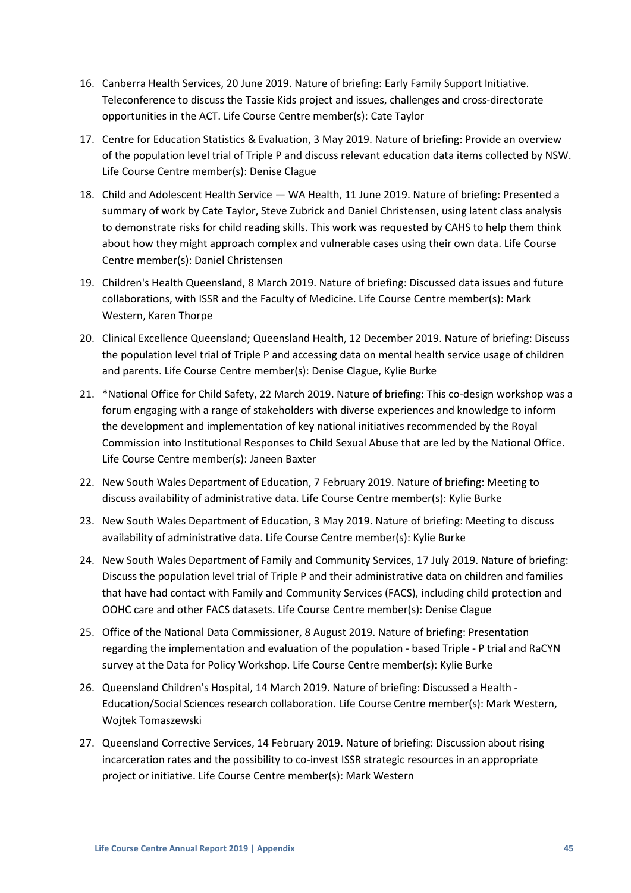16. Canberra Health Services, 20 June 2019. Nature of briefing: Early Family Support Initiative. Teleconference to discuss the Tassie Kids project and issues, challenges and cross-directorate opportunities in the ACT. Life Course Centre member(s): Cate Taylor
17. Centre for Education Statistics & Evaluation, 3 May 2019. Nature of briefing: Provide an overview of the population level trial of Triple P and discuss relevant education data items collected by NSW. Life Course Centre member(s): Denise Clague
18. Child and Adolescent Health Service — WA Health, 11 June 2019. Nature of briefing: Presented a summary of work by Cate Taylor, Steve Zubrick and Daniel Christensen, using latent class analysis to demonstrate risks for child reading skills. This work was requested by CAHS to help them think about how they might approach complex and vulnerable cases using their own data. Life Course Centre member(s): Daniel Christensen
19. Children's Health Queensland, 8 March 2019. Nature of briefing: Discussed data issues and future collaborations, with ISSR and the Faculty of Medicine. Life Course Centre member(s): Mark Western, Karen Thorpe
20. Clinical Excellence Queensland; Queensland Health, 12 December 2019. Nature of briefing: Discuss the population level trial of Triple P and accessing data on mental health service usage of children and parents. Life Course Centre member(s): Denise Clague, Kylie Burke
21. *National Office for Child Safety, 22 March 2019. Nature of briefing: This co-design workshop was a forum engaging with a range of stakeholders with diverse experiences and knowledge to inform the development and implementation of key national initiatives recommended by the Royal Commission into Institutional Responses to Child Sexual Abuse that are led by the National Office. Life Course Centre member(s): Janeen Baxter
22. New South Wales Department of Education, 7 February 2019. Nature of briefing: Meeting to discuss availability of administrative data. Life Course Centre member(s): Kylie Burke
23. New South Wales Department of Education, 3 May 2019. Nature of briefing: Meeting to discuss availability of administrative data. Life Course Centre member(s): Kylie Burke
24. New South Wales Department of Family and Community Services, 17 July 2019. Nature of briefing: Discuss the population level trial of Triple P and their administrative data on children and families that have had contact with Family and Community Services (FACS), including child protection and OOHC care and other FACS datasets. Life Course Centre member(s): Denise Clague
25. Office of the National Data Commissioner, 8 August 2019. Nature of briefing: Presentation regarding the implementation and evaluation of the population - based Triple - P trial and RaCYN survey at the Data for Policy Workshop. Life Course Centre member(s): Kylie Burke
26. Queensland Children's Hospital, 14 March 2019. Nature of briefing: Discussed a Health - Education/Social Sciences research collaboration. Life Course Centre member(s): Mark Western, Wojtek Tomaszewski
27. Queensland Corrective Services, 14 February 2019. Nature of briefing: Discussion about rising incarceration rates and the possibility to co-invest ISSR strategic resources in an appropriate project or initiative. Life Course Centre member(s): Mark Western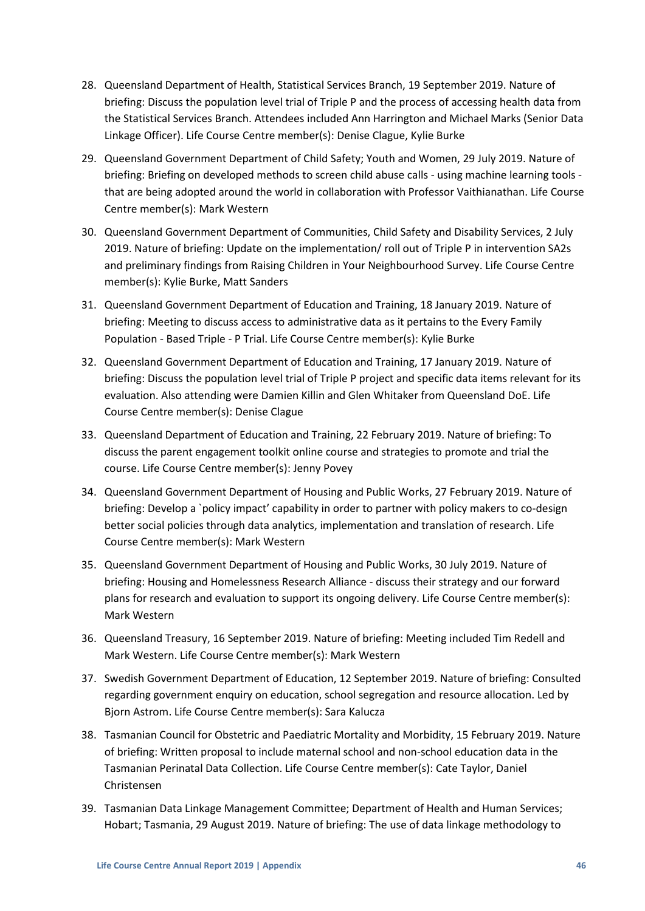28. Queensland Department of Health, Statistical Services Branch, 19 September 2019. Nature of briefing: Discuss the population level trial of Triple P and the process of accessing health data from the Statistical Services Branch. Attendees included Ann Harrington and Michael Marks (Senior Data Linkage Officer). Life Course Centre member(s): Denise Clague, Kylie Burke

29. Queensland Government Department of Child Safety; Youth and Women, 29 July 2019. Nature of briefing: Briefing on developed methods to screen child abuse calls - using machine learning tools - that are being adopted around the world in collaboration with Professor Vaithianathan. Life Course Centre member(s): Mark Western

30. Queensland Government Department of Communities, Child Safety and Disability Services, 2 July 2019. Nature of briefing: Update on the implementation/ roll out of Triple P in intervention SA2s and preliminary findings from Raising Children in Your Neighbourhood Survey. Life Course Centre member(s): Kylie Burke, Matt Sanders

31. Queensland Government Department of Education and Training, 18 January 2019. Nature of briefing: Meeting to discuss access to administrative data as it pertains to the Every Family Population - Based Triple - P Trial. Life Course Centre member(s): Kylie Burke

32. Queensland Government Department of Education and Training, 17 January 2019. Nature of briefing: Discuss the population level trial of Triple P project and specific data items relevant for its evaluation. Also attending were Damien Killin and Glen Whitaker from Queensland DoE. Life Course Centre member(s): Denise Clague

33. Queensland Department of Education and Training, 22 February 2019. Nature of briefing: To discuss the parent engagement toolkit online course and strategies to promote and trial the course. Life Course Centre member(s): Jenny Povey

34. Queensland Government Department of Housing and Public Works, 27 February 2019. Nature of briefing: Develop a `policy impact' capability in order to partner with policy makers to co-design better social policies through data analytics, implementation and translation of research. Life Course Centre member(s): Mark Western

35. Queensland Government Department of Housing and Public Works, 30 July 2019. Nature of briefing: Housing and Homelessness Research Alliance - discuss their strategy and our forward plans for research and evaluation to support its ongoing delivery. Life Course Centre member(s): Mark Western

36. Queensland Treasury, 16 September 2019. Nature of briefing: Meeting included Tim Redell and Mark Western. Life Course Centre member(s): Mark Western

37. Swedish Government Department of Education, 12 September 2019. Nature of briefing: Consulted regarding government enquiry on education, school segregation and resource allocation. Led by Bjorn Astrom. Life Course Centre member(s): Sara Kalucza

38. Tasmanian Council for Obstetric and Paediatric Mortality and Morbidity, 15 February 2019. Nature of briefing: Written proposal to include maternal school and non-school education data in the Tasmanian Perinatal Data Collection. Life Course Centre member(s): Cate Taylor, Daniel Christensen

39. Tasmanian Data Linkage Management Committee; Department of Health and Human Services; Hobart; Tasmania, 29 August 2019. Nature of briefing: The use of data linkage methodology to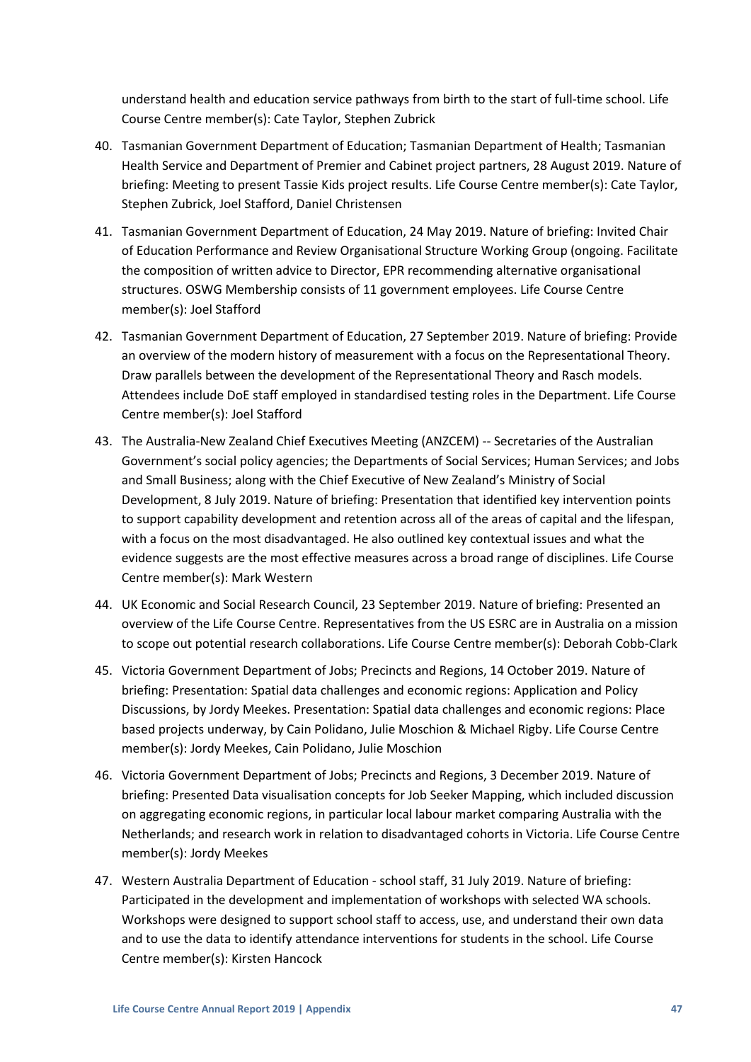understand health and education service pathways from birth to the start of full-time school. Life Course Centre member(s): Cate Taylor, Stephen Zubrick

40. Tasmanian Government Department of Education; Tasmanian Department of Health; Tasmanian Health Service and Department of Premier and Cabinet project partners, 28 August 2019. Nature of briefing: Meeting to present Tassie Kids project results. Life Course Centre member(s): Cate Taylor, Stephen Zubrick, Joel Stafford, Daniel Christensen
41. Tasmanian Government Department of Education, 24 May 2019. Nature of briefing: Invited Chair of Education Performance and Review Organisational Structure Working Group (ongoing. Facilitate the composition of written advice to Director, EPR recommending alternative organisational structures. OSWG Membership consists of 11 government employees. Life Course Centre member(s): Joel Stafford
42. Tasmanian Government Department of Education, 27 September 2019. Nature of briefing: Provide an overview of the modern history of measurement with a focus on the Representational Theory. Draw parallels between the development of the Representational Theory and Rasch models. Attendees include DoE staff employed in standardised testing roles in the Department. Life Course Centre member(s): Joel Stafford
43. The Australia-New Zealand Chief Executives Meeting (ANZCEM) -- Secretaries of the Australian Government's social policy agencies; the Departments of Social Services; Human Services; and Jobs and Small Business; along with the Chief Executive of New Zealand's Ministry of Social Development, 8 July 2019. Nature of briefing: Presentation that identified key intervention points to support capability development and retention across all of the areas of capital and the lifespan, with a focus on the most disadvantaged. He also outlined key contextual issues and what the evidence suggests are the most effective measures across a broad range of disciplines. Life Course Centre member(s): Mark Western
44. UK Economic and Social Research Council, 23 September 2019. Nature of briefing: Presented an overview of the Life Course Centre. Representatives from the US ESRC are in Australia on a mission to scope out potential research collaborations. Life Course Centre member(s): Deborah Cobb-Clark
45. Victoria Government Department of Jobs; Precincts and Regions, 14 October 2019. Nature of briefing: Presentation: Spatial data challenges and economic regions: Application and Policy Discussions, by Jordy Meekes. Presentation: Spatial data challenges and economic regions: Place based projects underway, by Cain Polidano, Julie Moschion & Michael Rigby. Life Course Centre member(s): Jordy Meekes, Cain Polidano, Julie Moschion
46. Victoria Government Department of Jobs; Precincts and Regions, 3 December 2019. Nature of briefing: Presented Data visualisation concepts for Job Seeker Mapping, which included discussion on aggregating economic regions, in particular local labour market comparing Australia with the Netherlands; and research work in relation to disadvantaged cohorts in Victoria. Life Course Centre member(s): Jordy Meekes
47. Western Australia Department of Education - school staff, 31 July 2019. Nature of briefing: Participated in the development and implementation of workshops with selected WA schools. Workshops were designed to support school staff to access, use, and understand their own data and to use the data to identify attendance interventions for students in the school. Life Course Centre member(s): Kirsten Hancock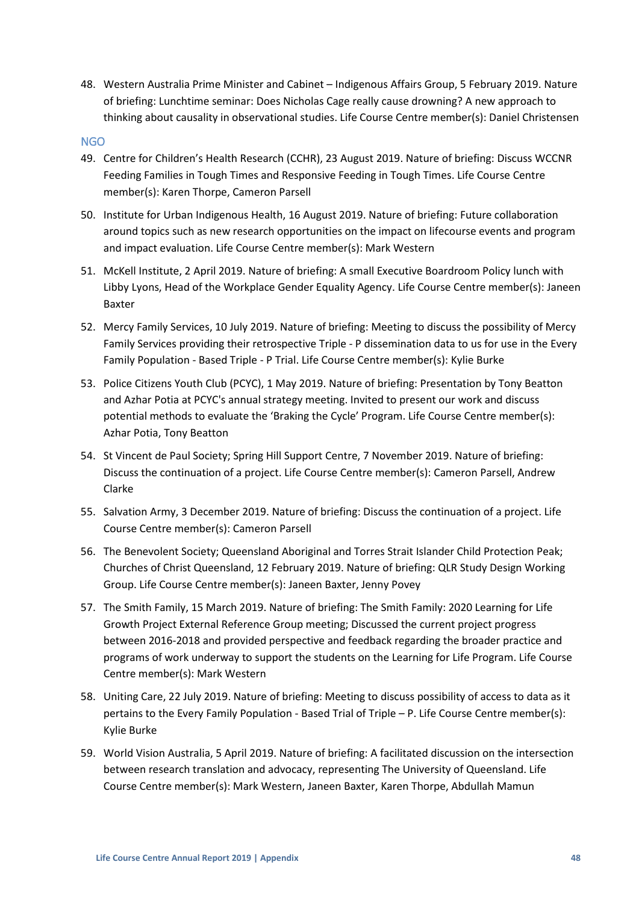48. Western Australia Prime Minister and Cabinet – Indigenous Affairs Group, 5 February 2019. Nature of briefing: Lunchtime seminar: Does Nicholas Cage really cause drowning? A new approach to thinking about causality in observational studies. Life Course Centre member(s): Daniel Christensen

### NGO

49. Centre for Children's Health Research (CCHR), 23 August 2019. Nature of briefing: Discuss WCCNR Feeding Families in Tough Times and Responsive Feeding in Tough Times. Life Course Centre member(s): Karen Thorpe, Cameron Parsell
50. Institute for Urban Indigenous Health, 16 August 2019. Nature of briefing: Future collaboration around topics such as new research opportunities on the impact on lifecourse events and program and impact evaluation. Life Course Centre member(s): Mark Western
51. McKell Institute, 2 April 2019. Nature of briefing: A small Executive Boardroom Policy lunch with Libby Lyons, Head of the Workplace Gender Equality Agency. Life Course Centre member(s): Janeen Baxter
52. Mercy Family Services, 10 July 2019. Nature of briefing: Meeting to discuss the possibility of Mercy Family Services providing their retrospective Triple - P dissemination data to us for use in the Every Family Population - Based Triple - P Trial. Life Course Centre member(s): Kylie Burke
53. Police Citizens Youth Club (PCYC), 1 May 2019. Nature of briefing: Presentation by Tony Beatton and Azhar Potia at PCYC's annual strategy meeting. Invited to present our work and discuss potential methods to evaluate the 'Braking the Cycle' Program. Life Course Centre member(s): Azhar Potia, Tony Beatton
54. St Vincent de Paul Society; Spring Hill Support Centre, 7 November 2019. Nature of briefing: Discuss the continuation of a project. Life Course Centre member(s): Cameron Parsell, Andrew Clarke
55. Salvation Army, 3 December 2019. Nature of briefing: Discuss the continuation of a project. Life Course Centre member(s): Cameron Parsell
56. The Benevolent Society; Queensland Aboriginal and Torres Strait Islander Child Protection Peak; Churches of Christ Queensland, 12 February 2019. Nature of briefing: QLR Study Design Working Group. Life Course Centre member(s): Janeen Baxter, Jenny Povey
57. The Smith Family, 15 March 2019. Nature of briefing: The Smith Family: 2020 Learning for Life Growth Project External Reference Group meeting; Discussed the current project progress between 2016-2018 and provided perspective and feedback regarding the broader practice and programs of work underway to support the students on the Learning for Life Program. Life Course Centre member(s): Mark Western
58. Uniting Care, 22 July 2019. Nature of briefing: Meeting to discuss possibility of access to data as it pertains to the Every Family Population - Based Trial of Triple – P. Life Course Centre member(s): Kylie Burke
59. World Vision Australia, 5 April 2019. Nature of briefing: A facilitated discussion on the intersection between research translation and advocacy, representing The University of Queensland. Life Course Centre member(s): Mark Western, Janeen Baxter, Karen Thorpe, Abdullah Mamun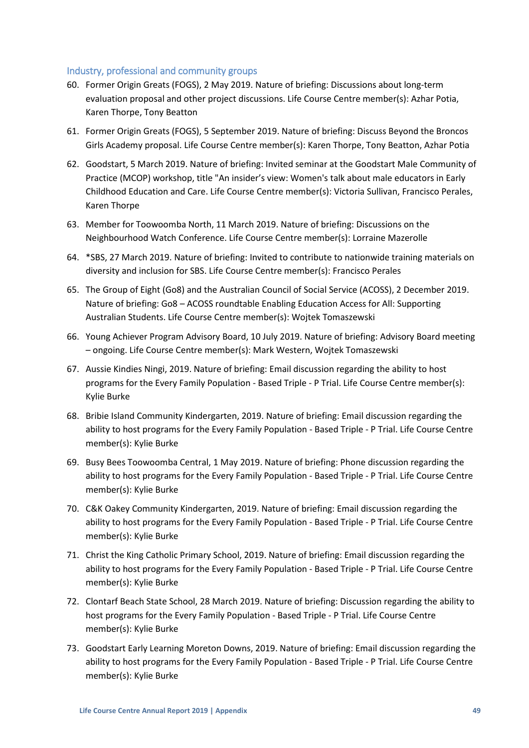### Industry, professional and community groups

60. Former Origin Greats (FOGS), 2 May 2019. Nature of briefing: Discussions about long-term evaluation proposal and other project discussions. Life Course Centre member(s): Azhar Potia, Karen Thorpe, Tony Beatton
61. Former Origin Greats (FOGS), 5 September 2019. Nature of briefing: Discuss Beyond the Broncos Girls Academy proposal. Life Course Centre member(s): Karen Thorpe, Tony Beatton, Azhar Potia
62. Goodstart, 5 March 2019. Nature of briefing: Invited seminar at the Goodstart Male Community of Practice (MCOP) workshop, title "An insider's view: Women's talk about male educators in Early Childhood Education and Care. Life Course Centre member(s): Victoria Sullivan, Francisco Perales, Karen Thorpe
63. Member for Toowoomba North, 11 March 2019. Nature of briefing: Discussions on the Neighbourhood Watch Conference. Life Course Centre member(s): Lorraine Mazerolle
64. *SBS, 27 March 2019. Nature of briefing: Invited to contribute to nationwide training materials on diversity and inclusion for SBS. Life Course Centre member(s): Francisco Perales
65. The Group of Eight (Go8) and the Australian Council of Social Service (ACOSS), 2 December 2019. Nature of briefing: Go8 – ACOSS roundtable Enabling Education Access for All: Supporting Australian Students. Life Course Centre member(s): Wojtek Tomaszewski
66. Young Achiever Program Advisory Board, 10 July 2019. Nature of briefing: Advisory Board meeting – ongoing. Life Course Centre member(s): Mark Western, Wojtek Tomaszewski
67. Aussie Kindies Ningi, 2019. Nature of briefing: Email discussion regarding the ability to host programs for the Every Family Population - Based Triple - P Trial. Life Course Centre member(s): Kylie Burke
68. Bribie Island Community Kindergarten, 2019. Nature of briefing: Email discussion regarding the ability to host programs for the Every Family Population - Based Triple - P Trial. Life Course Centre member(s): Kylie Burke
69. Busy Bees Toowoomba Central, 1 May 2019. Nature of briefing: Phone discussion regarding the ability to host programs for the Every Family Population - Based Triple - P Trial. Life Course Centre member(s): Kylie Burke
70. C&K Oakey Community Kindergarten, 2019. Nature of briefing: Email discussion regarding the ability to host programs for the Every Family Population - Based Triple - P Trial. Life Course Centre member(s): Kylie Burke
71. Christ the King Catholic Primary School, 2019. Nature of briefing: Email discussion regarding the ability to host programs for the Every Family Population - Based Triple - P Trial. Life Course Centre member(s): Kylie Burke
72. Clontarf Beach State School, 28 March 2019. Nature of briefing: Discussion regarding the ability to host programs for the Every Family Population - Based Triple - P Trial. Life Course Centre member(s): Kylie Burke
73. Goodstart Early Learning Moreton Downs, 2019. Nature of briefing: Email discussion regarding the ability to host programs for the Every Family Population - Based Triple - P Trial. Life Course Centre member(s): Kylie Burke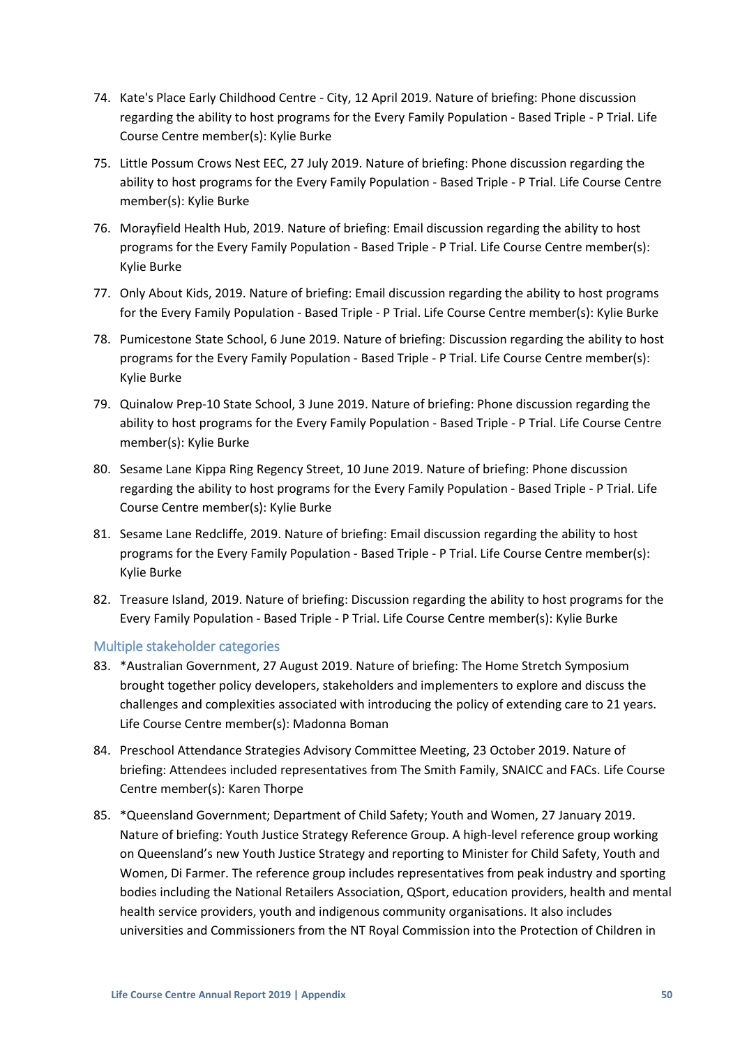74. Kate's Place Early Childhood Centre - City, 12 April 2019. Nature of briefing: Phone discussion regarding the ability to host programs for the Every Family Population - Based Triple - P Trial. Life Course Centre member(s): Kylie Burke
75. Little Possum Crows Nest EEC, 27 July 2019. Nature of briefing: Phone discussion regarding the ability to host programs for the Every Family Population - Based Triple - P Trial. Life Course Centre member(s): Kylie Burke
76. Morayfield Health Hub, 2019. Nature of briefing: Email discussion regarding the ability to host programs for the Every Family Population - Based Triple - P Trial. Life Course Centre member(s): Kylie Burke
77. Only About Kids, 2019. Nature of briefing: Email discussion regarding the ability to host programs for the Every Family Population - Based Triple - P Trial. Life Course Centre member(s): Kylie Burke
78. Pumicestone State School, 6 June 2019. Nature of briefing: Discussion regarding the ability to host programs for the Every Family Population - Based Triple - P Trial. Life Course Centre member(s): Kylie Burke
79. Quinalow Prep-10 State School, 3 June 2019. Nature of briefing: Phone discussion regarding the ability to host programs for the Every Family Population - Based Triple - P Trial. Life Course Centre member(s): Kylie Burke
80. Sesame Lane Kippa Ring Regency Street, 10 June 2019. Nature of briefing: Phone discussion regarding the ability to host programs for the Every Family Population - Based Triple - P Trial. Life Course Centre member(s): Kylie Burke
81. Sesame Lane Redcliffe, 2019. Nature of briefing: Email discussion regarding the ability to host programs for the Every Family Population - Based Triple - P Trial. Life Course Centre member(s): Kylie Burke
82. Treasure Island, 2019. Nature of briefing: Discussion regarding the ability to host programs for the Every Family Population - Based Triple - P Trial. Life Course Centre member(s): Kylie Burke

### Multiple stakeholder categories

83. *Australian Government, 27 August 2019. Nature of briefing: The Home Stretch Symposium brought together policy developers, stakeholders and implementers to explore and discuss the challenges and complexities associated with introducing the policy of extending care to 21 years. Life Course Centre member(s): Madonna Boman
84. Preschool Attendance Strategies Advisory Committee Meeting, 23 October 2019. Nature of briefing: Attendees included representatives from The Smith Family, SNAICC and FACs. Life Course Centre member(s): Karen Thorpe
85. *Queensland Government; Department of Child Safety; Youth and Women, 27 January 2019. Nature of briefing: Youth Justice Strategy Reference Group. A high-level reference group working on Queensland's new Youth Justice Strategy and reporting to Minister for Child Safety, Youth and Women, Di Farmer. The reference group includes representatives from peak industry and sporting bodies including the National Retailers Association, QSport, education providers, health and mental health service providers, youth and indigenous community organisations. It also includes universities and Commissioners from the NT Royal Commission into the Protection of Children in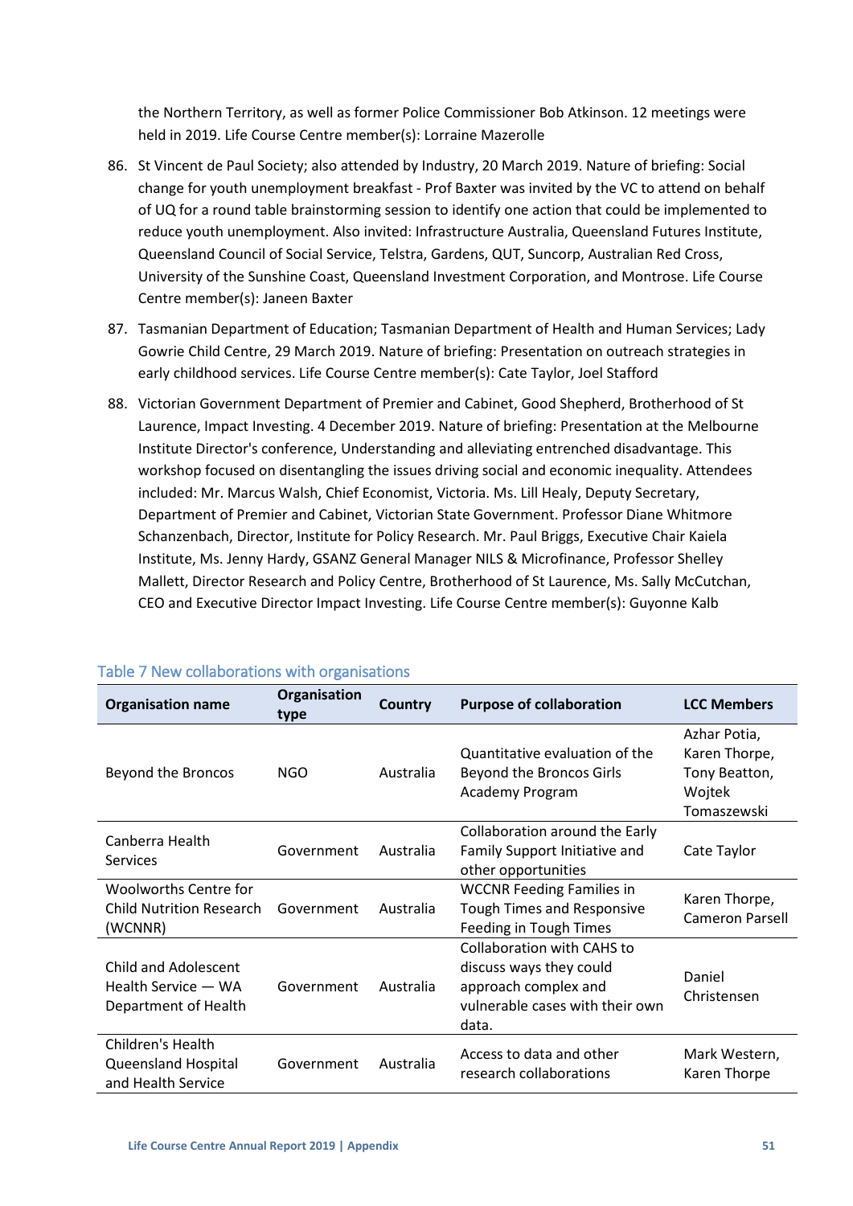the Northern Territory, as well as former Police Commissioner Bob Atkinson. 12 meetings were held in 2019. Life Course Centre member(s): Lorraine Mazerolle

86. St Vincent de Paul Society; also attended by Industry, 20 March 2019. Nature of briefing: Social change for youth unemployment breakfast - Prof Baxter was invited by the VC to attend on behalf of UQ for a round table brainstorming session to identify one action that could be implemented to reduce youth unemployment. Also invited: Infrastructure Australia, Queensland Futures Institute, Queensland Council of Social Service, Telstra, Gardens, QUT, Suncorp, Australian Red Cross, University of the Sunshine Coast, Queensland Investment Corporation, and Montrose. Life Course Centre member(s): Janeen Baxter
87. Tasmanian Department of Education; Tasmanian Department of Health and Human Services; Lady Gowrie Child Centre, 29 March 2019. Nature of briefing: Presentation on outreach strategies in early childhood services. Life Course Centre member(s): Cate Taylor, Joel Stafford
88. Victorian Government Department of Premier and Cabinet, Good Shepherd, Brotherhood of St Laurence, Impact Investing. 4 December 2019. Nature of briefing: Presentation at the Melbourne Institute Director's conference, Understanding and alleviating entrenched disadvantage. This workshop focused on disentangling the issues driving social and economic inequality. Attendees included: Mr. Marcus Walsh, Chief Economist, Victoria. Ms. Lill Healy, Deputy Secretary, Department of Premier and Cabinet, Victorian State Government. Professor Diane Whitmore Schanzenbach, Director, Institute for Policy Research. Mr. Paul Briggs, Executive Chair Kaiela Institute, Ms. Jenny Hardy, GSANZ General Manager NILS & Microfinance, Professor Shelley Mallett, Director Research and Policy Centre, Brotherhood of St Laurence, Ms. Sally McCutchan, CEO and Executive Director Impact Investing. Life Course Centre member(s): Guyonne Kalb

## Table 7 New collaborations with organisations

| Organisation name | Organisation type | Country | Purpose of collaboration | LCC Members |
|---|---|---|---|---|
| Beyond the Broncos | NGO | Australia | Quantitative evaluation of the Beyond the Broncos Girls Academy Program | Azhar Potia, Karen Thorpe, Tony Beatton, Wojtek Tomaszewski |
| Canberra Health Services | Government | Australia | Collaboration around the Early Family Support Initiative and other opportunities | Cate Taylor |
| Woolworths Centre for Child Nutrition Research (WCNNR) | Government | Australia | WCCNR Feeding Families in Tough Times and Responsive Feeding in Tough Times | Karen Thorpe, Cameron Parsell |
| Child and Adolescent Health Service — WA Department of Health | Government | Australia | Collaboration with CAHS to discuss ways they could approach complex and vulnerable cases with their own data. | Daniel Christensen |
| Children's Health Queensland Hospital and Health Service | Government | Australia | Access to data and other research collaborations | Mark Western, Karen Thorpe |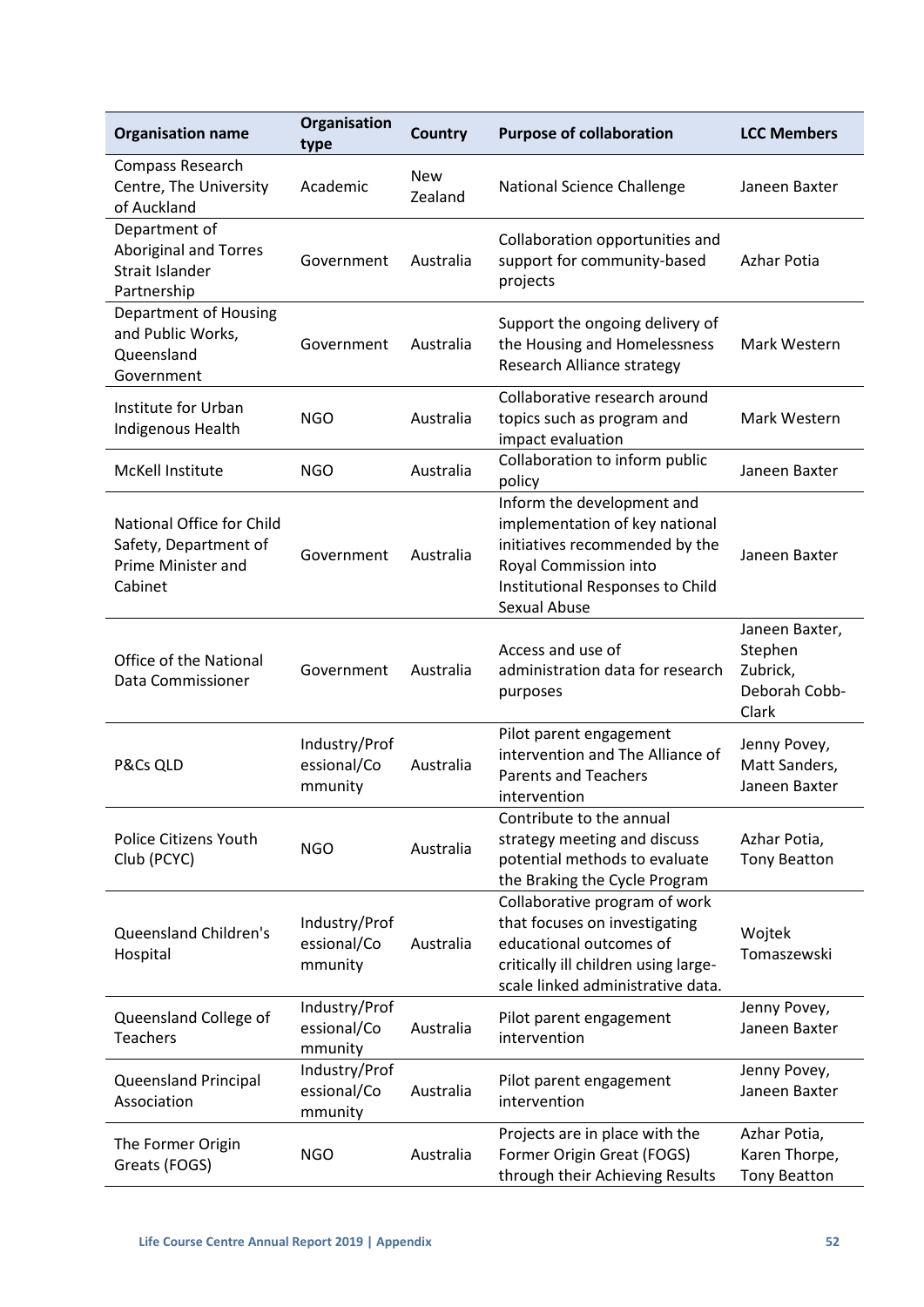| Organisation name | Organisation type | Country | Purpose of collaboration | LCC Members |
|---|---|---|---|---|
| Compass Research Centre, The University of Auckland | Academic | New Zealand | National Science Challenge | Janeen Baxter |
| Department of Aboriginal and Torres Strait Islander Partnership | Government | Australia | Collaboration opportunities and support for community-based projects | Azhar Potia |
| Department of Housing and Public Works, Queensland Government | Government | Australia | Support the ongoing delivery of the Housing and Homelessness Research Alliance strategy | Mark Western |
| Institute for Urban Indigenous Health | NGO | Australia | Collaborative research around topics such as program and impact evaluation | Mark Western |
| McKell Institute | NGO | Australia | Collaboration to inform public policy | Janeen Baxter |
| National Office for Child Safety, Department of Prime Minister and Cabinet | Government | Australia | Inform the development and implementation of key national initiatives recommended by the Royal Commission into Institutional Responses to Child Sexual Abuse | Janeen Baxter |
| Office of the National Data Commissioner | Government | Australia | Access and use of administration data for research purposes | Janeen Baxter, Stephen Zubrick, Deborah Cobb-Clark |
| P&Cs QLD | Industry/Professional/Community | Australia | Pilot parent engagement intervention and The Alliance of Parents and Teachers intervention | Jenny Povey, Matt Sanders, Janeen Baxter |
| Police Citizens Youth Club (PCYC) | NGO | Australia | Contribute to the annual strategy meeting and discuss potential methods to evaluate the Braking the Cycle Program | Azhar Potia, Tony Beatton |
| Queensland Children's Hospital | Industry/Professional/Community | Australia | Collaborative program of work that focuses on investigating educational outcomes of critically ill children using large-scale linked administrative data. | Wojtek Tomaszewski |
| Queensland College of Teachers | Industry/Professional/Community | Australia | Pilot parent engagement intervention | Jenny Povey, Janeen Baxter |
| Queensland Principal Association | Industry/Professional/Community | Australia | Pilot parent engagement intervention | Jenny Povey, Janeen Baxter |
| The Former Origin Greats (FOGS) | NGO | Australia | Projects are in place with the Former Origin Great (FOGS) through their Achieving Results | Azhar Potia, Karen Thorpe, Tony Beatton |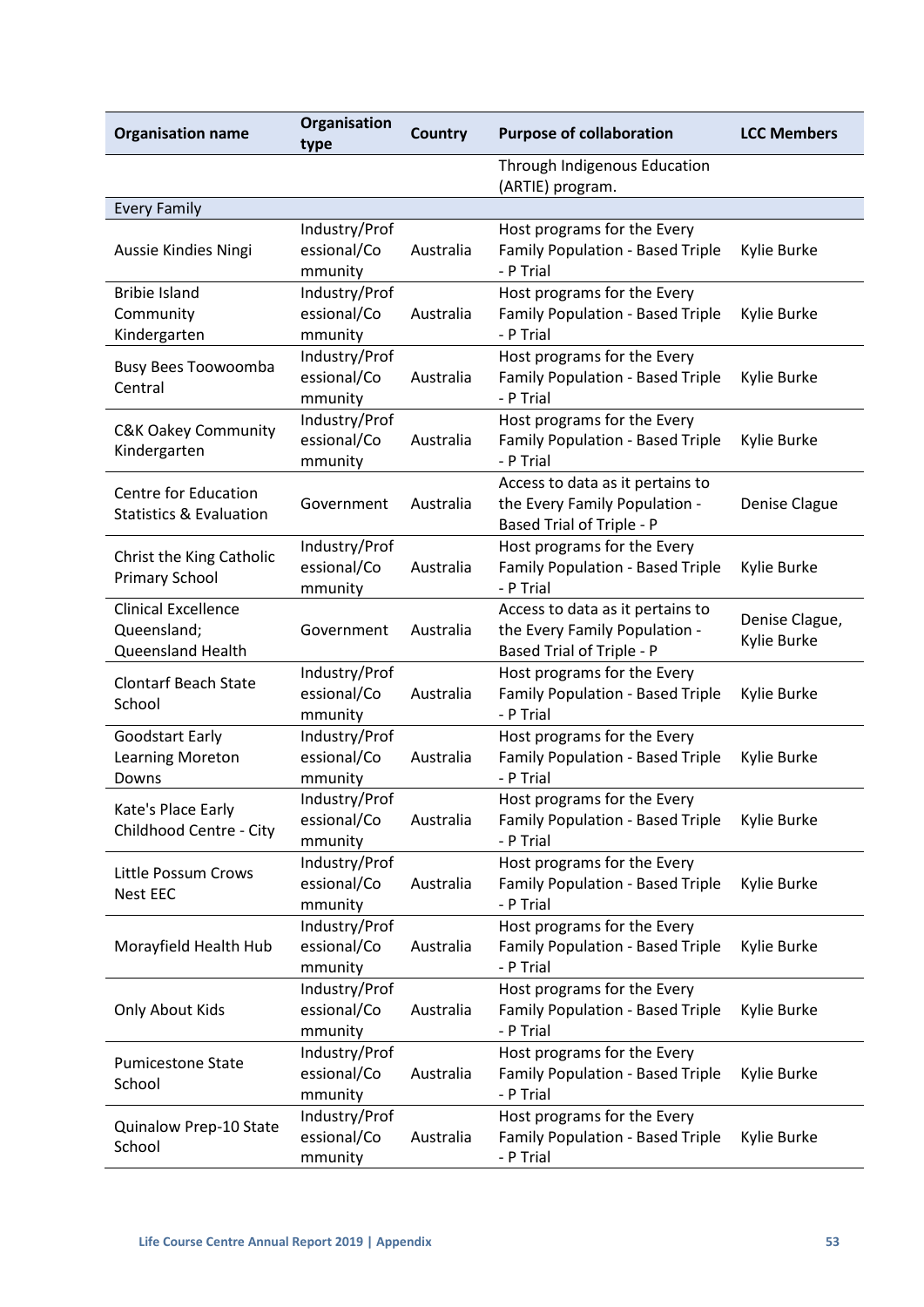| Organisation name | Organisation type | Country | Purpose of collaboration | LCC Members |
|---|---|---|---|---|
| | | | Through Indigenous Education (ARTIE) program. | |
| Every Family | | | | |
| Aussie Kindies Ningi | Industry/Professional/Community | Australia | Host programs for the Every Family Population - Based Triple - P Trial | Kylie Burke |
| Bribie Island Community Kindergarten | Industry/Professional/Community | Australia | Host programs for the Every Family Population - Based Triple - P Trial | Kylie Burke |
| Busy Bees Toowoomba Central | Industry/Professional/Community | Australia | Host programs for the Every Family Population - Based Triple - P Trial | Kylie Burke |
| C&K Oakey Community Kindergarten | Industry/Professional/Community | Australia | Host programs for the Every Family Population - Based Triple - P Trial | Kylie Burke |
| Centre for Education Statistics & Evaluation | Government | Australia | Access to data as it pertains to the Every Family Population - Based Trial of Triple - P | Denise Clague |
| Christ the King Catholic Primary School | Industry/Professional/Community | Australia | Host programs for the Every Family Population - Based Triple - P Trial | Kylie Burke |
| Clinical Excellence Queensland; Queensland Health | Government | Australia | Access to data as it pertains to the Every Family Population - Based Trial of Triple - P | Denise Clague, Kylie Burke |
| Clontarf Beach State School | Industry/Professional/Community | Australia | Host programs for the Every Family Population - Based Triple - P Trial | Kylie Burke |
| Goodstart Early Learning Moreton Downs | Industry/Professional/Community | Australia | Host programs for the Every Family Population - Based Triple - P Trial | Kylie Burke |
| Kate's Place Early Childhood Centre - City | Industry/Professional/Community | Australia | Host programs for the Every Family Population - Based Triple - P Trial | Kylie Burke |
| Little Possum Crows Nest EEC | Industry/Professional/Community | Australia | Host programs for the Every Family Population - Based Triple - P Trial | Kylie Burke |
| Morayfield Health Hub | Industry/Professional/Community | Australia | Host programs for the Every Family Population - Based Triple - P Trial | Kylie Burke |
| Only About Kids | Industry/Professional/Community | Australia | Host programs for the Every Family Population - Based Triple - P Trial | Kylie Burke |
| Pumicestone State School | Industry/Professional/Community | Australia | Host programs for the Every Family Population - Based Triple - P Trial | Kylie Burke |
| Quinalow Prep-10 State School | Industry/Professional/Community | Australia | Host programs for the Every Family Population - Based Triple - P Trial | Kylie Burke |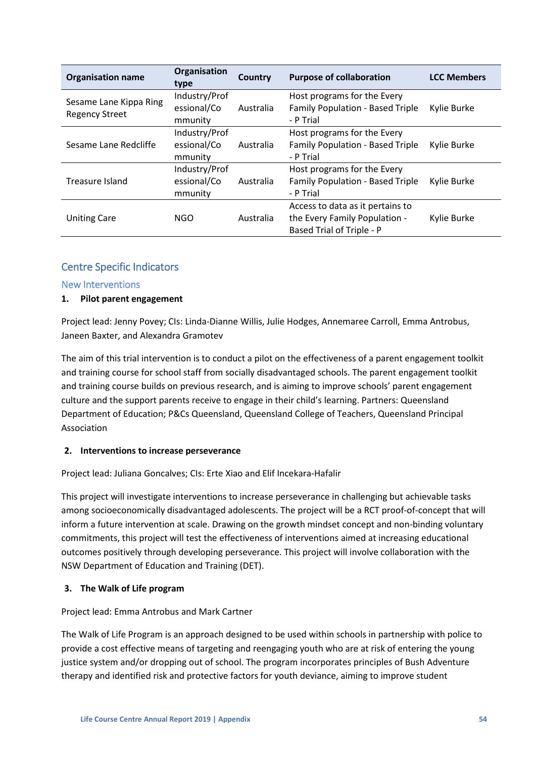| Organisation name | Organisation type | Country | Purpose of collaboration | LCC Members |
|---|---|---|---|---|
| Sesame Lane Kippa Ring Regency Street | Industry/Professional/Community | Australia | Host programs for the Every Family Population - Based Triple - P Trial | Kylie Burke |
| Sesame Lane Redcliffe | Industry/Professional/Community | Australia | Host programs for the Every Family Population - Based Triple - P Trial | Kylie Burke |
| Treasure Island | Industry/Professional/Community | Australia | Host programs for the Every Family Population - Based Triple - P Trial | Kylie Burke |
| Uniting Care | NGO | Australia | Access to data as it pertains to the Every Family Population - Based Trial of Triple - P | Kylie Burke |

## Centre Specific Indicators

### New Interventions

**1. Pilot parent engagement**

Project lead: Jenny Povey; CIs: Linda-Dianne Willis, Julie Hodges, Annemaree Carroll, Emma Antrobus, Janeen Baxter, and Alexandra Gramotev

The aim of this trial intervention is to conduct a pilot on the effectiveness of a parent engagement toolkit and training course for school staff from socially disadvantaged schools. The parent engagement toolkit and training course builds on previous research, and is aiming to improve schools' parent engagement culture and the support parents receive to engage in their child's learning. Partners: Queensland Department of Education; P&Cs Queensland, Queensland College of Teachers, Queensland Principal Association

**2. Interventions to increase perseverance**

Project lead: Juliana Goncalves; CIs: Erte Xiao and Elif Incekara-Hafalir

This project will investigate interventions to increase perseverance in challenging but achievable tasks among socioeconomically disadvantaged adolescents. The project will be a RCT proof-of-concept that will inform a future intervention at scale. Drawing on the growth mindset concept and non-binding voluntary commitments, this project will test the effectiveness of interventions aimed at increasing educational outcomes positively through developing perseverance. This project will involve collaboration with the NSW Department of Education and Training (DET).

**3. The Walk of Life program**

Project lead: Emma Antrobus and Mark Cartner

The Walk of Life Program is an approach designed to be used within schools in partnership with police to provide a cost effective means of targeting and reengaging youth who are at risk of entering the young justice system and/or dropping out of school. The program incorporates principles of Bush Adventure therapy and identified risk and protective factors for youth deviance, aiming to improve student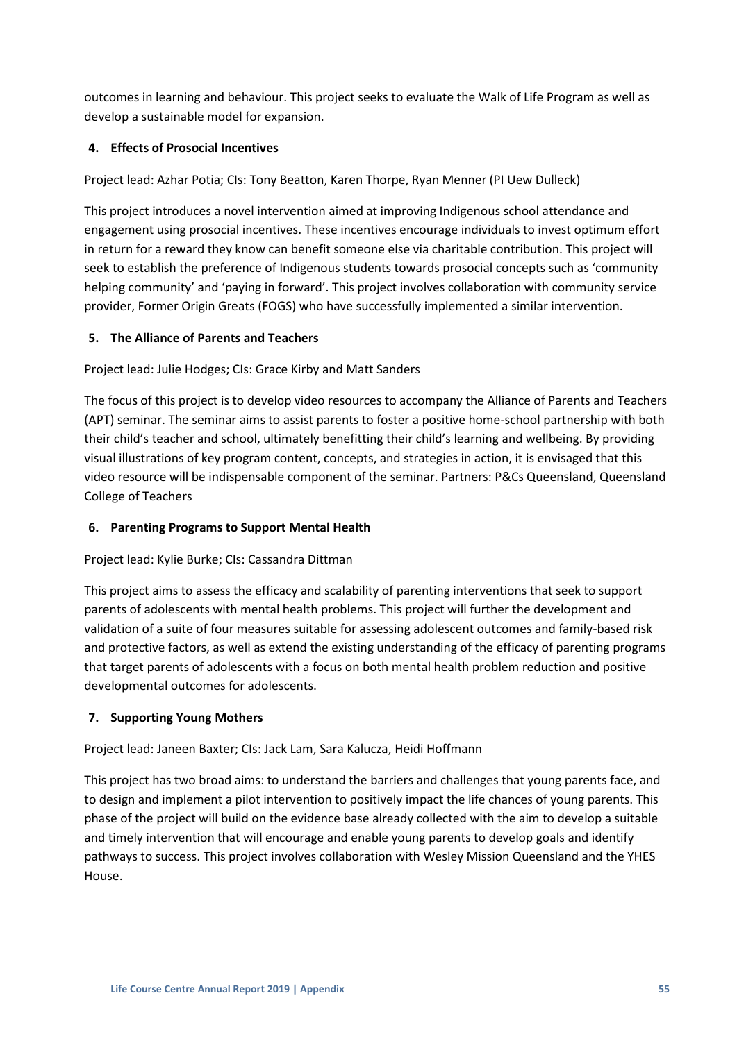outcomes in learning and behaviour. This project seeks to evaluate the Walk of Life Program as well as develop a sustainable model for expansion.

**4. Effects of Prosocial Incentives**

Project lead: Azhar Potia; CIs: Tony Beatton, Karen Thorpe, Ryan Menner (PI Uew Dulleck)

This project introduces a novel intervention aimed at improving Indigenous school attendance and engagement using prosocial incentives. These incentives encourage individuals to invest optimum effort in return for a reward they know can benefit someone else via charitable contribution. This project will seek to establish the preference of Indigenous students towards prosocial concepts such as 'community helping community' and 'paying in forward'. This project involves collaboration with community service provider, Former Origin Greats (FOGS) who have successfully implemented a similar intervention.

**5. The Alliance of Parents and Teachers**

Project lead: Julie Hodges; CIs: Grace Kirby and Matt Sanders

The focus of this project is to develop video resources to accompany the Alliance of Parents and Teachers (APT) seminar. The seminar aims to assist parents to foster a positive home-school partnership with both their child's teacher and school, ultimately benefitting their child's learning and wellbeing. By providing visual illustrations of key program content, concepts, and strategies in action, it is envisaged that this video resource will be indispensable component of the seminar. Partners: P&Cs Queensland, Queensland College of Teachers

**6. Parenting Programs to Support Mental Health**

Project lead: Kylie Burke; CIs: Cassandra Dittman

This project aims to assess the efficacy and scalability of parenting interventions that seek to support parents of adolescents with mental health problems. This project will further the development and validation of a suite of four measures suitable for assessing adolescent outcomes and family-based risk and protective factors, as well as extend the existing understanding of the efficacy of parenting programs that target parents of adolescents with a focus on both mental health problem reduction and positive developmental outcomes for adolescents.

**7. Supporting Young Mothers**

Project lead: Janeen Baxter; CIs: Jack Lam, Sara Kalucza, Heidi Hoffmann

This project has two broad aims: to understand the barriers and challenges that young parents face, and to design and implement a pilot intervention to positively impact the life chances of young parents. This phase of the project will build on the evidence base already collected with the aim to develop a suitable and timely intervention that will encourage and enable young parents to develop goals and identify pathways to success. This project involves collaboration with Wesley Mission Queensland and the YHES House.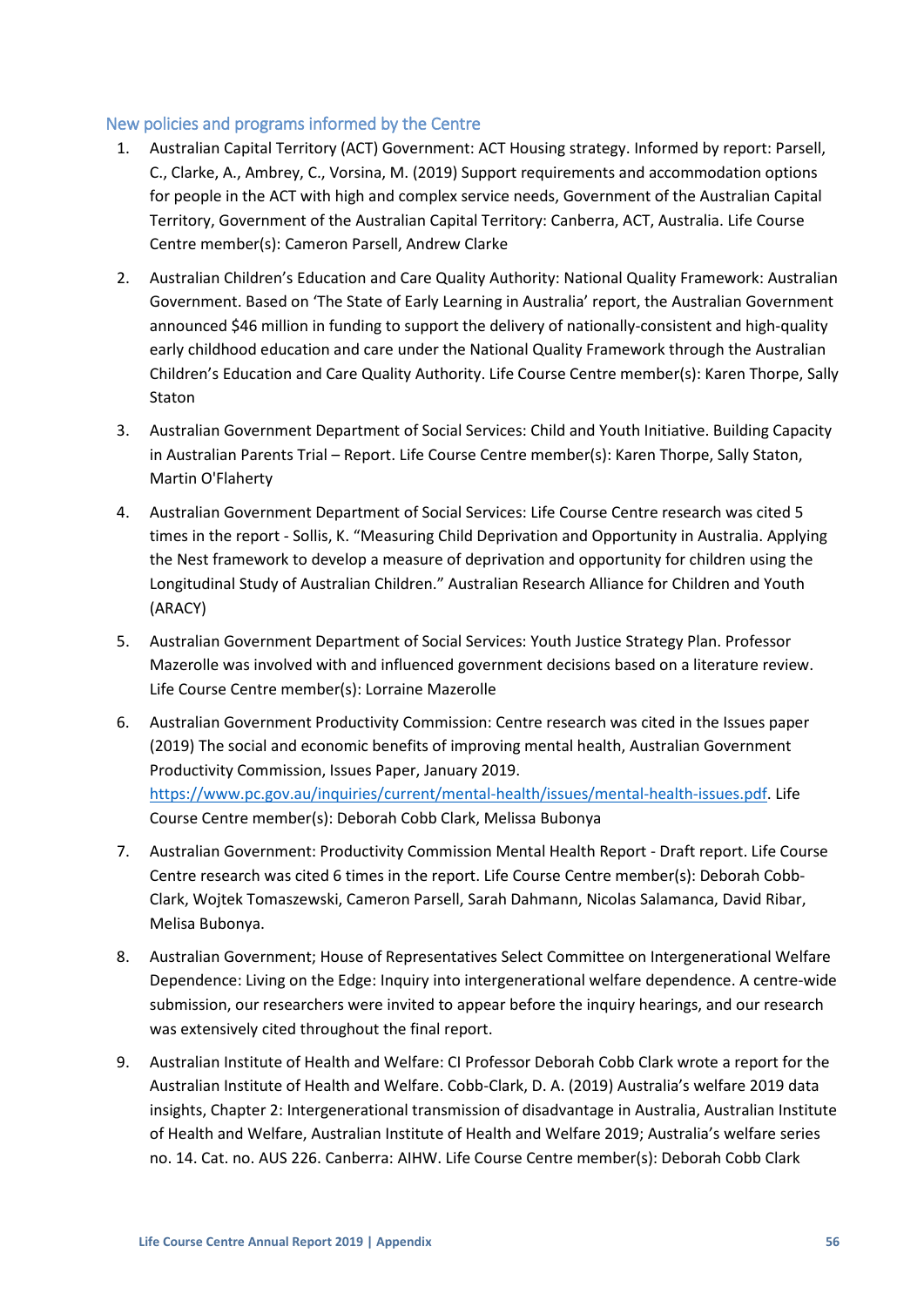## New policies and programs informed by the Centre

1. Australian Capital Territory (ACT) Government: ACT Housing strategy. Informed by report: Parsell, C., Clarke, A., Ambrey, C., Vorsina, M. (2019) Support requirements and accommodation options for people in the ACT with high and complex service needs, Government of the Australian Capital Territory, Government of the Australian Capital Territory: Canberra, ACT, Australia. Life Course Centre member(s): Cameron Parsell, Andrew Clarke

2. Australian Children's Education and Care Quality Authority: National Quality Framework: Australian Government. Based on 'The State of Early Learning in Australia' report, the Australian Government announced $46 million in funding to support the delivery of nationally-consistent and high-quality early childhood education and care under the National Quality Framework through the Australian Children's Education and Care Quality Authority. Life Course Centre member(s): Karen Thorpe, Sally Staton

3. Australian Government Department of Social Services: Child and Youth Initiative. Building Capacity in Australian Parents Trial – Report. Life Course Centre member(s): Karen Thorpe, Sally Staton, Martin O'Flaherty

4. Australian Government Department of Social Services: Life Course Centre research was cited 5 times in the report - Sollis, K. "Measuring Child Deprivation and Opportunity in Australia. Applying the Nest framework to develop a measure of deprivation and opportunity for children using the Longitudinal Study of Australian Children." Australian Research Alliance for Children and Youth (ARACY)

5. Australian Government Department of Social Services: Youth Justice Strategy Plan. Professor Mazerolle was involved with and influenced government decisions based on a literature review. Life Course Centre member(s): Lorraine Mazerolle

6. Australian Government Productivity Commission: Centre research was cited in the Issues paper (2019) The social and economic benefits of improving mental health, Australian Government Productivity Commission, Issues Paper, January 2019. [https://www.pc.gov.au/inquiries/current/mental-health/issues/mental-health-issues.pdf](https://www.pc.gov.au/inquiries/current/mental-health/issues/mental-health-issues.pdf). Life Course Centre member(s): Deborah Cobb Clark, Melissa Bubonya

7. Australian Government: Productivity Commission Mental Health Report - Draft report. Life Course Centre research was cited 6 times in the report. Life Course Centre member(s): Deborah Cobb-Clark, Wojtek Tomaszewski, Cameron Parsell, Sarah Dahmann, Nicolas Salamanca, David Ribar, Melisa Bubonya.

8. Australian Government; House of Representatives Select Committee on Intergenerational Welfare Dependence: Living on the Edge: Inquiry into intergenerational welfare dependence. A centre-wide submission, our researchers were invited to appear before the inquiry hearings, and our research was extensively cited throughout the final report.

9. Australian Institute of Health and Welfare: CI Professor Deborah Cobb Clark wrote a report for the Australian Institute of Health and Welfare. Cobb-Clark, D. A. (2019) Australia's welfare 2019 data insights, Chapter 2: Intergenerational transmission of disadvantage in Australia, Australian Institute of Health and Welfare, Australian Institute of Health and Welfare 2019; Australia's welfare series no. 14. Cat. no. AUS 226. Canberra: AIHW. Life Course Centre member(s): Deborah Cobb Clark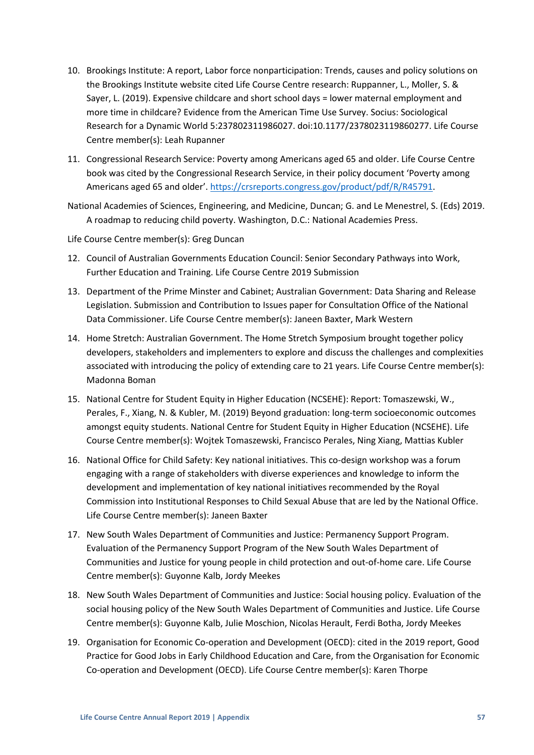10. Brookings Institute: A report, Labor force nonparticipation: Trends, causes and policy solutions on the Brookings Institute website cited Life Course Centre research: Ruppanner, L., Moller, S. & Sayer, L. (2019). Expensive childcare and short school days = lower maternal employment and more time in childcare? Evidence from the American Time Use Survey. Socius: Sociological Research for a Dynamic World 5:237802311986027. doi:10.1177/2378023119860277. Life Course Centre member(s): Leah Rupanner

11. Congressional Research Service: Poverty among Americans aged 65 and older. Life Course Centre book was cited by the Congressional Research Service, in their policy document 'Poverty among Americans aged 65 and older'. [https://crsreports.congress.gov/product/pdf/R/R45791](https://crsreports.congress.gov/product/pdf/R/R45791).

National Academies of Sciences, Engineering, and Medicine, Duncan; G. and Le Menestrel, S. (Eds) 2019. A roadmap to reducing child poverty. Washington, D.C.: National Academies Press.

Life Course Centre member(s): Greg Duncan

12. Council of Australian Governments Education Council: Senior Secondary Pathways into Work, Further Education and Training. Life Course Centre 2019 Submission

13. Department of the Prime Minster and Cabinet; Australian Government: Data Sharing and Release Legislation. Submission and Contribution to Issues paper for Consultation Office of the National Data Commissioner. Life Course Centre member(s): Janeen Baxter, Mark Western

14. Home Stretch: Australian Government. The Home Stretch Symposium brought together policy developers, stakeholders and implementers to explore and discuss the challenges and complexities associated with introducing the policy of extending care to 21 years. Life Course Centre member(s): Madonna Boman

15. National Centre for Student Equity in Higher Education (NCSEHE): Report: Tomaszewski, W., Perales, F., Xiang, N. & Kubler, M. (2019) Beyond graduation: long-term socioeconomic outcomes amongst equity students. National Centre for Student Equity in Higher Education (NCSEHE). Life Course Centre member(s): Wojtek Tomaszewski, Francisco Perales, Ning Xiang, Mattias Kubler

16. National Office for Child Safety: Key national initiatives. This co-design workshop was a forum engaging with a range of stakeholders with diverse experiences and knowledge to inform the development and implementation of key national initiatives recommended by the Royal Commission into Institutional Responses to Child Sexual Abuse that are led by the National Office. Life Course Centre member(s): Janeen Baxter

17. New South Wales Department of Communities and Justice: Permanency Support Program. Evaluation of the Permanency Support Program of the New South Wales Department of Communities and Justice for young people in child protection and out-of-home care. Life Course Centre member(s): Guyonne Kalb, Jordy Meekes

18. New South Wales Department of Communities and Justice: Social housing policy. Evaluation of the social housing policy of the New South Wales Department of Communities and Justice. Life Course Centre member(s): Guyonne Kalb, Julie Moschion, Nicolas Herault, Ferdi Botha, Jordy Meekes

19. Organisation for Economic Co-operation and Development (OECD): cited in the 2019 report, Good Practice for Good Jobs in Early Childhood Education and Care, from the Organisation for Economic Co-operation and Development (OECD). Life Course Centre member(s): Karen Thorpe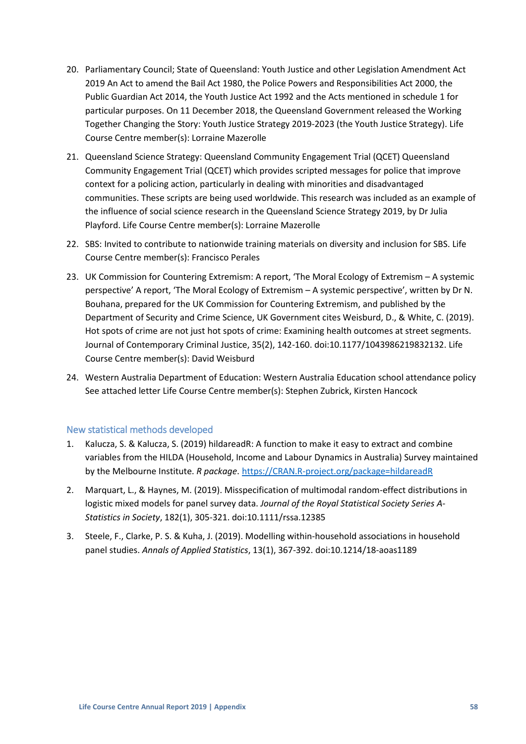20. Parliamentary Council; State of Queensland: Youth Justice and other Legislation Amendment Act 2019 An Act to amend the Bail Act 1980, the Police Powers and Responsibilities Act 2000, the Public Guardian Act 2014, the Youth Justice Act 1992 and the Acts mentioned in schedule 1 for particular purposes. On 11 December 2018, the Queensland Government released the Working Together Changing the Story: Youth Justice Strategy 2019-2023 (the Youth Justice Strategy). Life Course Centre member(s): Lorraine Mazerolle

21. Queensland Science Strategy: Queensland Community Engagement Trial (QCET) Queensland Community Engagement Trial (QCET) which provides scripted messages for police that improve context for a policing action, particularly in dealing with minorities and disadvantaged communities. These scripts are being used worldwide. This research was included as an example of the influence of social science research in the Queensland Science Strategy 2019, by Dr Julia Playford. Life Course Centre member(s): Lorraine Mazerolle

22. SBS: Invited to contribute to nationwide training materials on diversity and inclusion for SBS. Life Course Centre member(s): Francisco Perales

23. UK Commission for Countering Extremism: A report, 'The Moral Ecology of Extremism – A systemic perspective' A report, 'The Moral Ecology of Extremism – A systemic perspective', written by Dr N. Bouhana, prepared for the UK Commission for Countering Extremism, and published by the Department of Security and Crime Science, UK Government cites Weisburd, D., & White, C. (2019). Hot spots of crime are not just hot spots of crime: Examining health outcomes at street segments. Journal of Contemporary Criminal Justice, 35(2), 142-160. doi:10.1177/1043986219832132. Life Course Centre member(s): David Weisburd

24. Western Australia Department of Education: Western Australia Education school attendance policy See attached letter Life Course Centre member(s): Stephen Zubrick, Kirsten Hancock

## New statistical methods developed

1. Kalucza, S. & Kalucza, S. (2019) hildareadR: A function to make it easy to extract and combine variables from the HILDA (Household, Income and Labour Dynamics in Australia) Survey maintained by the Melbourne Institute. *R package*. https://CRAN.R-project.org/package=hildareadR

2. Marquart, L., & Haynes, M. (2019). Misspecification of multimodal random-effect distributions in logistic mixed models for panel survey data. *Journal of the Royal Statistical Society Series A-Statistics in Society*, 182(1), 305-321. doi:10.1111/rssa.12385

3. Steele, F., Clarke, P. S. & Kuha, J. (2019). Modelling within-household associations in household panel studies. *Annals of Applied Statistics*, 13(1), 367-392. doi:10.1214/18-aoas1189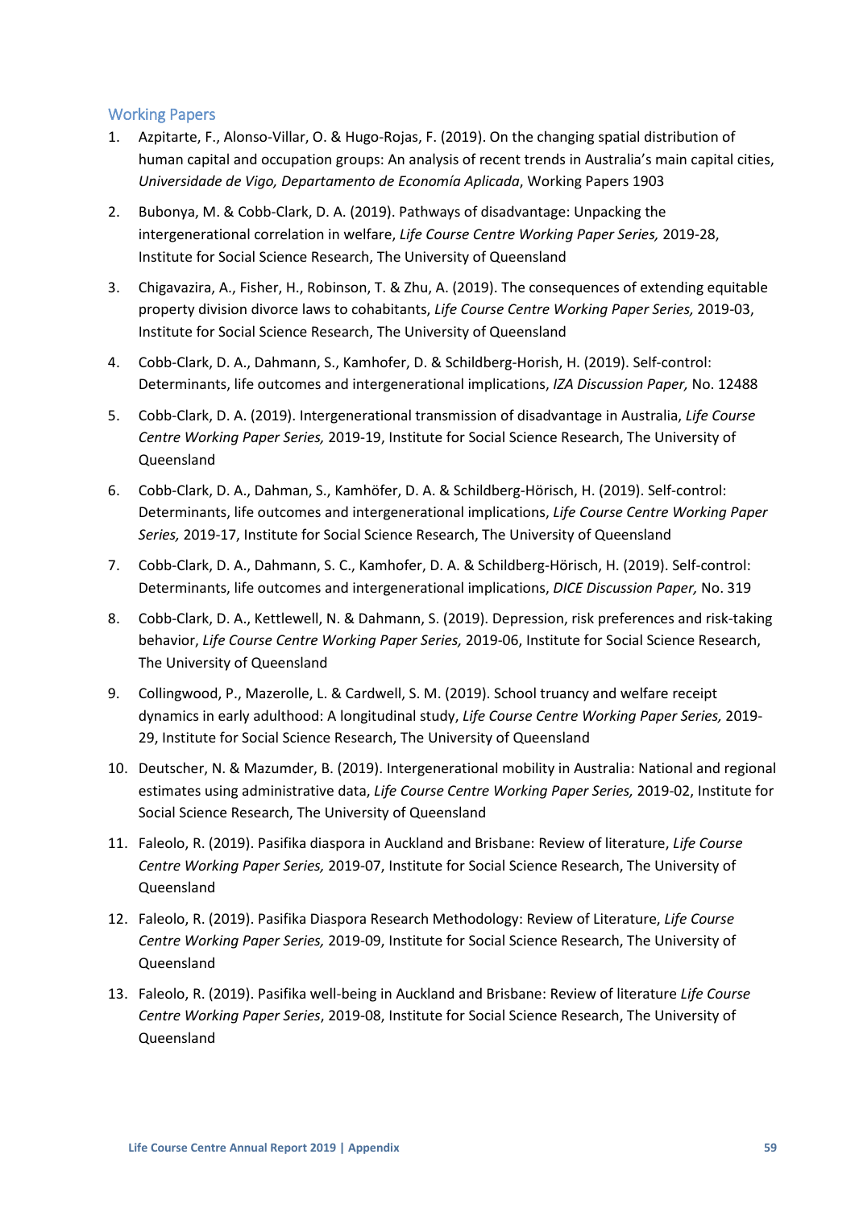## Working Papers

1. Azpitarte, F., Alonso-Villar, O. & Hugo-Rojas, F. (2019). On the changing spatial distribution of human capital and occupation groups: An analysis of recent trends in Australia's main capital cities, *Universidade de Vigo, Departamento de Economía Aplicada*, Working Papers 1903
2. Bubonya, M. & Cobb-Clark, D. A. (2019). Pathways of disadvantage: Unpacking the intergenerational correlation in welfare, *Life Course Centre Working Paper Series,* 2019-28, Institute for Social Science Research, The University of Queensland
3. Chigavazira, A., Fisher, H., Robinson, T. & Zhu, A. (2019). The consequences of extending equitable property division divorce laws to cohabitants, *Life Course Centre Working Paper Series,* 2019-03, Institute for Social Science Research, The University of Queensland
4. Cobb-Clark, D. A., Dahmann, S., Kamhofer, D. & Schildberg-Horish, H. (2019). Self-control: Determinants, life outcomes and intergenerational implications, *IZA Discussion Paper,* No. 12488
5. Cobb-Clark, D. A. (2019). Intergenerational transmission of disadvantage in Australia, *Life Course Centre Working Paper Series,* 2019-19, Institute for Social Science Research, The University of Queensland
6. Cobb-Clark, D. A., Dahman, S., Kamhöfer, D. A. & Schildberg-Hörisch, H. (2019). Self-control: Determinants, life outcomes and intergenerational implications, *Life Course Centre Working Paper Series,* 2019-17, Institute for Social Science Research, The University of Queensland
7. Cobb-Clark, D. A., Dahmann, S. C., Kamhofer, D. A. & Schildberg-Hörisch, H. (2019). Self-control: Determinants, life outcomes and intergenerational implications, *DICE Discussion Paper,* No. 319
8. Cobb-Clark, D. A., Kettlewell, N. & Dahmann, S. (2019). Depression, risk preferences and risk-taking behavior, *Life Course Centre Working Paper Series,* 2019-06, Institute for Social Science Research, The University of Queensland
9. Collingwood, P., Mazerolle, L. & Cardwell, S. M. (2019). School truancy and welfare receipt dynamics in early adulthood: A longitudinal study, *Life Course Centre Working Paper Series,* 2019-29, Institute for Social Science Research, The University of Queensland
10. Deutscher, N. & Mazumder, B. (2019). Intergenerational mobility in Australia: National and regional estimates using administrative data, *Life Course Centre Working Paper Series,* 2019-02, Institute for Social Science Research, The University of Queensland
11. Faleolo, R. (2019). Pasifika diaspora in Auckland and Brisbane: Review of literature, *Life Course Centre Working Paper Series,* 2019-07, Institute for Social Science Research, The University of Queensland
12. Faleolo, R. (2019). Pasifika Diaspora Research Methodology: Review of Literature, *Life Course Centre Working Paper Series,* 2019-09, Institute for Social Science Research, The University of Queensland
13. Faleolo, R. (2019). Pasifika well-being in Auckland and Brisbane: Review of literature *Life Course Centre Working Paper Series*, 2019-08, Institute for Social Science Research, The University of Queensland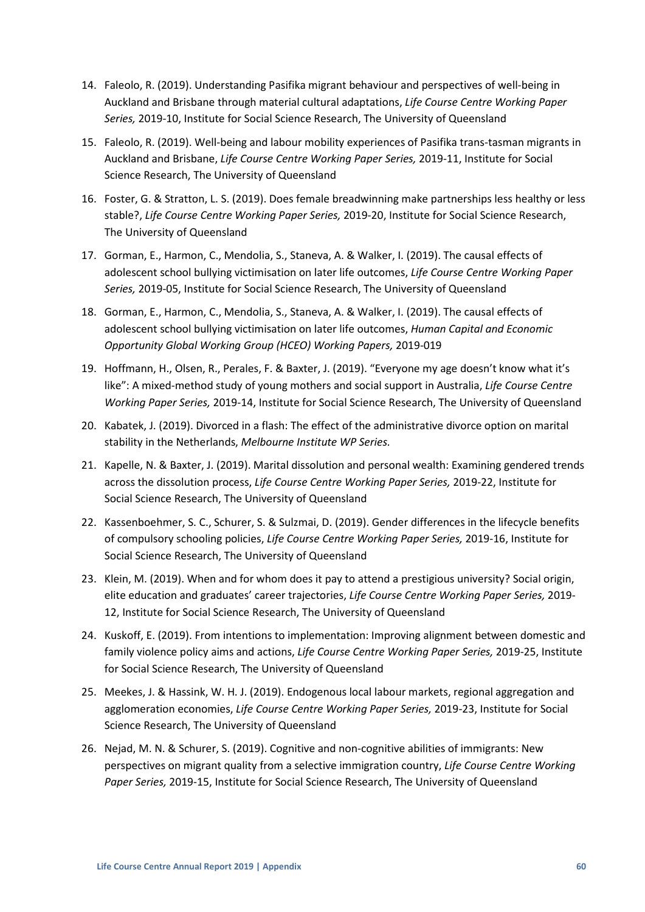14. Faleolo, R. (2019). Understanding Pasifika migrant behaviour and perspectives of well-being in Auckland and Brisbane through material cultural adaptations, *Life Course Centre Working Paper Series,* 2019-10, Institute for Social Science Research, The University of Queensland
15. Faleolo, R. (2019). Well-being and labour mobility experiences of Pasifika trans-tasman migrants in Auckland and Brisbane, *Life Course Centre Working Paper Series,* 2019-11, Institute for Social Science Research, The University of Queensland
16. Foster, G. & Stratton, L. S. (2019). Does female breadwinning make partnerships less healthy or less stable?, *Life Course Centre Working Paper Series,* 2019-20, Institute for Social Science Research, The University of Queensland
17. Gorman, E., Harmon, C., Mendolia, S., Staneva, A. & Walker, I. (2019). The causal effects of adolescent school bullying victimisation on later life outcomes, *Life Course Centre Working Paper Series,* 2019-05, Institute for Social Science Research, The University of Queensland
18. Gorman, E., Harmon, C., Mendolia, S., Staneva, A. & Walker, I. (2019). The causal effects of adolescent school bullying victimisation on later life outcomes, *Human Capital and Economic Opportunity Global Working Group (HCEO) Working Papers,* 2019-019
19. Hoffmann, H., Olsen, R., Perales, F. & Baxter, J. (2019). "Everyone my age doesn't know what it's like": A mixed-method study of young mothers and social support in Australia, *Life Course Centre Working Paper Series,* 2019-14, Institute for Social Science Research, The University of Queensland
20. Kabatek, J. (2019). Divorced in a flash: The effect of the administrative divorce option on marital stability in the Netherlands, *Melbourne Institute WP Series.*
21. Kapelle, N. & Baxter, J. (2019). Marital dissolution and personal wealth: Examining gendered trends across the dissolution process, *Life Course Centre Working Paper Series,* 2019-22, Institute for Social Science Research, The University of Queensland
22. Kassenboehmer, S. C., Schurer, S. & Sulzmai, D. (2019). Gender differences in the lifecycle benefits of compulsory schooling policies, *Life Course Centre Working Paper Series,* 2019-16, Institute for Social Science Research, The University of Queensland
23. Klein, M. (2019). When and for whom does it pay to attend a prestigious university? Social origin, elite education and graduates' career trajectories, *Life Course Centre Working Paper Series,* 2019-12, Institute for Social Science Research, The University of Queensland
24. Kuskoff, E. (2019). From intentions to implementation: Improving alignment between domestic and family violence policy aims and actions, *Life Course Centre Working Paper Series,* 2019-25, Institute for Social Science Research, The University of Queensland
25. Meekes, J. & Hassink, W. H. J. (2019). Endogenous local labour markets, regional aggregation and agglomeration economies, *Life Course Centre Working Paper Series,* 2019-23, Institute for Social Science Research, The University of Queensland
26. Nejad, M. N. & Schurer, S. (2019). Cognitive and non-cognitive abilities of immigrants: New perspectives on migrant quality from a selective immigration country, *Life Course Centre Working Paper Series,* 2019-15, Institute for Social Science Research, The University of Queensland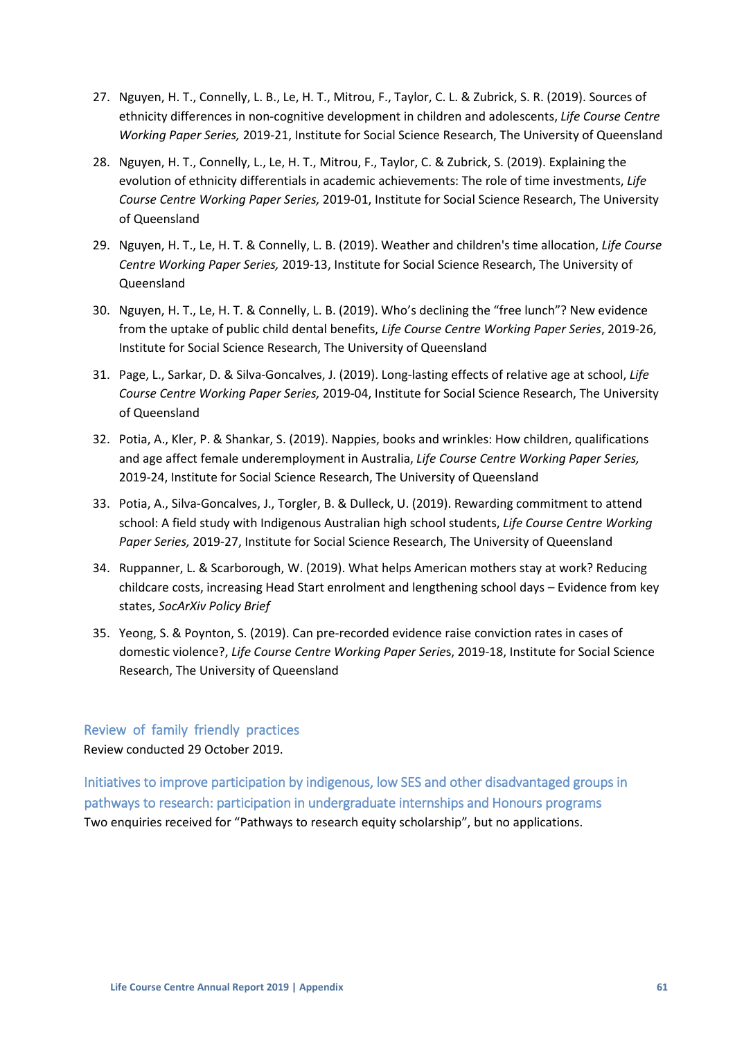27. Nguyen, H. T., Connelly, L. B., Le, H. T., Mitrou, F., Taylor, C. L. & Zubrick, S. R. (2019). Sources of ethnicity differences in non-cognitive development in children and adolescents, *Life Course Centre Working Paper Series,* 2019-21, Institute for Social Science Research, The University of Queensland

28. Nguyen, H. T., Connelly, L., Le, H. T., Mitrou, F., Taylor, C. & Zubrick, S. (2019). Explaining the evolution of ethnicity differentials in academic achievements: The role of time investments, *Life Course Centre Working Paper Series,* 2019-01, Institute for Social Science Research, The University of Queensland

29. Nguyen, H. T., Le, H. T. & Connelly, L. B. (2019). Weather and children's time allocation, *Life Course Centre Working Paper Series,* 2019-13, Institute for Social Science Research, The University of Queensland

30. Nguyen, H. T., Le, H. T. & Connelly, L. B. (2019). Who's declining the "free lunch"? New evidence from the uptake of public child dental benefits, *Life Course Centre Working Paper Series*, 2019-26, Institute for Social Science Research, The University of Queensland

31. Page, L., Sarkar, D. & Silva-Goncalves, J. (2019). Long-lasting effects of relative age at school, *Life Course Centre Working Paper Series,* 2019-04, Institute for Social Science Research, The University of Queensland

32. Potia, A., Kler, P. & Shankar, S. (2019). Nappies, books and wrinkles: How children, qualifications and age affect female underemployment in Australia, *Life Course Centre Working Paper Series,* 2019-24, Institute for Social Science Research, The University of Queensland

33. Potia, A., Silva-Goncalves, J., Torgler, B. & Dulleck, U. (2019). Rewarding commitment to attend school: A field study with Indigenous Australian high school students, *Life Course Centre Working Paper Series,* 2019-27, Institute for Social Science Research, The University of Queensland

34. Ruppanner, L. & Scarborough, W. (2019). What helps American mothers stay at work? Reducing childcare costs, increasing Head Start enrolment and lengthening school days – Evidence from key states, *SocArXiv Policy Brief*

35. Yeong, S. & Poynton, S. (2019). Can pre-recorded evidence raise conviction rates in cases of domestic violence?, *Life Course Centre Working Paper Series*, 2019-18, Institute for Social Science Research, The University of Queensland

## Review of family friendly practices

Review conducted 29 October 2019.

## Initiatives to improve participation by indigenous, low SES and other disadvantaged groups in pathways to research: participation in undergraduate internships and Honours programs

Two enquiries received for "Pathways to research equity scholarship", but no applications.